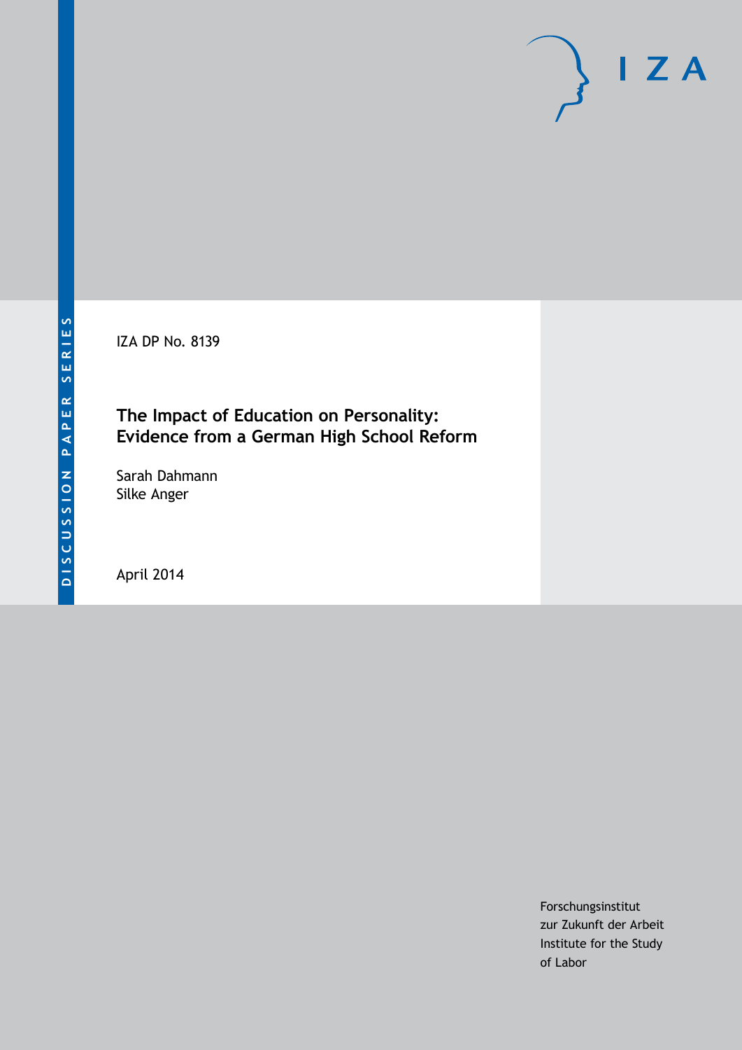DISCUSSION PAPER SERIES

IZA DP No. 8139

# The Impact of Education on Personality: Evidence from a German High School Reform

Sarah Dahmann
Silke Anger

April 2014

Forschungsinstitut
zur Zukunft der Arbeit
Institute for the Study
of Labor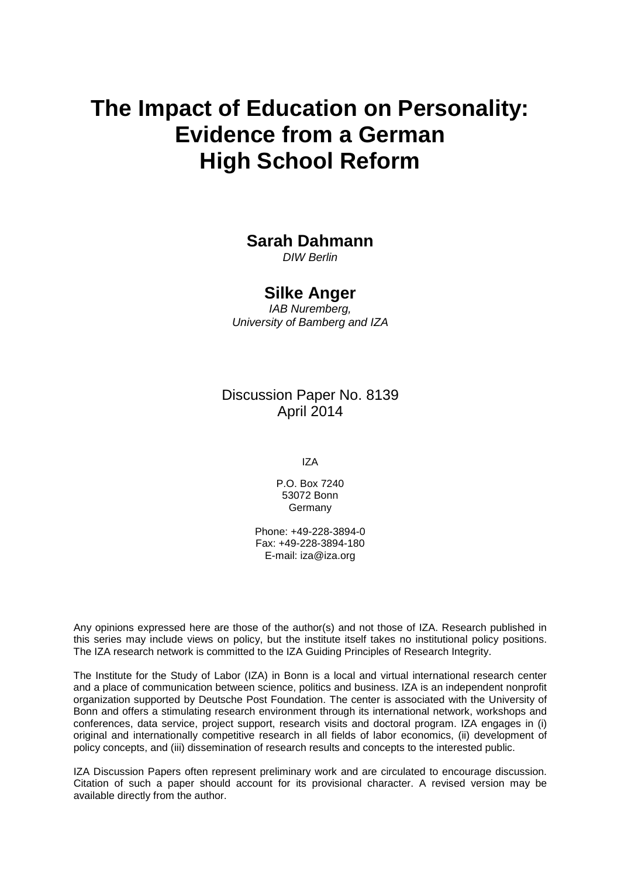# The Impact of Education on Personality: Evidence from a German High School Reform

**Sarah Dahmann**
*DIW Berlin*

**Silke Anger**
*IAB Nuremberg, University of Bamberg and IZA*

Discussion Paper No. 8139
April 2014

IZA

P.O. Box 7240
53072 Bonn
Germany

Phone: +49-228-3894-0
Fax: +49-228-3894-180
E-mail: iza@iza.org

Any opinions expressed here are those of the author(s) and not those of IZA. Research published in this series may include views on policy, but the institute itself takes no institutional policy positions. The IZA research network is committed to the IZA Guiding Principles of Research Integrity.

The Institute for the Study of Labor (IZA) in Bonn is a local and virtual international research center and a place of communication between science, politics and business. IZA is an independent nonprofit organization supported by Deutsche Post Foundation. The center is associated with the University of Bonn and offers a stimulating research environment through its international network, workshops and conferences, data service, project support, research visits and doctoral program. IZA engages in (i) original and internationally competitive research in all fields of labor economics, (ii) development of policy concepts, and (iii) dissemination of research results and concepts to the interested public.

IZA Discussion Papers often represent preliminary work and are circulated to encourage discussion. Citation of such a paper should account for its provisional character. A revised version may be available directly from the author.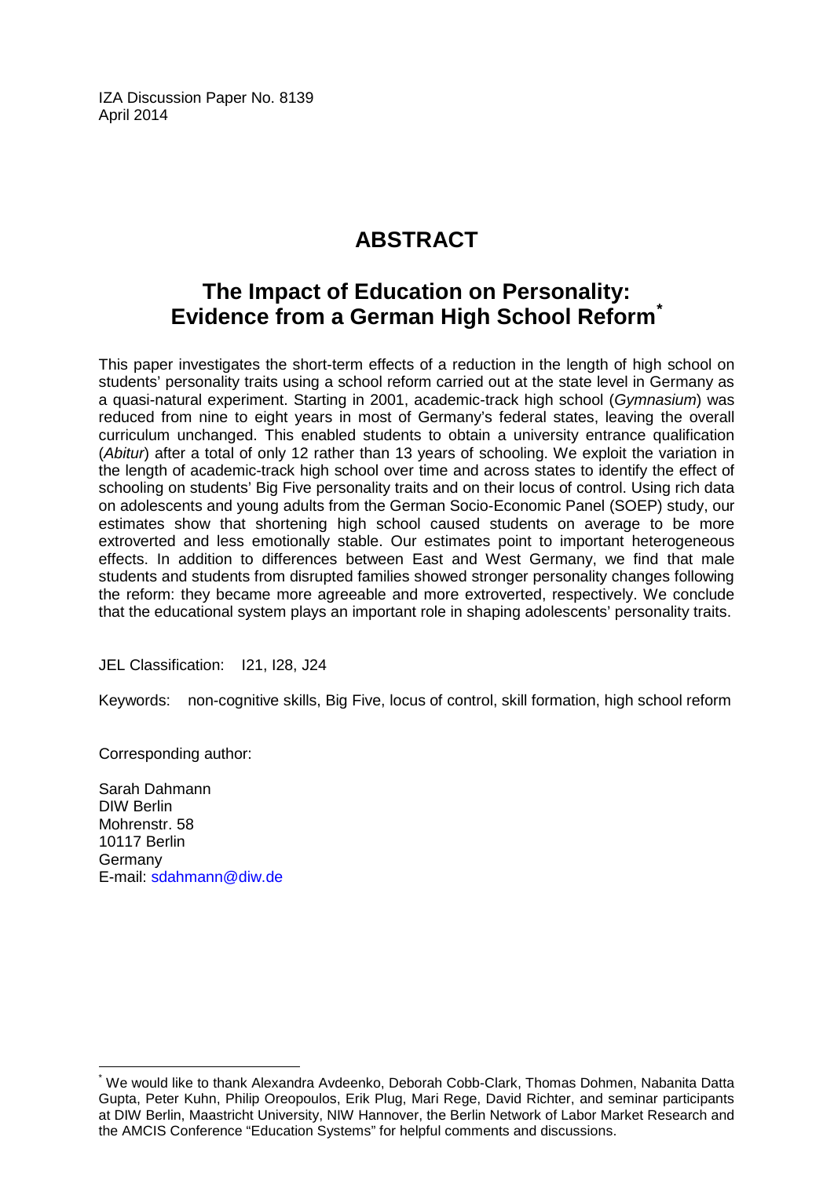IZA Discussion Paper No. 8139
April 2014

# ABSTRACT

## The Impact of Education on Personality: Evidence from a German High School Reform*

This paper investigates the short-term effects of a reduction in the length of high school on students' personality traits using a school reform carried out at the state level in Germany as a quasi-natural experiment. Starting in 2001, academic-track high school (*Gymnasium*) was reduced from nine to eight years in most of Germany's federal states, leaving the overall curriculum unchanged. This enabled students to obtain a university entrance qualification (*Abitur*) after a total of only 12 rather than 13 years of schooling. We exploit the variation in the length of academic-track high school over time and across states to identify the effect of schooling on students' Big Five personality traits and on their locus of control. Using rich data on adolescents and young adults from the German Socio-Economic Panel (SOEP) study, our estimates show that shortening high school caused students on average to be more extroverted and less emotionally stable. Our estimates point to important heterogeneous effects. In addition to differences between East and West Germany, we find that male students and students from disrupted families showed stronger personality changes following the reform: they became more agreeable and more extroverted, respectively. We conclude that the educational system plays an important role in shaping adolescents' personality traits.

JEL Classification: I21, I28, J24

Keywords: non-cognitive skills, Big Five, locus of control, skill formation, high school reform

Corresponding author:

Sarah Dahmann
DIW Berlin
Mohrenstr. 58
10117 Berlin
Germany
E-mail: sdahmann@diw.de

---

* We would like to thank Alexandra Avdeenko, Deborah Cobb-Clark, Thomas Dohmen, Nabanita Datta Gupta, Peter Kuhn, Philip Oreopoulos, Erik Plug, Mari Rege, David Richter, and seminar participants at DIW Berlin, Maastricht University, NIW Hannover, the Berlin Network of Labor Market Research and the AMCIS Conference "Education Systems" for helpful comments and discussions.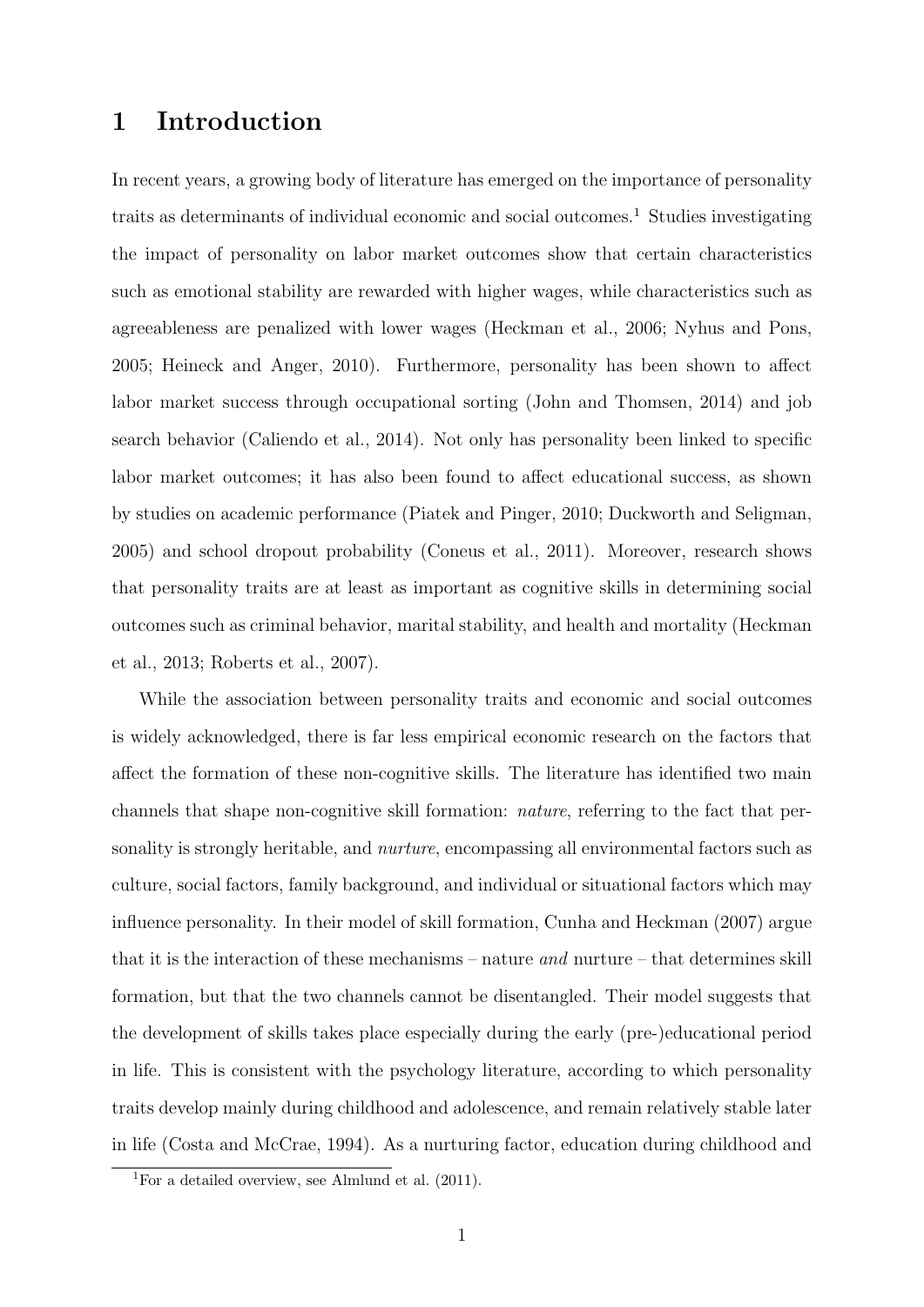# 1 Introduction

In recent years, a growing body of literature has emerged on the importance of personality traits as determinants of individual economic and social outcomes.[1] Studies investigating the impact of personality on labor market outcomes show that certain characteristics such as emotional stability are rewarded with higher wages, while characteristics such as agreeableness are penalized with lower wages (Heckman et al., 2006; Nyhus and Pons, 2005; Heineck and Anger, 2010). Furthermore, personality has been shown to affect labor market success through occupational sorting (John and Thomsen, 2014) and job search behavior (Caliendo et al., 2014). Not only has personality been linked to specific labor market outcomes; it has also been found to affect educational success, as shown by studies on academic performance (Piatek and Pinger, 2010; Duckworth and Seligman, 2005) and school dropout probability (Coneus et al., 2011). Moreover, research shows that personality traits are at least as important as cognitive skills in determining social outcomes such as criminal behavior, marital stability, and health and mortality (Heckman et al., 2013; Roberts et al., 2007).

While the association between personality traits and economic and social outcomes is widely acknowledged, there is far less empirical economic research on the factors that affect the formation of these non-cognitive skills. The literature has identified two main channels that shape non-cognitive skill formation: *nature*, referring to the fact that personality is strongly heritable, and *nurture*, encompassing all environmental factors such as culture, social factors, family background, and individual or situational factors which may influence personality. In their model of skill formation, Cunha and Heckman (2007) argue that it is the interaction of these mechanisms – nature *and* nurture – that determines skill formation, but that the two channels cannot be disentangled. Their model suggests that the development of skills takes place especially during the early (pre-)educational period in life. This is consistent with the psychology literature, according to which personality traits develop mainly during childhood and adolescence, and remain relatively stable later in life (Costa and McCrae, 1994). As a nurturing factor, education during childhood and

[1] For a detailed overview, see Almlund et al. (2011).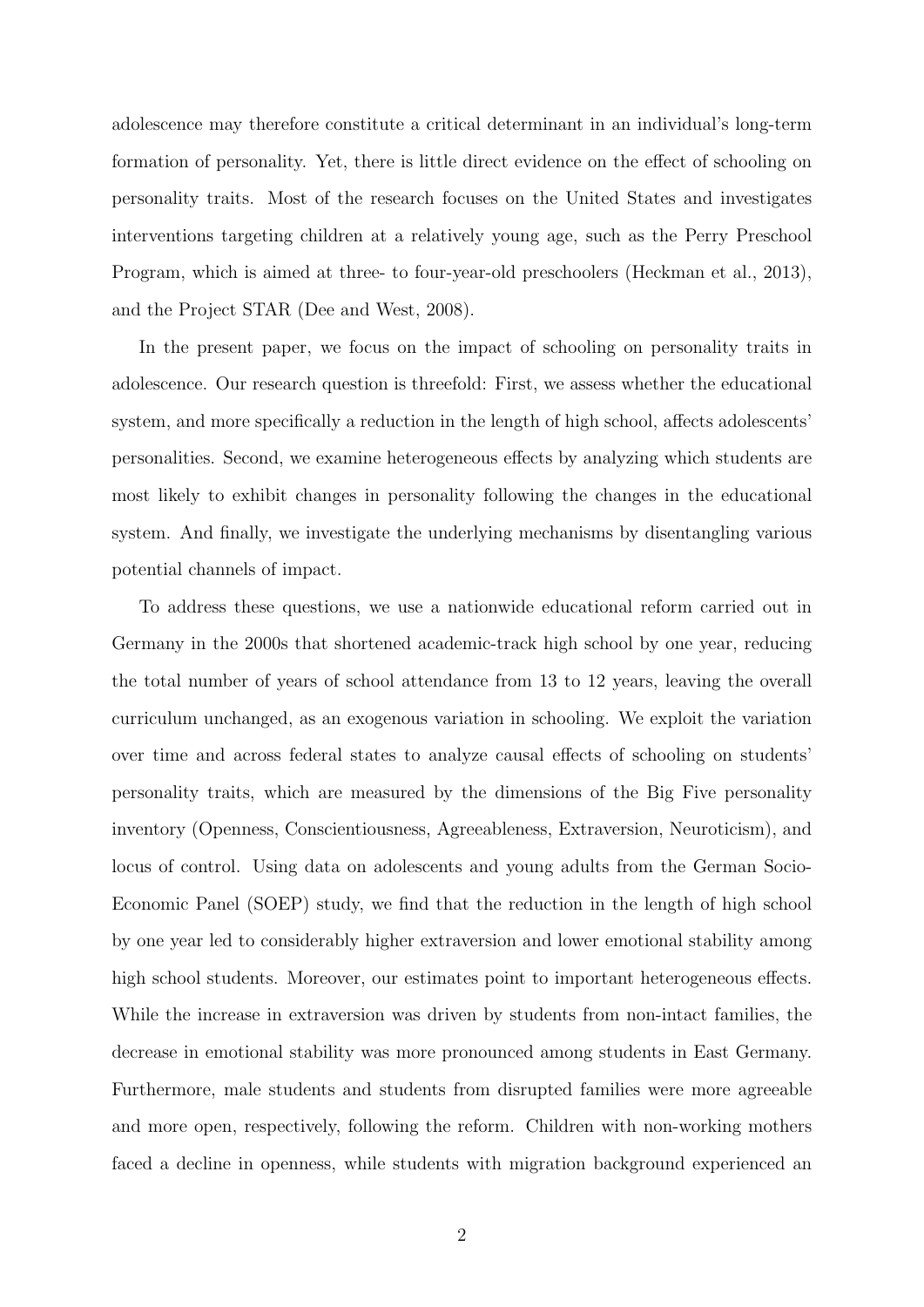adolescence may therefore constitute a critical determinant in an individual's long-term formation of personality. Yet, there is little direct evidence on the effect of schooling on personality traits. Most of the research focuses on the United States and investigates interventions targeting children at a relatively young age, such as the Perry Preschool Program, which is aimed at three- to four-year-old preschoolers (Heckman et al., 2013), and the Project STAR (Dee and West, 2008).

In the present paper, we focus on the impact of schooling on personality traits in adolescence. Our research question is threefold: First, we assess whether the educational system, and more specifically a reduction in the length of high school, affects adolescents' personalities. Second, we examine heterogeneous effects by analyzing which students are most likely to exhibit changes in personality following the changes in the educational system. And finally, we investigate the underlying mechanisms by disentangling various potential channels of impact.

To address these questions, we use a nationwide educational reform carried out in Germany in the 2000s that shortened academic-track high school by one year, reducing the total number of years of school attendance from 13 to 12 years, leaving the overall curriculum unchanged, as an exogenous variation in schooling. We exploit the variation over time and across federal states to analyze causal effects of schooling on students' personality traits, which are measured by the dimensions of the Big Five personality inventory (Openness, Conscientiousness, Agreeableness, Extraversion, Neuroticism), and locus of control. Using data on adolescents and young adults from the German Socio-Economic Panel (SOEP) study, we find that the reduction in the length of high school by one year led to considerably higher extraversion and lower emotional stability among high school students. Moreover, our estimates point to important heterogeneous effects. While the increase in extraversion was driven by students from non-intact families, the decrease in emotional stability was more pronounced among students in East Germany. Furthermore, male students and students from disrupted families were more agreeable and more open, respectively, following the reform. Children with non-working mothers faced a decline in openness, while students with migration background experienced an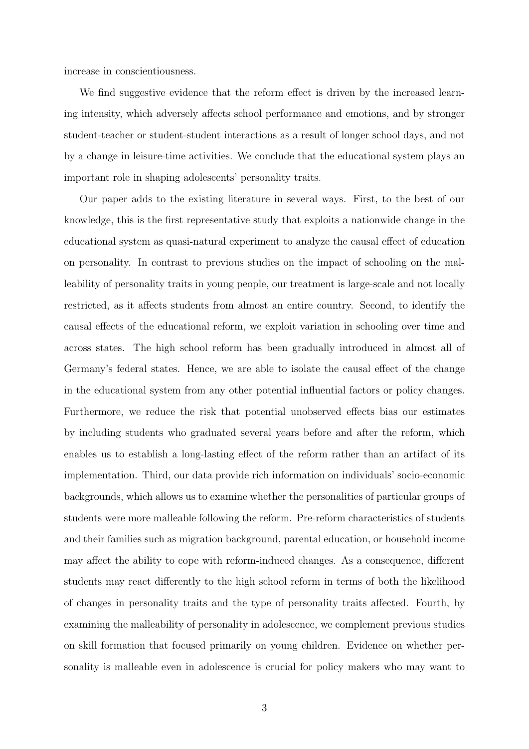increase in conscientiousness.

We find suggestive evidence that the reform effect is driven by the increased learning intensity, which adversely affects school performance and emotions, and by stronger student-teacher or student-student interactions as a result of longer school days, and not by a change in leisure-time activities. We conclude that the educational system plays an important role in shaping adolescents' personality traits.

Our paper adds to the existing literature in several ways. First, to the best of our knowledge, this is the first representative study that exploits a nationwide change in the educational system as quasi-natural experiment to analyze the causal effect of education on personality. In contrast to previous studies on the impact of schooling on the malleability of personality traits in young people, our treatment is large-scale and not locally restricted, as it affects students from almost an entire country. Second, to identify the causal effects of the educational reform, we exploit variation in schooling over time and across states. The high school reform has been gradually introduced in almost all of Germany's federal states. Hence, we are able to isolate the causal effect of the change in the educational system from any other potential influential factors or policy changes. Furthermore, we reduce the risk that potential unobserved effects bias our estimates by including students who graduated several years before and after the reform, which enables us to establish a long-lasting effect of the reform rather than an artifact of its implementation. Third, our data provide rich information on individuals' socio-economic backgrounds, which allows us to examine whether the personalities of particular groups of students were more malleable following the reform. Pre-reform characteristics of students and their families such as migration background, parental education, or household income may affect the ability to cope with reform-induced changes. As a consequence, different students may react differently to the high school reform in terms of both the likelihood of changes in personality traits and the type of personality traits affected. Fourth, by examining the malleability of personality in adolescence, we complement previous studies on skill formation that focused primarily on young children. Evidence on whether personality is malleable even in adolescence is crucial for policy makers who may want to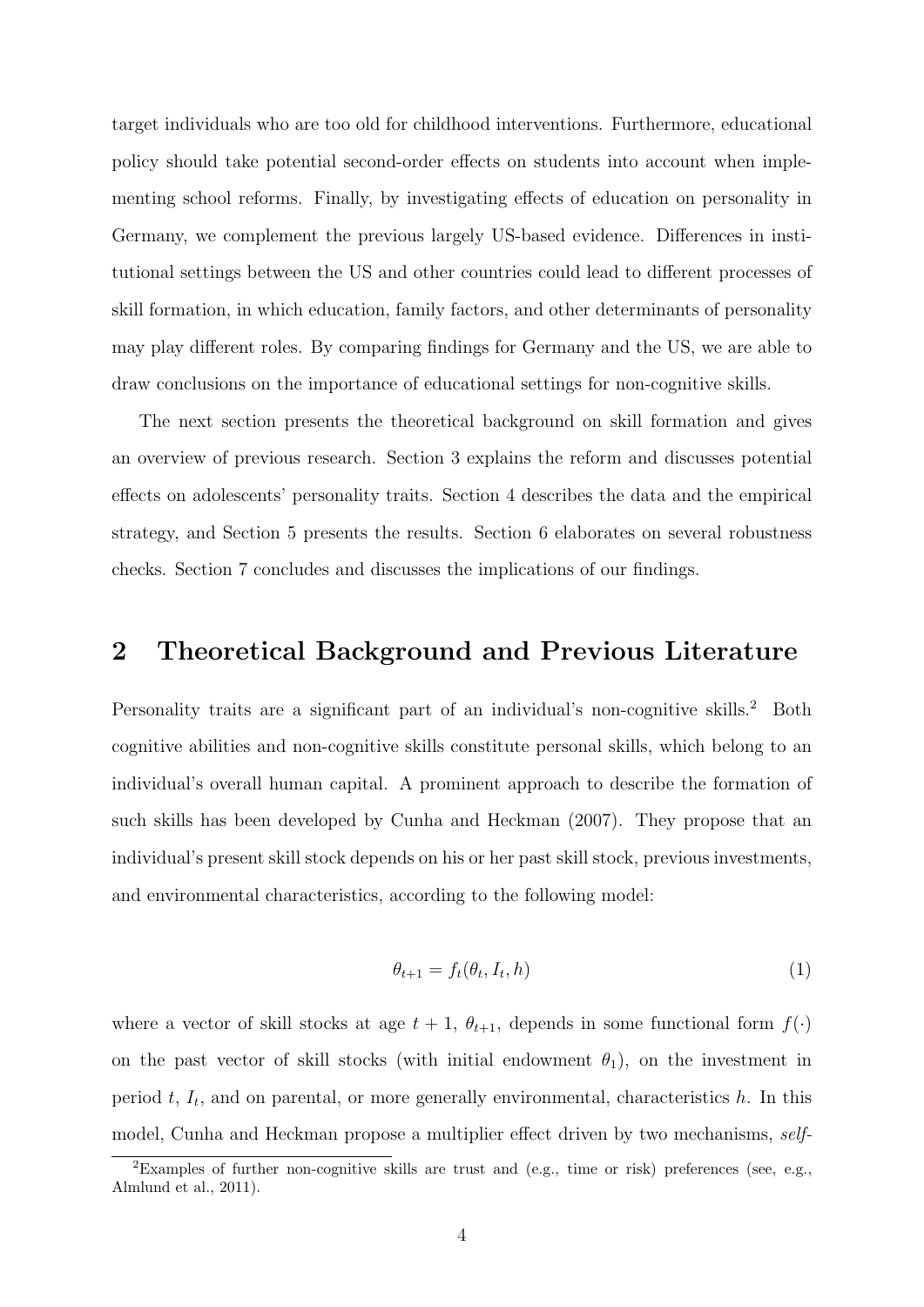target individuals who are too old for childhood interventions. Furthermore, educational policy should take potential second-order effects on students into account when implementing school reforms. Finally, by investigating effects of education on personality in Germany, we complement the previous largely US-based evidence. Differences in institutional settings between the US and other countries could lead to different processes of skill formation, in which education, family factors, and other determinants of personality may play different roles. By comparing findings for Germany and the US, we are able to draw conclusions on the importance of educational settings for non-cognitive skills.

The next section presents the theoretical background on skill formation and gives an overview of previous research. Section 3 explains the reform and discusses potential effects on adolescents' personality traits. Section 4 describes the data and the empirical strategy, and Section 5 presents the results. Section 6 elaborates on several robustness checks. Section 7 concludes and discusses the implications of our findings.

## 2 Theoretical Background and Previous Literature

Personality traits are a significant part of an individual's non-cognitive skills.[2] Both cognitive abilities and non-cognitive skills constitute personal skills, which belong to an individual's overall human capital. A prominent approach to describe the formation of such skills has been developed by Cunha and Heckman (2007). They propose that an individual's present skill stock depends on his or her past skill stock, previous investments, and environmental characteristics, according to the following model:

$$\theta_{t+1} = f_t(\theta_t, I_t, h) \tag{1}$$

where a vector of skill stocks at age $t+1$, $\theta_{t+1}$, depends in some functional form $f(\cdot)$ on the past vector of skill stocks (with initial endowment $\theta_1$), on the investment in period $t$, $I_t$, and on parental, or more generally environmental, characteristics $h$. In this model, Cunha and Heckman propose a multiplier effect driven by two mechanisms, *self-*

[2] Examples of further non-cognitive skills are trust and (e.g., time or risk) preferences (see, e.g., Almlund et al., 2011).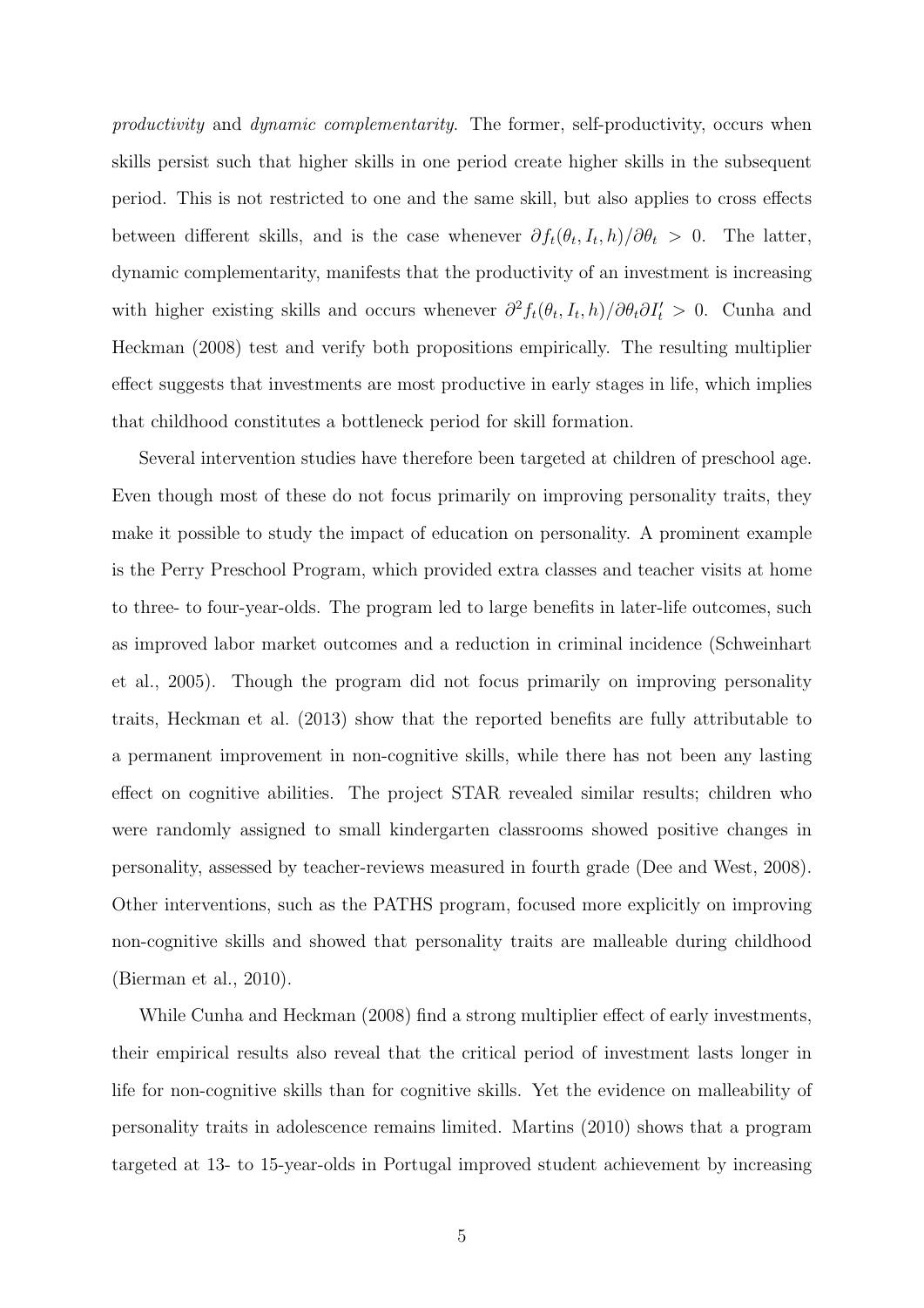*productivity* and *dynamic complementarity*. The former, self-productivity, occurs when skills persist such that higher skills in one period create higher skills in the subsequent period. This is not restricted to one and the same skill, but also applies to cross effects between different skills, and is the case whenever $\partial f_t(\theta_t, I_t, h)/\partial\theta_t > 0$. The latter, dynamic complementarity, manifests that the productivity of an investment is increasing with higher existing skills and occurs whenever $\partial^2 f_t(\theta_t, I_t, h)/\partial\theta_t \partial I_t' > 0$. Cunha and Heckman (2008) test and verify both propositions empirically. The resulting multiplier effect suggests that investments are most productive in early stages in life, which implies that childhood constitutes a bottleneck period for skill formation.

Several intervention studies have therefore been targeted at children of preschool age. Even though most of these do not focus primarily on improving personality traits, they make it possible to study the impact of education on personality. A prominent example is the Perry Preschool Program, which provided extra classes and teacher visits at home to three- to four-year-olds. The program led to large benefits in later-life outcomes, such as improved labor market outcomes and a reduction in criminal incidence (Schweinhart et al., 2005). Though the program did not focus primarily on improving personality traits, Heckman et al. (2013) show that the reported benefits are fully attributable to a permanent improvement in non-cognitive skills, while there has not been any lasting effect on cognitive abilities. The project STAR revealed similar results; children who were randomly assigned to small kindergarten classrooms showed positive changes in personality, assessed by teacher-reviews measured in fourth grade (Dee and West, 2008). Other interventions, such as the PATHS program, focused more explicitly on improving non-cognitive skills and showed that personality traits are malleable during childhood (Bierman et al., 2010).

While Cunha and Heckman (2008) find a strong multiplier effect of early investments, their empirical results also reveal that the critical period of investment lasts longer in life for non-cognitive skills than for cognitive skills. Yet the evidence on malleability of personality traits in adolescence remains limited. Martins (2010) shows that a program targeted at 13- to 15-year-olds in Portugal improved student achievement by increasing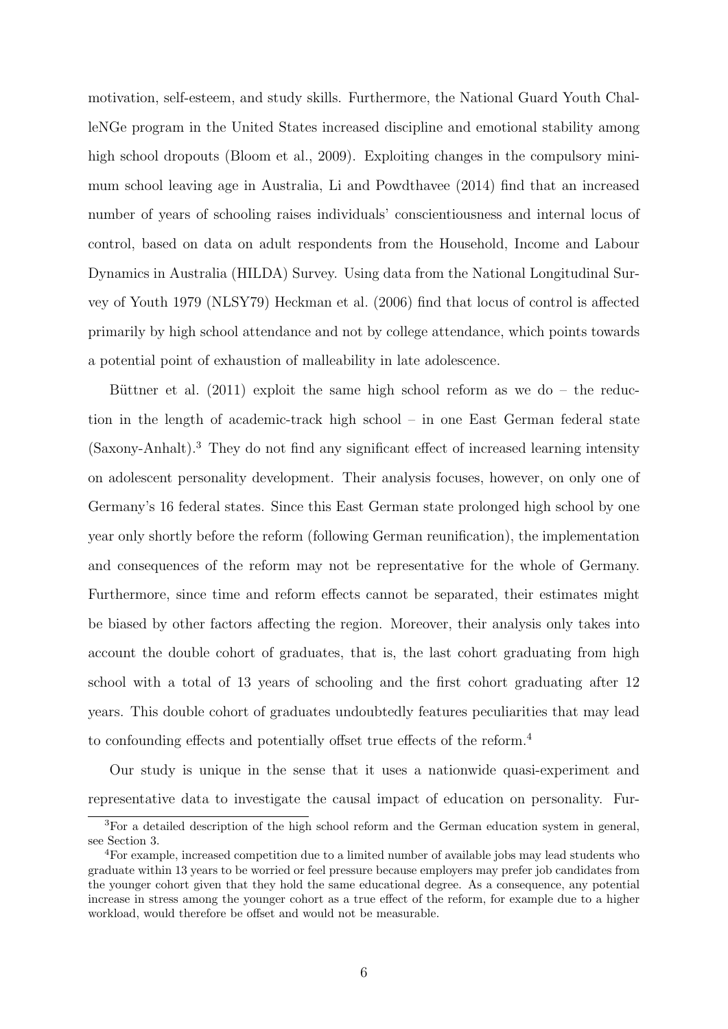motivation, self-esteem, and study skills. Furthermore, the National Guard Youth ChalleNGe program in the United States increased discipline and emotional stability among high school dropouts (Bloom et al., 2009). Exploiting changes in the compulsory minimum school leaving age in Australia, Li and Powdthavee (2014) find that an increased number of years of schooling raises individuals' conscientiousness and internal locus of control, based on data on adult respondents from the Household, Income and Labour Dynamics in Australia (HILDA) Survey. Using data from the National Longitudinal Survey of Youth 1979 (NLSY79) Heckman et al. (2006) find that locus of control is affected primarily by high school attendance and not by college attendance, which points towards a potential point of exhaustion of malleability in late adolescence.

Büttner et al. (2011) exploit the same high school reform as we do – the reduction in the length of academic-track high school – in one East German federal state (Saxony-Anhalt).[3] They do not find any significant effect of increased learning intensity on adolescent personality development. Their analysis focuses, however, on only one of Germany's 16 federal states. Since this East German state prolonged high school by one year only shortly before the reform (following German reunification), the implementation and consequences of the reform may not be representative for the whole of Germany. Furthermore, since time and reform effects cannot be separated, their estimates might be biased by other factors affecting the region. Moreover, their analysis only takes into account the double cohort of graduates, that is, the last cohort graduating from high school with a total of 13 years of schooling and the first cohort graduating after 12 years. This double cohort of graduates undoubtedly features peculiarities that may lead to confounding effects and potentially offset true effects of the reform.[4]

Our study is unique in the sense that it uses a nationwide quasi-experiment and representative data to investigate the causal impact of education on personality. Fur-

[3] For a detailed description of the high school reform and the German education system in general, see Section 3.

[4] For example, increased competition due to a limited number of available jobs may lead students who graduate within 13 years to be worried or feel pressure because employers may prefer job candidates from the younger cohort given that they hold the same educational degree. As a consequence, any potential increase in stress among the younger cohort as a true effect of the reform, for example due to a higher workload, would therefore be offset and would not be measurable.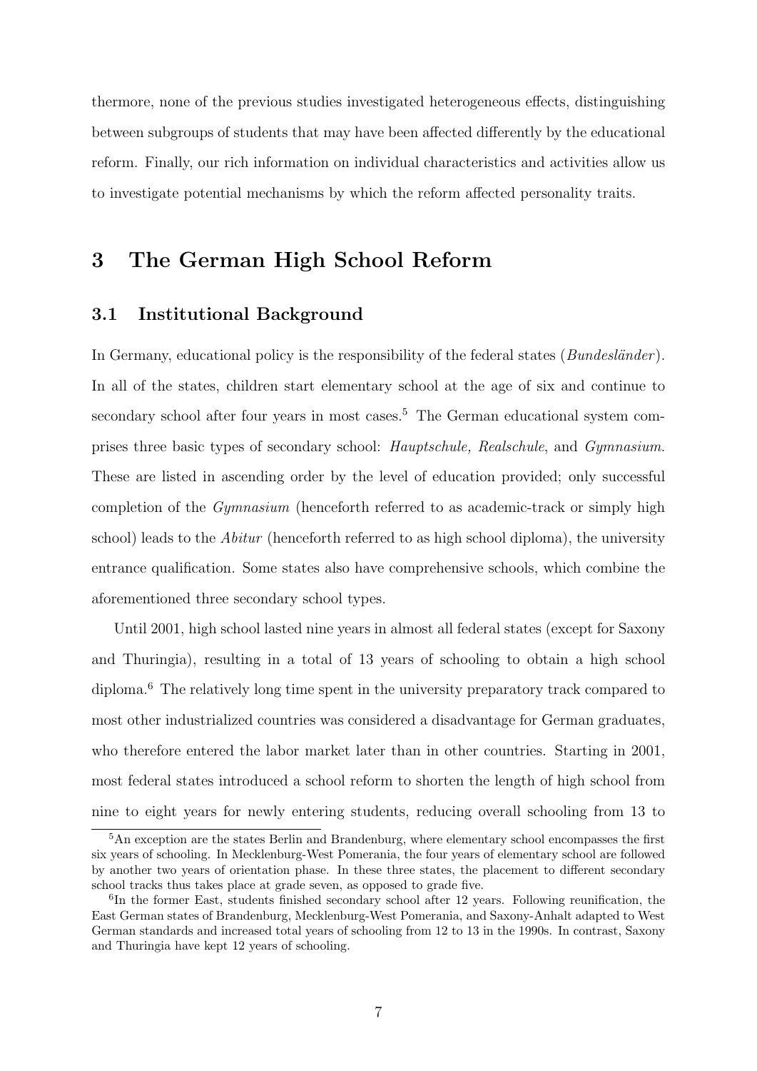thermore, none of the previous studies investigated heterogeneous effects, distinguishing between subgroups of students that may have been affected differently by the educational reform. Finally, our rich information on individual characteristics and activities allow us to investigate potential mechanisms by which the reform affected personality traits.

# 3 The German High School Reform

## 3.1 Institutional Background

In Germany, educational policy is the responsibility of the federal states (*Bundesländer*). In all of the states, children start elementary school at the age of six and continue to secondary school after four years in most cases.[5] The German educational system comprises three basic types of secondary school: *Hauptschule, Realschule*, and *Gymnasium*. These are listed in ascending order by the level of education provided; only successful completion of the *Gymnasium* (henceforth referred to as academic-track or simply high school) leads to the *Abitur* (henceforth referred to as high school diploma), the university entrance qualification. Some states also have comprehensive schools, which combine the aforementioned three secondary school types.

Until 2001, high school lasted nine years in almost all federal states (except for Saxony and Thuringia), resulting in a total of 13 years of schooling to obtain a high school diploma.[6] The relatively long time spent in the university preparatory track compared to most other industrialized countries was considered a disadvantage for German graduates, who therefore entered the labor market later than in other countries. Starting in 2001, most federal states introduced a school reform to shorten the length of high school from nine to eight years for newly entering students, reducing overall schooling from 13 to

[5] An exception are the states Berlin and Brandenburg, where elementary school encompasses the first six years of schooling. In Mecklenburg-West Pomerania, the four years of elementary school are followed by another two years of orientation phase. In these three states, the placement to different secondary school tracks thus takes place at grade seven, as opposed to grade five.

[6] In the former East, students finished secondary school after 12 years. Following reunification, the East German states of Brandenburg, Mecklenburg-West Pomerania, and Saxony-Anhalt adapted to West German standards and increased total years of schooling from 12 to 13 in the 1990s. In contrast, Saxony and Thuringia have kept 12 years of schooling.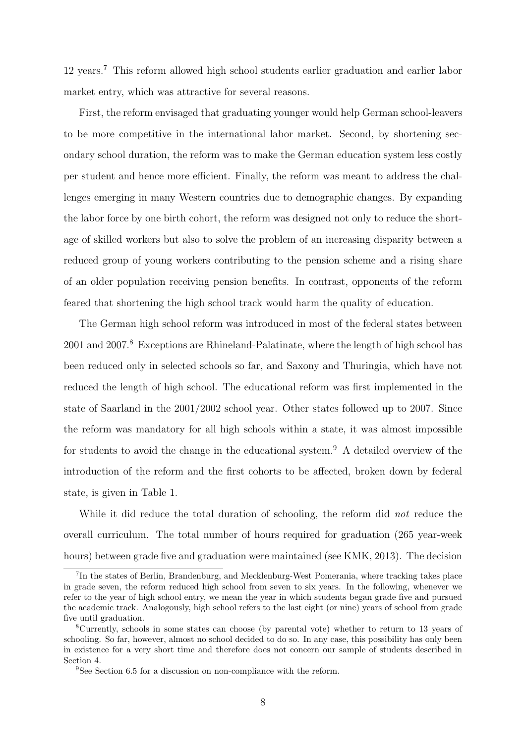12 years.[7] This reform allowed high school students earlier graduation and earlier labor market entry, which was attractive for several reasons.

First, the reform envisaged that graduating younger would help German school-leavers to be more competitive in the international labor market. Second, by shortening secondary school duration, the reform was to make the German education system less costly per student and hence more efficient. Finally, the reform was meant to address the challenges emerging in many Western countries due to demographic changes. By expanding the labor force by one birth cohort, the reform was designed not only to reduce the shortage of skilled workers but also to solve the problem of an increasing disparity between a reduced group of young workers contributing to the pension scheme and a rising share of an older population receiving pension benefits. In contrast, opponents of the reform feared that shortening the high school track would harm the quality of education.

The German high school reform was introduced in most of the federal states between 2001 and 2007.[8] Exceptions are Rhineland-Palatinate, where the length of high school has been reduced only in selected schools so far, and Saxony and Thuringia, which have not reduced the length of high school. The educational reform was first implemented in the state of Saarland in the 2001/2002 school year. Other states followed up to 2007. Since the reform was mandatory for all high schools within a state, it was almost impossible for students to avoid the change in the educational system.[9] A detailed overview of the introduction of the reform and the first cohorts to be affected, broken down by federal state, is given in Table 1.

While it did reduce the total duration of schooling, the reform did *not* reduce the overall curriculum. The total number of hours required for graduation (265 year-week hours) between grade five and graduation were maintained (see KMK, 2013). The decision

---

[7] In the states of Berlin, Brandenburg, and Mecklenburg-West Pomerania, where tracking takes place in grade seven, the reform reduced high school from seven to six years. In the following, whenever we refer to the year of high school entry, we mean the year in which students began grade five and pursued the academic track. Analogously, high school refers to the last eight (or nine) years of school from grade five until graduation.

[8] Currently, schools in some states can choose (by parental vote) whether to return to 13 years of schooling. So far, however, almost no school decided to do so. In any case, this possibility has only been in existence for a very short time and therefore does not concern our sample of students described in Section 4.

[9] See Section 6.5 for a discussion on non-compliance with the reform.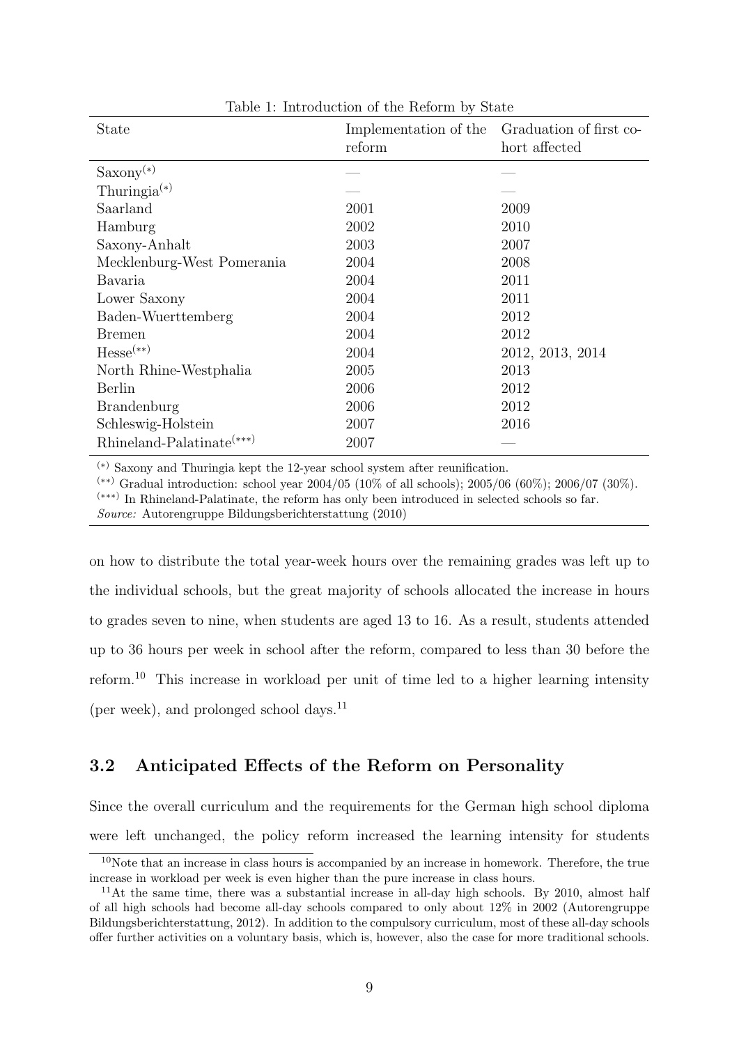Table 1: Introduction of the Reform by State

| State | Implementation of the reform | Graduation of first cohort affected |
|---|---|---|
| Saxony[(*)] | — | — |
| Thuringia[(*)] | — | — |
| Saarland | 2001 | 2009 |
| Hamburg | 2002 | 2010 |
| Saxony-Anhalt | 2003 | 2007 |
| Mecklenburg-West Pomerania | 2004 | 2008 |
| Bavaria | 2004 | 2011 |
| Lower Saxony | 2004 | 2011 |
| Baden-Wuerttemberg | 2004 | 2012 |
| Bremen | 2004 | 2012 |
| Hesse[(**)] | 2004 | 2012, 2013, 2014 |
| North Rhine-Westphalia | 2005 | 2013 |
| Berlin | 2006 | 2012 |
| Brandenburg | 2006 | 2012 |
| Schleswig-Holstein | 2007 | 2016 |
| Rhineland-Palatinate[(***)] | 2007 | — |

[(*)] Saxony and Thuringia kept the 12-year school system after reunification.
[(**)] Gradual introduction: school year 2004/05 (10% of all schools); 2005/06 (60%); 2006/07 (30%).
[(***)] In Rhineland-Palatinate, the reform has only been introduced in selected schools so far.
*Source:* Autorengruppe Bildungsberichterstattung (2010)

on how to distribute the total year-week hours over the remaining grades was left up to the individual schools, but the great majority of schools allocated the increase in hours to grades seven to nine, when students are aged 13 to 16. As a result, students attended up to 36 hours per week in school after the reform, compared to less than 30 before the reform.[10] This increase in workload per unit of time led to a higher learning intensity (per week), and prolonged school days.[11]

### 3.2 Anticipated Effects of the Reform on Personality

Since the overall curriculum and the requirements for the German high school diploma were left unchanged, the policy reform increased the learning intensity for students

[10] Note that an increase in class hours is accompanied by an increase in homework. Therefore, the true increase in workload per week is even higher than the pure increase in class hours.

[11] At the same time, there was a substantial increase in all-day high schools. By 2010, almost half of all high schools had become all-day schools compared to only about 12% in 2002 (Autorengruppe Bildungsberichterstattung, 2012). In addition to the compulsory curriculum, most of these all-day schools offer further activities on a voluntary basis, which is, however, also the case for more traditional schools.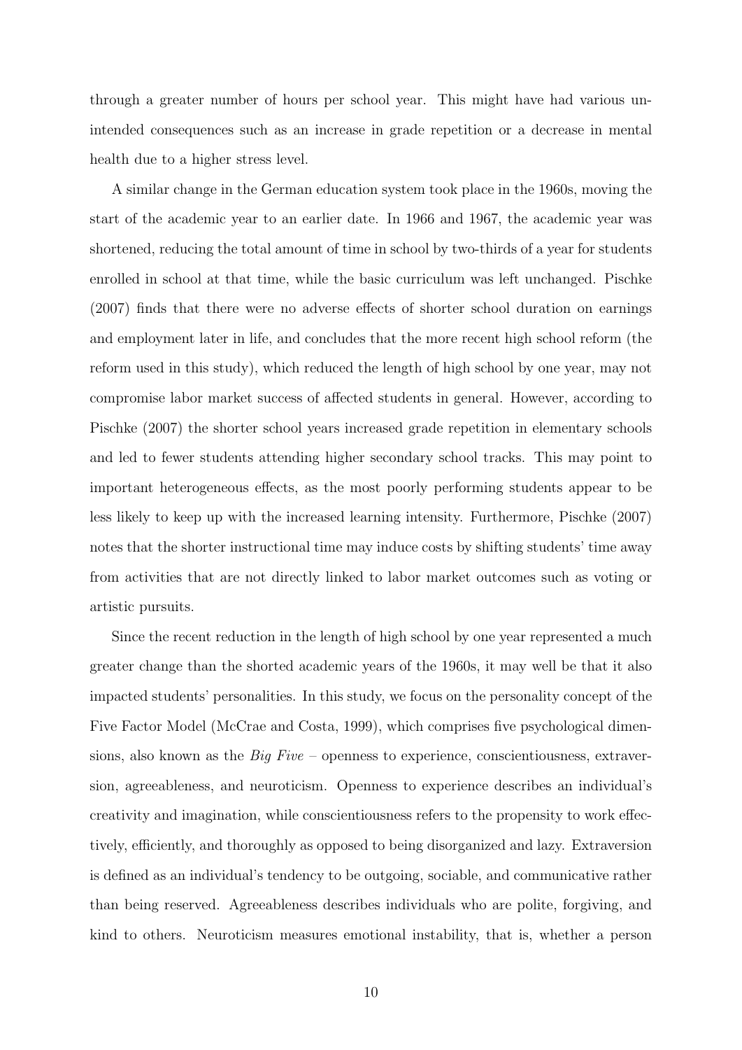through a greater number of hours per school year. This might have had various unintended consequences such as an increase in grade repetition or a decrease in mental health due to a higher stress level.

A similar change in the German education system took place in the 1960s, moving the start of the academic year to an earlier date. In 1966 and 1967, the academic year was shortened, reducing the total amount of time in school by two-thirds of a year for students enrolled in school at that time, while the basic curriculum was left unchanged. Pischke (2007) finds that there were no adverse effects of shorter school duration on earnings and employment later in life, and concludes that the more recent high school reform (the reform used in this study), which reduced the length of high school by one year, may not compromise labor market success of affected students in general. However, according to Pischke (2007) the shorter school years increased grade repetition in elementary schools and led to fewer students attending higher secondary school tracks. This may point to important heterogeneous effects, as the most poorly performing students appear to be less likely to keep up with the increased learning intensity. Furthermore, Pischke (2007) notes that the shorter instructional time may induce costs by shifting students' time away from activities that are not directly linked to labor market outcomes such as voting or artistic pursuits.

Since the recent reduction in the length of high school by one year represented a much greater change than the shorted academic years of the 1960s, it may well be that it also impacted students' personalities. In this study, we focus on the personality concept of the Five Factor Model (McCrae and Costa, 1999), which comprises five psychological dimensions, also known as the *Big Five* – openness to experience, conscientiousness, extraversion, agreeableness, and neuroticism. Openness to experience describes an individual's creativity and imagination, while conscientiousness refers to the propensity to work effectively, efficiently, and thoroughly as opposed to being disorganized and lazy. Extraversion is defined as an individual's tendency to be outgoing, sociable, and communicative rather than being reserved. Agreeableness describes individuals who are polite, forgiving, and kind to others. Neuroticism measures emotional instability, that is, whether a person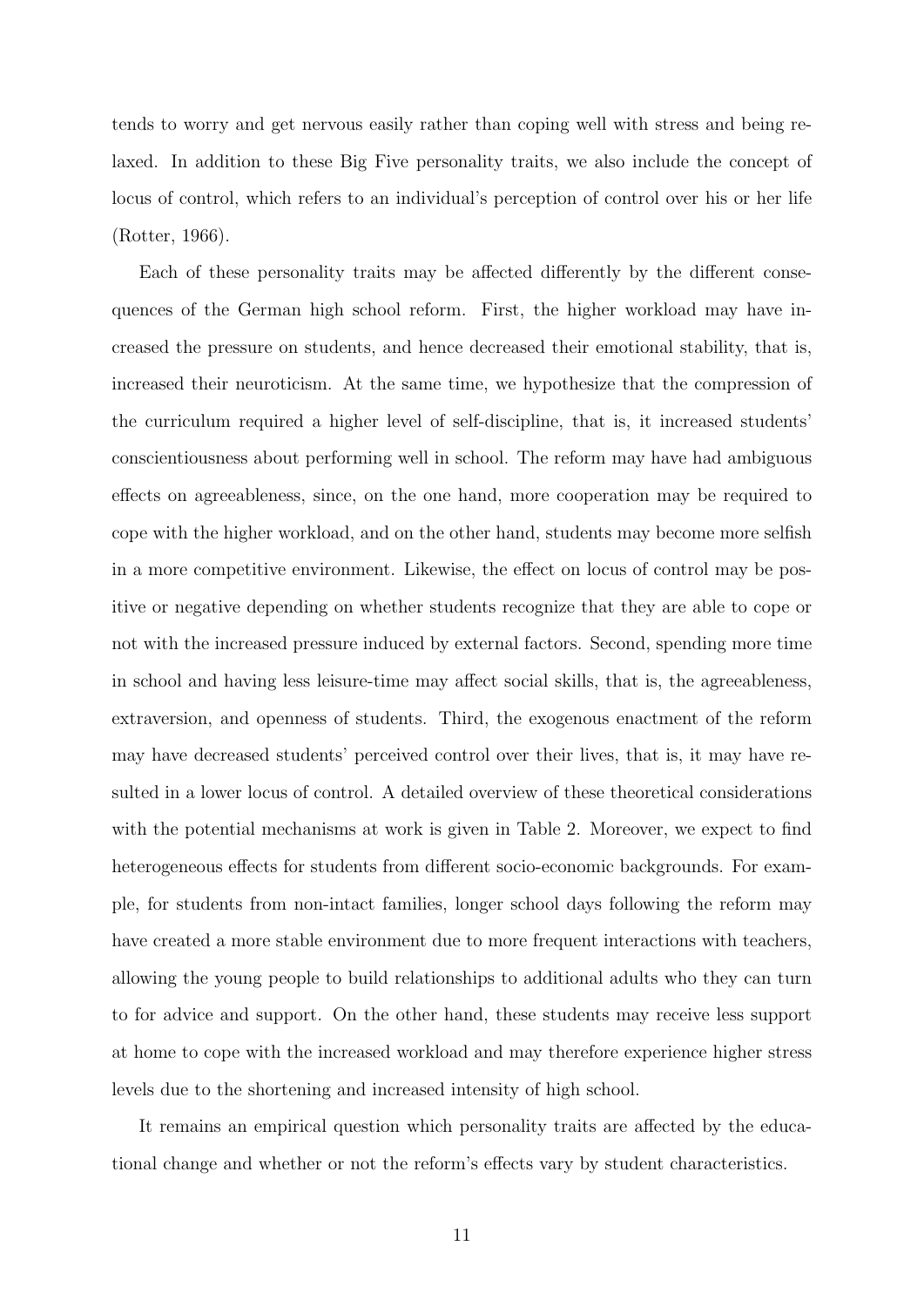tends to worry and get nervous easily rather than coping well with stress and being relaxed. In addition to these Big Five personality traits, we also include the concept of locus of control, which refers to an individual's perception of control over his or her life (Rotter, 1966).

Each of these personality traits may be affected differently by the different consequences of the German high school reform. First, the higher workload may have increased the pressure on students, and hence decreased their emotional stability, that is, increased their neuroticism. At the same time, we hypothesize that the compression of the curriculum required a higher level of self-discipline, that is, it increased students' conscientiousness about performing well in school. The reform may have had ambiguous effects on agreeableness, since, on the one hand, more cooperation may be required to cope with the higher workload, and on the other hand, students may become more selfish in a more competitive environment. Likewise, the effect on locus of control may be positive or negative depending on whether students recognize that they are able to cope or not with the increased pressure induced by external factors. Second, spending more time in school and having less leisure-time may affect social skills, that is, the agreeableness, extraversion, and openness of students. Third, the exogenous enactment of the reform may have decreased students' perceived control over their lives, that is, it may have resulted in a lower locus of control. A detailed overview of these theoretical considerations with the potential mechanisms at work is given in Table 2. Moreover, we expect to find heterogeneous effects for students from different socio-economic backgrounds. For example, for students from non-intact families, longer school days following the reform may have created a more stable environment due to more frequent interactions with teachers, allowing the young people to build relationships to additional adults who they can turn to for advice and support. On the other hand, these students may receive less support at home to cope with the increased workload and may therefore experience higher stress levels due to the shortening and increased intensity of high school.

It remains an empirical question which personality traits are affected by the educational change and whether or not the reform's effects vary by student characteristics.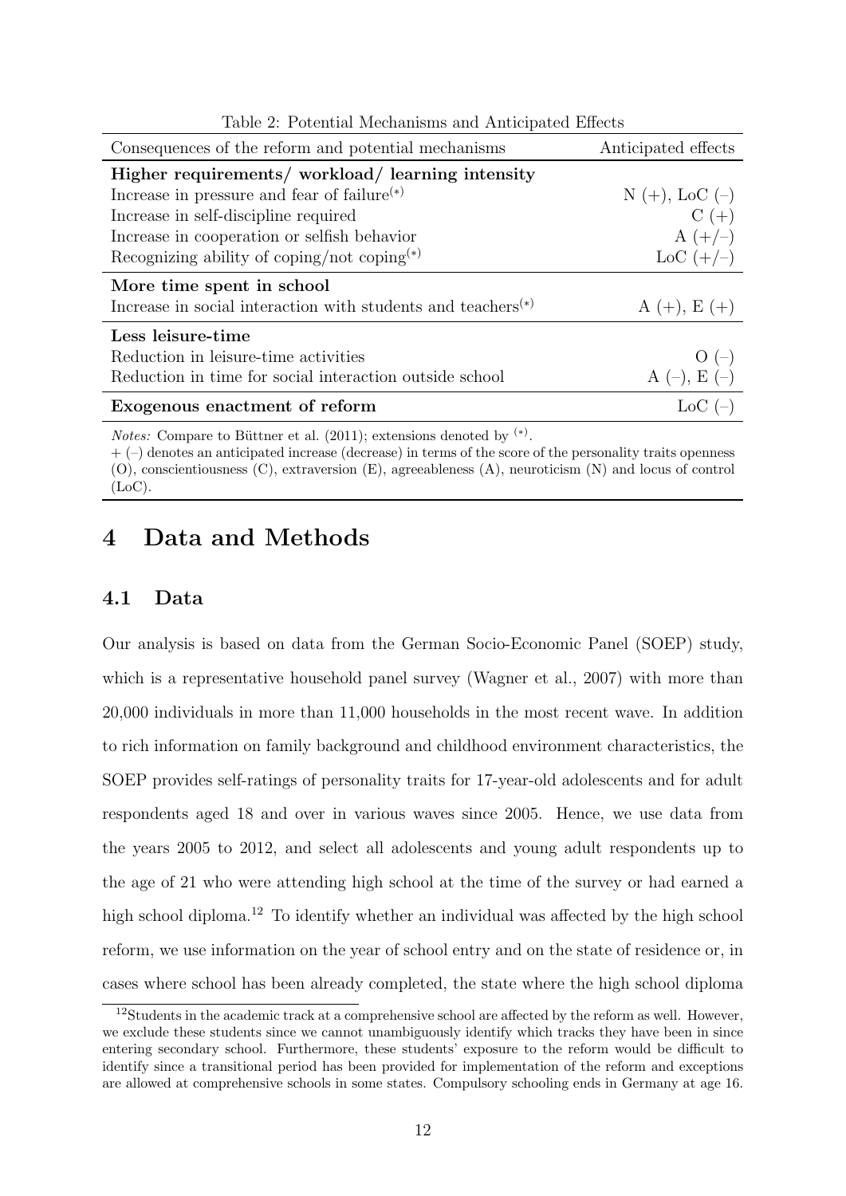Table 2: Potential Mechanisms and Anticipated Effects

| Consequences of the reform and potential mechanisms | Anticipated effects |
|---|---|
| **Higher requirements/ workload/ learning intensity** | |
| Increase in pressure and fear of failure$^{(*)}$ | N (+), LoC (–) |
| Increase in self-discipline required | C (+) |
| Increase in cooperation or selfish behavior | A (+/–) |
| Recognizing ability of coping/not coping$^{(*)}$ | LoC (+/–) |
| **More time spent in school** | |
| Increase in social interaction with students and teachers$^{(*)}$ | A (+), E (+) |
| **Less leisure-time** | |
| Reduction in leisure-time activities | O (–) |
| Reduction in time for social interaction outside school | A (–), E (–) |
| **Exogenous enactment of reform** | LoC (–) |

*Notes:* Compare to Büttner et al. (2011); extensions denoted by $^{(*)}$.
+ (–) denotes an anticipated increase (decrease) in terms of the score of the personality traits openness (O), conscientiousness (C), extraversion (E), agreeableness (A), neuroticism (N) and locus of control (LoC).

# 4 Data and Methods

## 4.1 Data

Our analysis is based on data from the German Socio-Economic Panel (SOEP) study, which is a representative household panel survey (Wagner et al., 2007) with more than 20,000 individuals in more than 11,000 households in the most recent wave. In addition to rich information on family background and childhood environment characteristics, the SOEP provides self-ratings of personality traits for 17-year-old adolescents and for adult respondents aged 18 and over in various waves since 2005. Hence, we use data from the years 2005 to 2012, and select all adolescents and young adult respondents up to the age of 21 who were attending high school at the time of the survey or had earned a high school diploma.[12] To identify whether an individual was affected by the high school reform, we use information on the year of school entry and on the state of residence or, in cases where school has been already completed, the state where the high school diploma

[12] Students in the academic track at a comprehensive school are affected by the reform as well. However, we exclude these students since we cannot unambiguously identify which tracks they have been in since entering secondary school. Furthermore, these students' exposure to the reform would be difficult to identify since a transitional period has been provided for implementation of the reform and exceptions are allowed at comprehensive schools in some states. Compulsory schooling ends in Germany at age 16.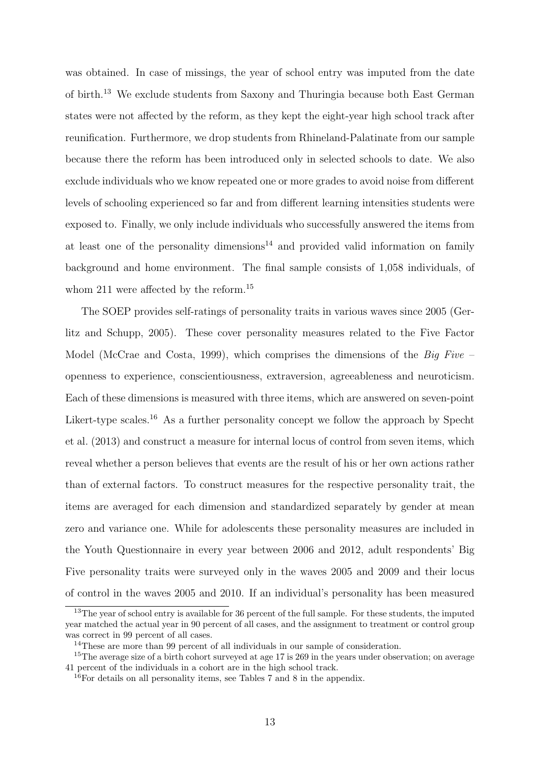was obtained. In case of missings, the year of school entry was imputed from the date of birth.[13] We exclude students from Saxony and Thuringia because both East German states were not affected by the reform, as they kept the eight-year high school track after reunification. Furthermore, we drop students from Rhineland-Palatinate from our sample because there the reform has been introduced only in selected schools to date. We also exclude individuals who we know repeated one or more grades to avoid noise from different levels of schooling experienced so far and from different learning intensities students were exposed to. Finally, we only include individuals who successfully answered the items from at least one of the personality dimensions[14] and provided valid information on family background and home environment. The final sample consists of 1,058 individuals, of whom 211 were affected by the reform.[15]

The SOEP provides self-ratings of personality traits in various waves since 2005 (Gerlitz and Schupp, 2005). These cover personality measures related to the Five Factor Model (McCrae and Costa, 1999), which comprises the dimensions of the *Big Five* – openness to experience, conscientiousness, extraversion, agreeableness and neuroticism. Each of these dimensions is measured with three items, which are answered on seven-point Likert-type scales.[16] As a further personality concept we follow the approach by Specht et al. (2013) and construct a measure for internal locus of control from seven items, which reveal whether a person believes that events are the result of his or her own actions rather than of external factors. To construct measures for the respective personality trait, the items are averaged for each dimension and standardized separately by gender at mean zero and variance one. While for adolescents these personality measures are included in the Youth Questionnaire in every year between 2006 and 2012, adult respondents' Big Five personality traits were surveyed only in the waves 2005 and 2009 and their locus of control in the waves 2005 and 2010. If an individual's personality has been measured

[13] The year of school entry is available for 36 percent of the full sample. For these students, the imputed year matched the actual year in 90 percent of all cases, and the assignment to treatment or control group was correct in 99 percent of all cases.

[14] These are more than 99 percent of all individuals in our sample of consideration.

[15] The average size of a birth cohort surveyed at age 17 is 269 in the years under observation; on average 41 percent of the individuals in a cohort are in the high school track.

[16] For details on all personality items, see Tables 7 and 8 in the appendix.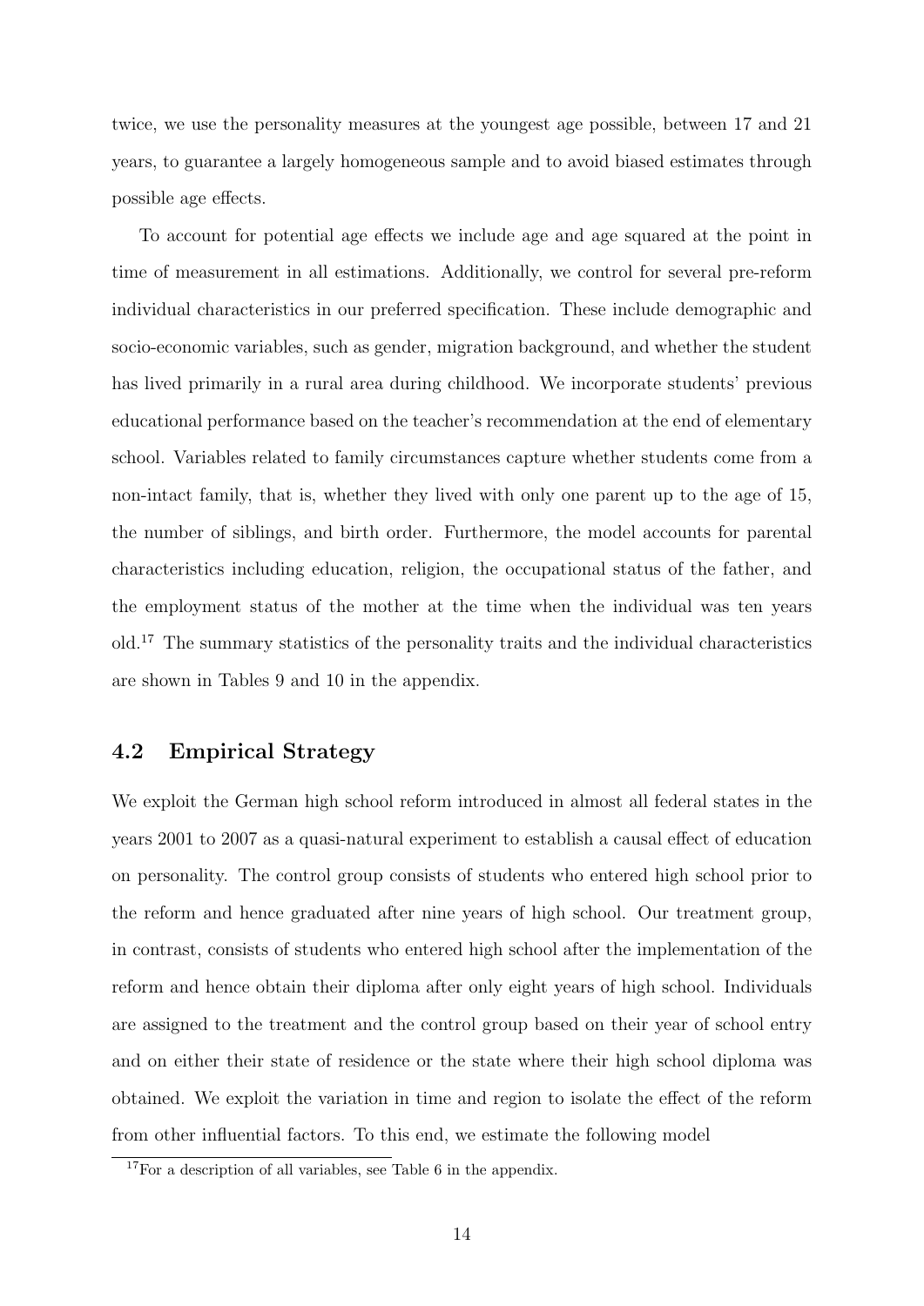twice, we use the personality measures at the youngest age possible, between 17 and 21 years, to guarantee a largely homogeneous sample and to avoid biased estimates through possible age effects.

To account for potential age effects we include age and age squared at the point in time of measurement in all estimations. Additionally, we control for several pre-reform individual characteristics in our preferred specification. These include demographic and socio-economic variables, such as gender, migration background, and whether the student has lived primarily in a rural area during childhood. We incorporate students' previous educational performance based on the teacher's recommendation at the end of elementary school. Variables related to family circumstances capture whether students come from a non-intact family, that is, whether they lived with only one parent up to the age of 15, the number of siblings, and birth order. Furthermore, the model accounts for parental characteristics including education, religion, the occupational status of the father, and the employment status of the mother at the time when the individual was ten years old.[17] The summary statistics of the personality traits and the individual characteristics are shown in Tables 9 and 10 in the appendix.

## 4.2 Empirical Strategy

We exploit the German high school reform introduced in almost all federal states in the years 2001 to 2007 as a quasi-natural experiment to establish a causal effect of education on personality. The control group consists of students who entered high school prior to the reform and hence graduated after nine years of high school. Our treatment group, in contrast, consists of students who entered high school after the implementation of the reform and hence obtain their diploma after only eight years of high school. Individuals are assigned to the treatment and the control group based on their year of school entry and on either their state of residence or the state where their high school diploma was obtained. We exploit the variation in time and region to isolate the effect of the reform from other influential factors. To this end, we estimate the following model

[17] For a description of all variables, see Table 6 in the appendix.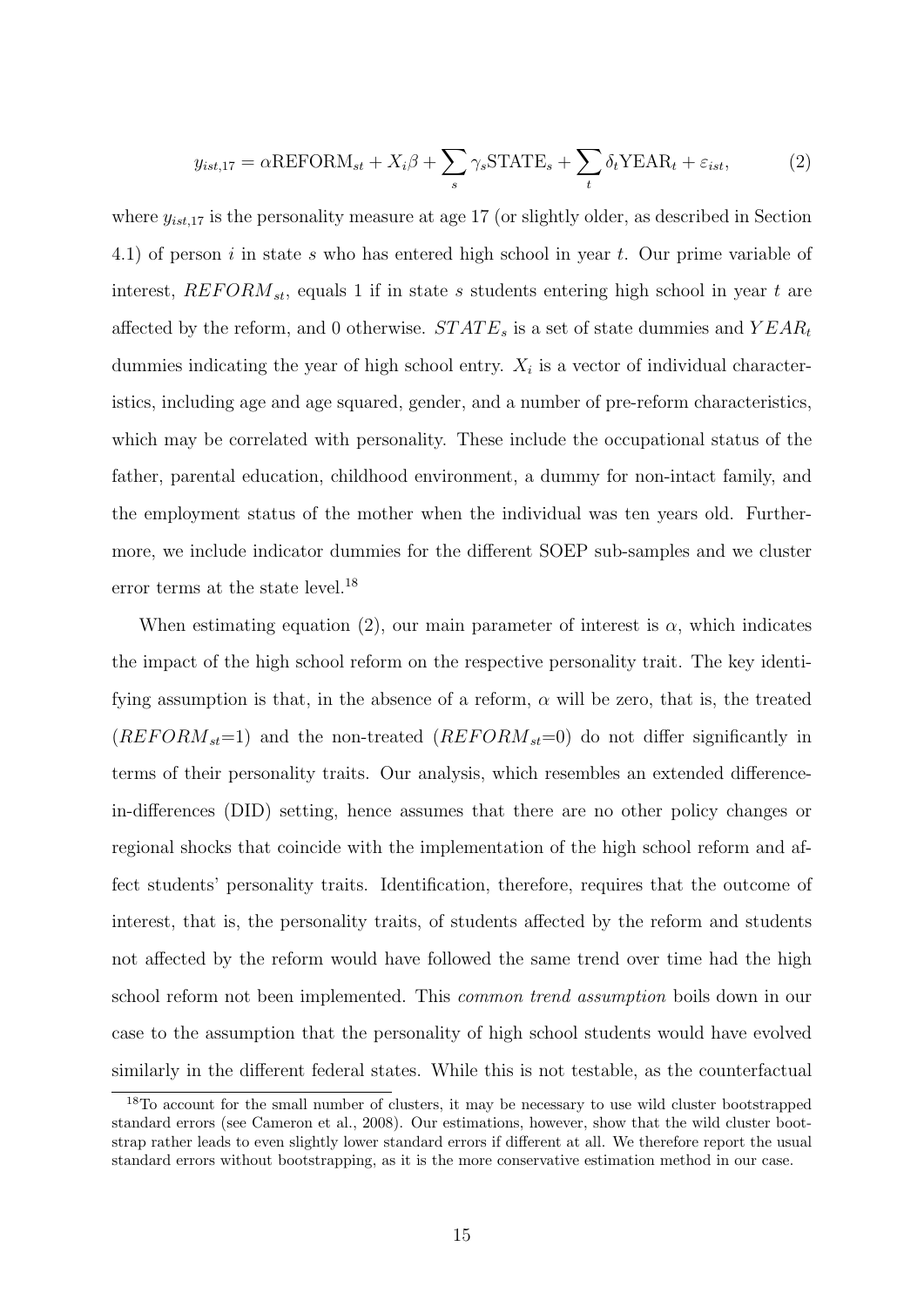$$y_{ist,17} = \alpha \text{REFORM}_{st} + X_i\beta + \sum_s \gamma_s \text{STATE}_s + \sum_t \delta_t \text{YEAR}_t + \varepsilon_{ist}, \tag{2}$$

where $y_{ist,17}$ is the personality measure at age 17 (or slightly older, as described in Section 4.1) of person $i$ in state $s$ who has entered high school in year $t$. Our prime variable of interest, $REFORM_{st}$, equals 1 if in state $s$ students entering high school in year $t$ are affected by the reform, and 0 otherwise. $STATE_s$ is a set of state dummies and $YEAR_t$ dummies indicating the year of high school entry. $X_i$ is a vector of individual characteristics, including age and age squared, gender, and a number of pre-reform characteristics, which may be correlated with personality. These include the occupational status of the father, parental education, childhood environment, a dummy for non-intact family, and the employment status of the mother when the individual was ten years old. Furthermore, we include indicator dummies for the different SOEP sub-samples and we cluster error terms at the state level.[18]

When estimating equation (2), our main parameter of interest is $\alpha$, which indicates the impact of the high school reform on the respective personality trait. The key identifying assumption is that, in the absence of a reform, $\alpha$ will be zero, that is, the treated ($REFORM_{st}$=1) and the non-treated ($REFORM_{st}$=0) do not differ significantly in terms of their personality traits. Our analysis, which resembles an extended difference-in-differences (DID) setting, hence assumes that there are no other policy changes or regional shocks that coincide with the implementation of the high school reform and affect students' personality traits. Identification, therefore, requires that the outcome of interest, that is, the personality traits, of students affected by the reform and students not affected by the reform would have followed the same trend over time had the high school reform not been implemented. This *common trend assumption* boils down in our case to the assumption that the personality of high school students would have evolved similarly in the different federal states. While this is not testable, as the counterfactual

[18] To account for the small number of clusters, it may be necessary to use wild cluster bootstrapped standard errors (see Cameron et al., 2008). Our estimations, however, show that the wild cluster bootstrap rather leads to even slightly lower standard errors if different at all. We therefore report the usual standard errors without bootstrapping, as it is the more conservative estimation method in our case.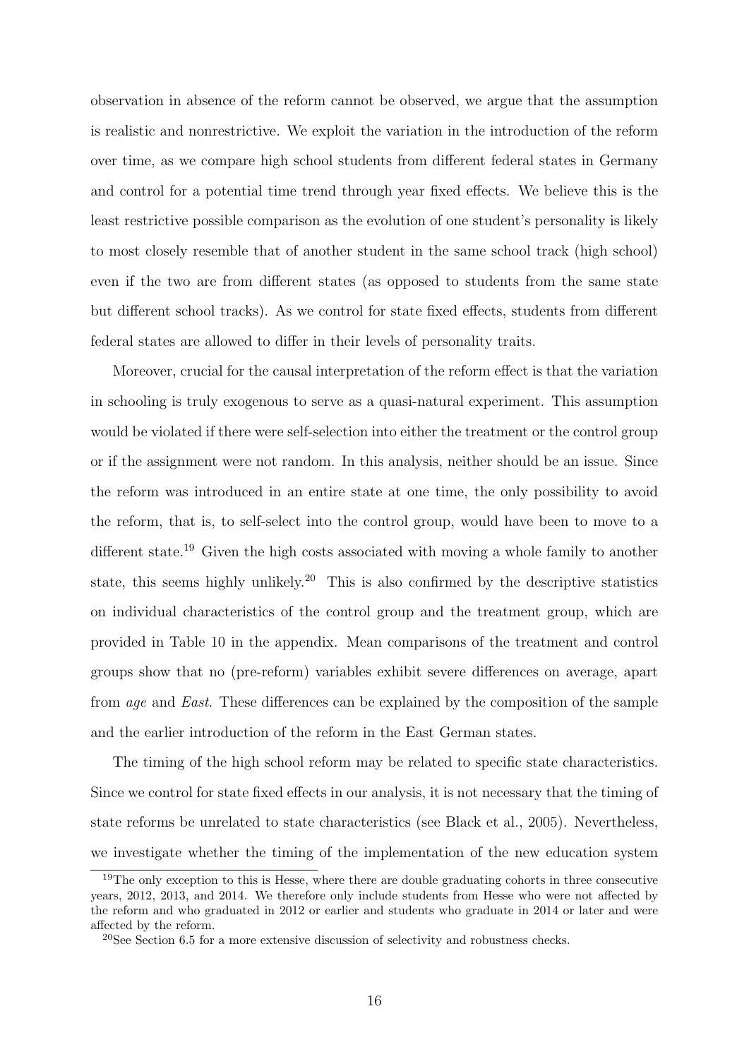observation in absence of the reform cannot be observed, we argue that the assumption is realistic and nonrestrictive. We exploit the variation in the introduction of the reform over time, as we compare high school students from different federal states in Germany and control for a potential time trend through year fixed effects. We believe this is the least restrictive possible comparison as the evolution of one student's personality is likely to most closely resemble that of another student in the same school track (high school) even if the two are from different states (as opposed to students from the same state but different school tracks). As we control for state fixed effects, students from different federal states are allowed to differ in their levels of personality traits.

Moreover, crucial for the causal interpretation of the reform effect is that the variation in schooling is truly exogenous to serve as a quasi-natural experiment. This assumption would be violated if there were self-selection into either the treatment or the control group or if the assignment were not random. In this analysis, neither should be an issue. Since the reform was introduced in an entire state at one time, the only possibility to avoid the reform, that is, to self-select into the control group, would have been to move to a different state.[19] Given the high costs associated with moving a whole family to another state, this seems highly unlikely.[20] This is also confirmed by the descriptive statistics on individual characteristics of the control group and the treatment group, which are provided in Table 10 in the appendix. Mean comparisons of the treatment and control groups show that no (pre-reform) variables exhibit severe differences on average, apart from *age* and *East*. These differences can be explained by the composition of the sample and the earlier introduction of the reform in the East German states.

The timing of the high school reform may be related to specific state characteristics. Since we control for state fixed effects in our analysis, it is not necessary that the timing of state reforms be unrelated to state characteristics (see Black et al., 2005). Nevertheless, we investigate whether the timing of the implementation of the new education system

[19] The only exception to this is Hesse, where there are double graduating cohorts in three consecutive years, 2012, 2013, and 2014. We therefore only include students from Hesse who were not affected by the reform and who graduated in 2012 or earlier and students who graduate in 2014 or later and were affected by the reform.

[20] See Section 6.5 for a more extensive discussion of selectivity and robustness checks.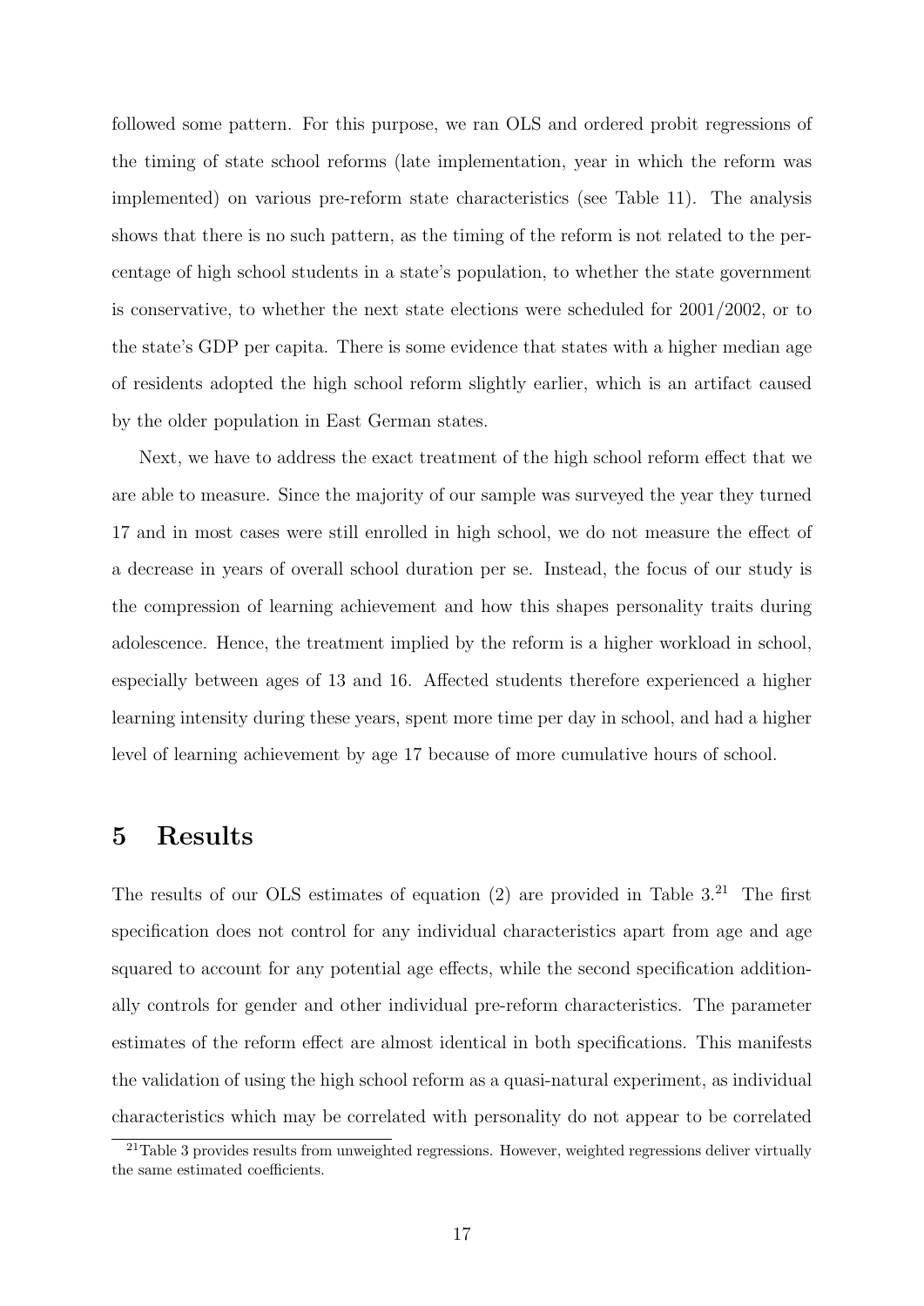followed some pattern. For this purpose, we ran OLS and ordered probit regressions of the timing of state school reforms (late implementation, year in which the reform was implemented) on various pre-reform state characteristics (see Table 11). The analysis shows that there is no such pattern, as the timing of the reform is not related to the percentage of high school students in a state's population, to whether the state government is conservative, to whether the next state elections were scheduled for 2001/2002, or to the state's GDP per capita. There is some evidence that states with a higher median age of residents adopted the high school reform slightly earlier, which is an artifact caused by the older population in East German states.

Next, we have to address the exact treatment of the high school reform effect that we are able to measure. Since the majority of our sample was surveyed the year they turned 17 and in most cases were still enrolled in high school, we do not measure the effect of a decrease in years of overall school duration per se. Instead, the focus of our study is the compression of learning achievement and how this shapes personality traits during adolescence. Hence, the treatment implied by the reform is a higher workload in school, especially between ages of 13 and 16. Affected students therefore experienced a higher learning intensity during these years, spent more time per day in school, and had a higher level of learning achievement by age 17 because of more cumulative hours of school.

# 5 Results

The results of our OLS estimates of equation (2) are provided in Table 3.[21] The first specification does not control for any individual characteristics apart from age and age squared to account for any potential age effects, while the second specification additionally controls for gender and other individual pre-reform characteristics. The parameter estimates of the reform effect are almost identical in both specifications. This manifests the validation of using the high school reform as a quasi-natural experiment, as individual characteristics which may be correlated with personality do not appear to be correlated

[21] Table 3 provides results from unweighted regressions. However, weighted regressions deliver virtually the same estimated coefficients.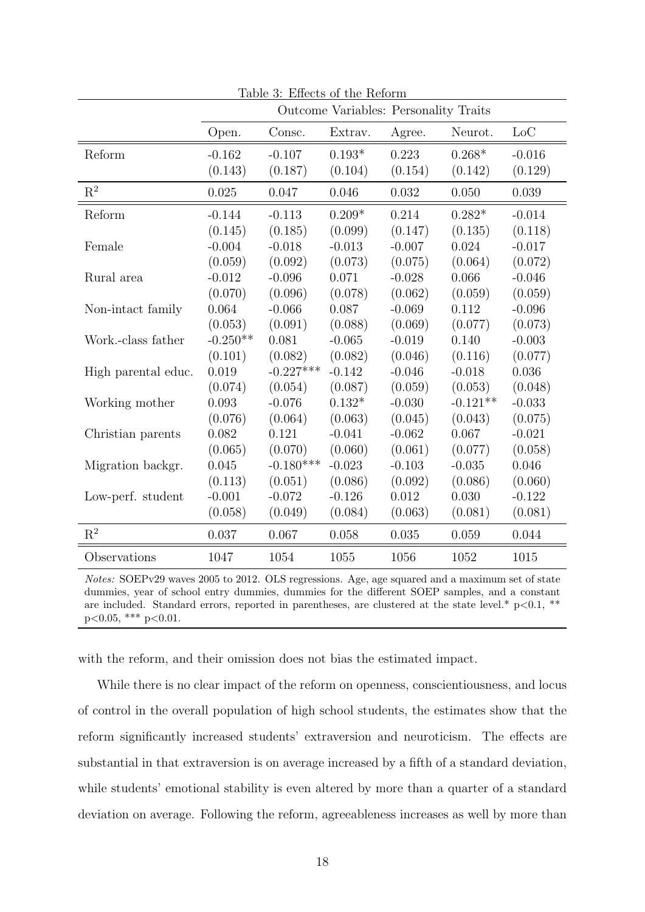Table 3: Effects of the Reform

| | Outcome Variables: Personality Traits | | | | | |
|---|---|---|---|---|---|---|
| | Open. | Consc. | Extrav. | Agree. | Neurot. | LoC |
| Reform | -0.162 | -0.107 | 0.193* | 0.223 | 0.268* | -0.016 |
| | (0.143) | (0.187) | (0.104) | (0.154) | (0.142) | (0.129) |
| $R^2$ | 0.025 | 0.047 | 0.046 | 0.032 | 0.050 | 0.039 |
| Reform | -0.144 | -0.113 | 0.209* | 0.214 | 0.282* | -0.014 |
| | (0.145) | (0.185) | (0.099) | (0.147) | (0.135) | (0.118) |
| Female | -0.004 | -0.018 | -0.013 | -0.007 | 0.024 | -0.017 |
| | (0.059) | (0.092) | (0.073) | (0.075) | (0.064) | (0.072) |
| Rural area | -0.012 | -0.096 | 0.071 | -0.028 | 0.066 | -0.046 |
| | (0.070) | (0.096) | (0.078) | (0.062) | (0.059) | (0.059) |
| Non-intact family | 0.064 | -0.066 | 0.087 | -0.069 | 0.112 | -0.096 |
| | (0.053) | (0.091) | (0.088) | (0.069) | (0.077) | (0.073) |
| Work.-class father | -0.250** | 0.081 | -0.065 | -0.019 | 0.140 | -0.003 |
| | (0.101) | (0.082) | (0.082) | (0.046) | (0.116) | (0.077) |
| High parental educ. | 0.019 | -0.227*** | -0.142 | -0.046 | -0.018 | 0.036 |
| | (0.074) | (0.054) | (0.087) | (0.059) | (0.053) | (0.048) |
| Working mother | 0.093 | -0.076 | 0.132* | -0.030 | -0.121** | -0.033 |
| | (0.076) | (0.064) | (0.063) | (0.045) | (0.043) | (0.075) |
| Christian parents | 0.082 | 0.121 | -0.041 | -0.062 | 0.067 | -0.021 |
| | (0.065) | (0.070) | (0.060) | (0.061) | (0.077) | (0.058) |
| Migration backgr. | 0.045 | -0.180*** | -0.023 | -0.103 | -0.035 | 0.046 |
| | (0.113) | (0.051) | (0.086) | (0.092) | (0.086) | (0.060) |
| Low-perf. student | -0.001 | -0.072 | -0.126 | 0.012 | 0.030 | -0.122 |
| | (0.058) | (0.049) | (0.084) | (0.063) | (0.081) | (0.081) |
| $R^2$ | 0.037 | 0.067 | 0.058 | 0.035 | 0.059 | 0.044 |
| Observations | 1047 | 1054 | 1055 | 1056 | 1052 | 1015 |

*Notes:* SOEPv29 waves 2005 to 2012. OLS regressions. Age, age squared and a maximum set of state dummies, year of school entry dummies, dummies for the different SOEP samples, and a constant are included. Standard errors, reported in parentheses, are clustered at the state level.* p<0.1, ** p<0.05, *** p<0.01.

with the reform, and their omission does not bias the estimated impact.

While there is no clear impact of the reform on openness, conscientiousness, and locus of control in the overall population of high school students, the estimates show that the reform significantly increased students' extraversion and neuroticism. The effects are substantial in that extraversion is on average increased by a fifth of a standard deviation, while students' emotional stability is even altered by more than a quarter of a standard deviation on average. Following the reform, agreeableness increases as well by more than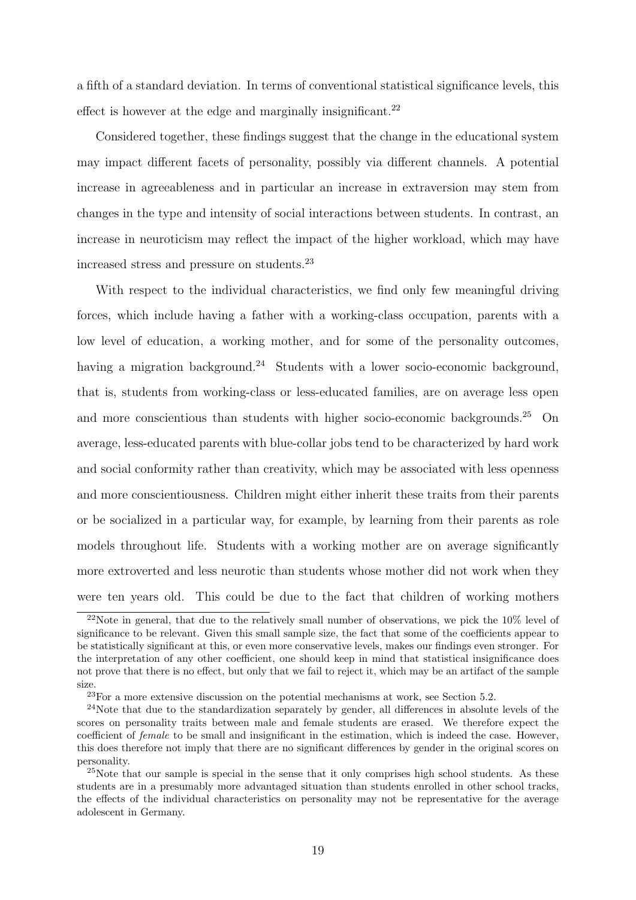a fifth of a standard deviation. In terms of conventional statistical significance levels, this effect is however at the edge and marginally insignificant.[22]

Considered together, these findings suggest that the change in the educational system may impact different facets of personality, possibly via different channels. A potential increase in agreeableness and in particular an increase in extraversion may stem from changes in the type and intensity of social interactions between students. In contrast, an increase in neuroticism may reflect the impact of the higher workload, which may have increased stress and pressure on students.[23]

With respect to the individual characteristics, we find only few meaningful driving forces, which include having a father with a working-class occupation, parents with a low level of education, a working mother, and for some of the personality outcomes, having a migration background.[24] Students with a lower socio-economic background, that is, students from working-class or less-educated families, are on average less open and more conscientious than students with higher socio-economic backgrounds.[25] On average, less-educated parents with blue-collar jobs tend to be characterized by hard work and social conformity rather than creativity, which may be associated with less openness and more conscientiousness. Children might either inherit these traits from their parents or be socialized in a particular way, for example, by learning from their parents as role models throughout life. Students with a working mother are on average significantly more extroverted and less neurotic than students whose mother did not work when they were ten years old. This could be due to the fact that children of working mothers

---

[22] Note in general, that due to the relatively small number of observations, we pick the 10% level of significance to be relevant. Given this small sample size, the fact that some of the coefficients appear to be statistically significant at this, or even more conservative levels, makes our findings even stronger. For the interpretation of any other coefficient, one should keep in mind that statistical insignificance does not prove that there is no effect, but only that we fail to reject it, which may be an artifact of the sample size.

[23] For a more extensive discussion on the potential mechanisms at work, see Section 5.2.

[24] Note that due to the standardization separately by gender, all differences in absolute levels of the scores on personality traits between male and female students are erased. We therefore expect the coefficient of *female* to be small and insignificant in the estimation, which is indeed the case. However, this does therefore not imply that there are no significant differences by gender in the original scores on personality.

[25] Note that our sample is special in the sense that it only comprises high school students. As these students are in a presumably more advantaged situation than students enrolled in other school tracks, the effects of the individual characteristics on personality may not be representative for the average adolescent in Germany.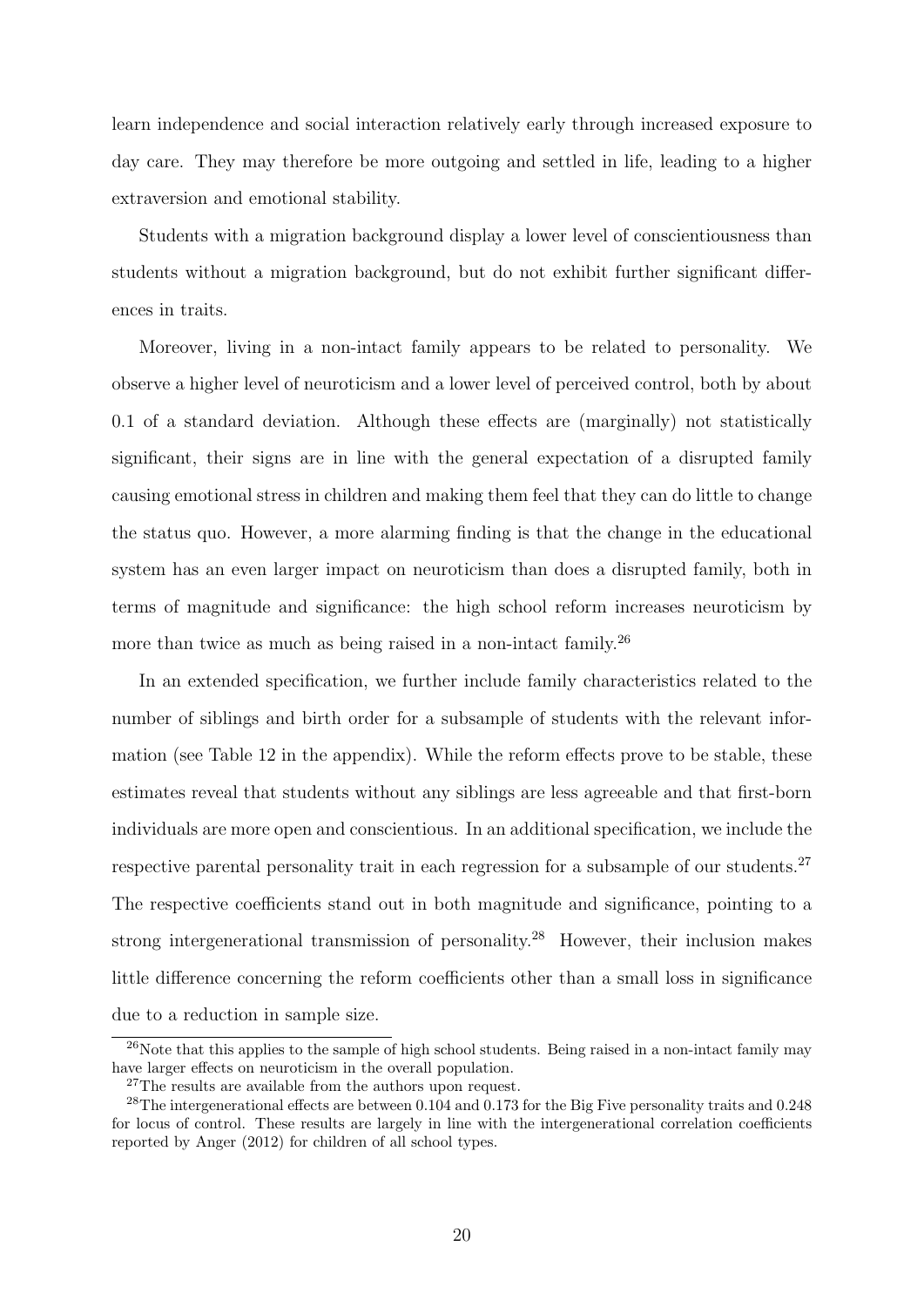learn independence and social interaction relatively early through increased exposure to day care. They may therefore be more outgoing and settled in life, leading to a higher extraversion and emotional stability.

Students with a migration background display a lower level of conscientiousness than students without a migration background, but do not exhibit further significant differences in traits.

Moreover, living in a non-intact family appears to be related to personality. We observe a higher level of neuroticism and a lower level of perceived control, both by about 0.1 of a standard deviation. Although these effects are (marginally) not statistically significant, their signs are in line with the general expectation of a disrupted family causing emotional stress in children and making them feel that they can do little to change the status quo. However, a more alarming finding is that the change in the educational system has an even larger impact on neuroticism than does a disrupted family, both in terms of magnitude and significance: the high school reform increases neuroticism by more than twice as much as being raised in a non-intact family.[26]

In an extended specification, we further include family characteristics related to the number of siblings and birth order for a subsample of students with the relevant information (see Table 12 in the appendix). While the reform effects prove to be stable, these estimates reveal that students without any siblings are less agreeable and that first-born individuals are more open and conscientious. In an additional specification, we include the respective parental personality trait in each regression for a subsample of our students.[27] The respective coefficients stand out in both magnitude and significance, pointing to a strong intergenerational transmission of personality.[28] However, their inclusion makes little difference concerning the reform coefficients other than a small loss in significance due to a reduction in sample size.

[26] Note that this applies to the sample of high school students. Being raised in a non-intact family may have larger effects on neuroticism in the overall population.

[27] The results are available from the authors upon request.

[28] The intergenerational effects are between 0.104 and 0.173 for the Big Five personality traits and 0.248 for locus of control. These results are largely in line with the intergenerational correlation coefficients reported by Anger (2012) for children of all school types.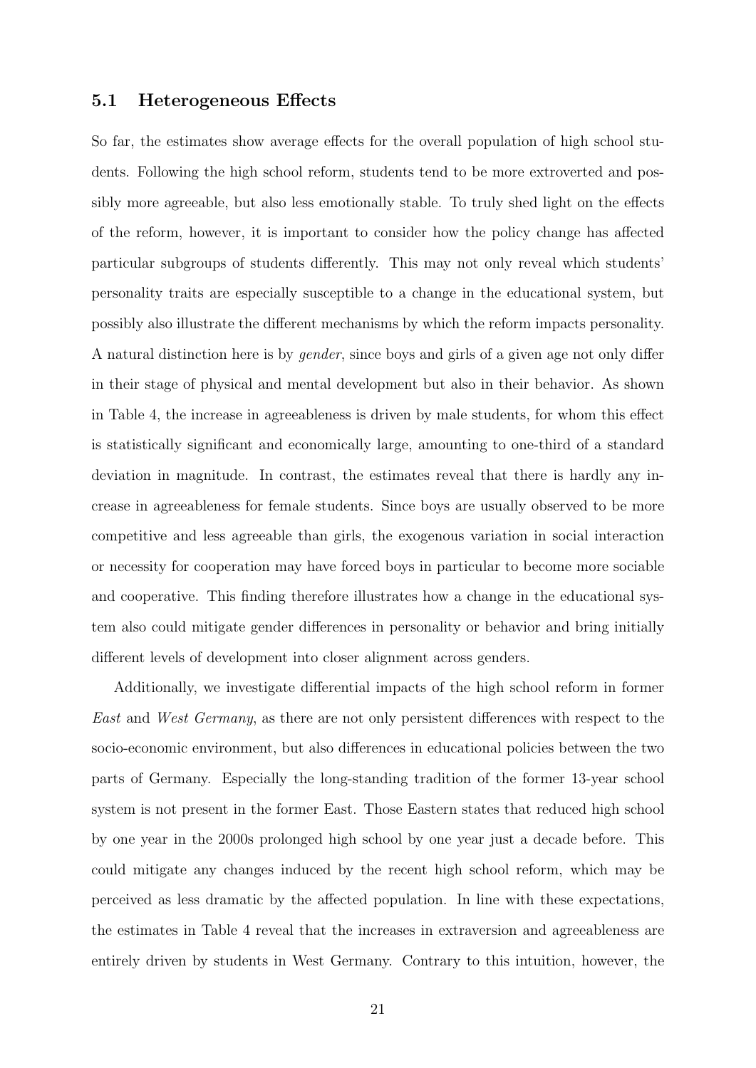### 5.1 Heterogeneous Effects

So far, the estimates show average effects for the overall population of high school students. Following the high school reform, students tend to be more extroverted and possibly more agreeable, but also less emotionally stable. To truly shed light on the effects of the reform, however, it is important to consider how the policy change has affected particular subgroups of students differently. This may not only reveal which students' personality traits are especially susceptible to a change in the educational system, but possibly also illustrate the different mechanisms by which the reform impacts personality. A natural distinction here is by *gender*, since boys and girls of a given age not only differ in their stage of physical and mental development but also in their behavior. As shown in Table 4, the increase in agreeableness is driven by male students, for whom this effect is statistically significant and economically large, amounting to one-third of a standard deviation in magnitude. In contrast, the estimates reveal that there is hardly any increase in agreeableness for female students. Since boys are usually observed to be more competitive and less agreeable than girls, the exogenous variation in social interaction or necessity for cooperation may have forced boys in particular to become more sociable and cooperative. This finding therefore illustrates how a change in the educational system also could mitigate gender differences in personality or behavior and bring initially different levels of development into closer alignment across genders.

Additionally, we investigate differential impacts of the high school reform in former *East* and *West Germany*, as there are not only persistent differences with respect to the socio-economic environment, but also differences in educational policies between the two parts of Germany. Especially the long-standing tradition of the former 13-year school system is not present in the former East. Those Eastern states that reduced high school by one year in the 2000s prolonged high school by one year just a decade before. This could mitigate any changes induced by the recent high school reform, which may be perceived as less dramatic by the affected population. In line with these expectations, the estimates in Table 4 reveal that the increases in extraversion and agreeableness are entirely driven by students in West Germany. Contrary to this intuition, however, the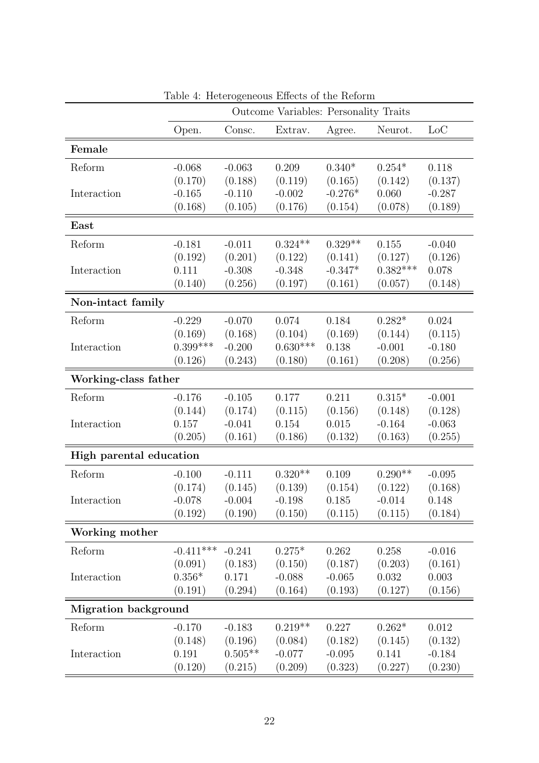Table 4: Heterogeneous Effects of the Reform

| | Outcome Variables: Personality Traits | | | | | |
|---|---|---|---|---|---|---|
| | Open. | Consc. | Extrav. | Agree. | Neurot. | LoC |
| **Female** | | | | | | |
| Reform | -0.068 | -0.063 | 0.209 | 0.340* | 0.254* | 0.118 |
| | (0.170) | (0.188) | (0.119) | (0.165) | (0.142) | (0.137) |
| Interaction | -0.165 | -0.110 | -0.002 | -0.276* | 0.060 | -0.287 |
| | (0.168) | (0.105) | (0.176) | (0.154) | (0.078) | (0.189) |
| **East** | | | | | | |
| Reform | -0.181 | -0.011 | 0.324** | 0.329** | 0.155 | -0.040 |
| | (0.192) | (0.201) | (0.122) | (0.141) | (0.127) | (0.126) |
| Interaction | 0.111 | -0.308 | -0.348 | -0.347* | 0.382*** | 0.078 |
| | (0.140) | (0.256) | (0.197) | (0.161) | (0.057) | (0.148) |
| **Non-intact family** | | | | | | |
| Reform | -0.229 | -0.070 | 0.074 | 0.184 | 0.282* | 0.024 |
| | (0.169) | (0.168) | (0.104) | (0.169) | (0.144) | (0.115) |
| Interaction | 0.399*** | -0.200 | 0.630*** | 0.138 | -0.001 | -0.180 |
| | (0.126) | (0.243) | (0.180) | (0.161) | (0.208) | (0.256) |
| **Working-class father** | | | | | | |
| Reform | -0.176 | -0.105 | 0.177 | 0.211 | 0.315* | -0.001 |
| | (0.144) | (0.174) | (0.115) | (0.156) | (0.148) | (0.128) |
| Interaction | 0.157 | -0.041 | 0.154 | 0.015 | -0.164 | -0.063 |
| | (0.205) | (0.161) | (0.186) | (0.132) | (0.163) | (0.255) |
| **High parental education** | | | | | | |
| Reform | -0.100 | -0.111 | 0.320** | 0.109 | 0.290** | -0.095 |
| | (0.174) | (0.145) | (0.139) | (0.154) | (0.122) | (0.168) |
| Interaction | -0.078 | -0.004 | -0.198 | 0.185 | -0.014 | 0.148 |
| | (0.192) | (0.190) | (0.150) | (0.115) | (0.115) | (0.184) |
| **Working mother** | | | | | | |
| Reform | -0.411*** | -0.241 | 0.275* | 0.262 | 0.258 | -0.016 |
| | (0.091) | (0.183) | (0.150) | (0.187) | (0.203) | (0.161) |
| Interaction | 0.356* | 0.171 | -0.088 | -0.065 | 0.032 | 0.003 |
| | (0.191) | (0.294) | (0.164) | (0.193) | (0.127) | (0.156) |
| **Migration background** | | | | | | |
| Reform | -0.170 | -0.183 | 0.219** | 0.227 | 0.262* | 0.012 |
| | (0.148) | (0.196) | (0.084) | (0.182) | (0.145) | (0.132) |
| Interaction | 0.191 | 0.505** | -0.077 | -0.095 | 0.141 | -0.184 |
| | (0.120) | (0.215) | (0.209) | (0.323) | (0.227) | (0.230) |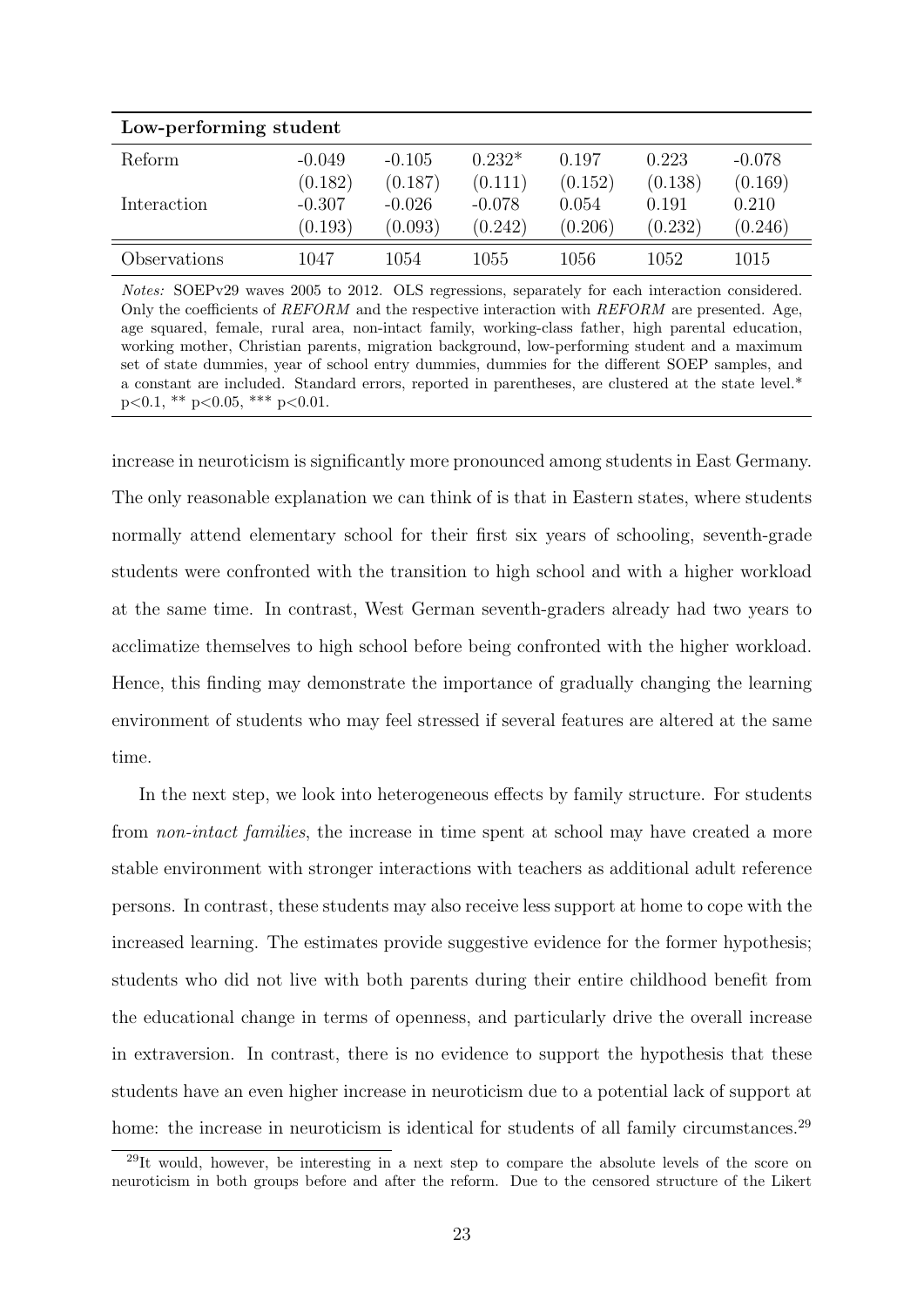| **Low-performing student** | | | | | | |
|---|---|---|---|---|---|---|
| Reform | -0.049 | -0.105 | 0.232* | 0.197 | 0.223 | -0.078 |
| | (0.182) | (0.187) | (0.111) | (0.152) | (0.138) | (0.169) |
| Interaction | -0.307 | -0.026 | -0.078 | 0.054 | 0.191 | 0.210 |
| | (0.193) | (0.093) | (0.242) | (0.206) | (0.232) | (0.246) |
| Observations | 1047 | 1054 | 1055 | 1056 | 1052 | 1015 |

*Notes:* SOEPv29 waves 2005 to 2012. OLS regressions, separately for each interaction considered. Only the coefficients of *REFORM* and the respective interaction with *REFORM* are presented. Age, age squared, female, rural area, non-intact family, working-class father, high parental education, working mother, Christian parents, migration background, low-performing student and a maximum set of state dummies, year of school entry dummies, dummies for the different SOEP samples, and a constant are included. Standard errors, reported in parentheses, are clustered at the state level.* p<0.1, ** p<0.05, *** p<0.01.

increase in neuroticism is significantly more pronounced among students in East Germany. The only reasonable explanation we can think of is that in Eastern states, where students normally attend elementary school for their first six years of schooling, seventh-grade students were confronted with the transition to high school and with a higher workload at the same time. In contrast, West German seventh-graders already had two years to acclimatize themselves to high school before being confronted with the higher workload. Hence, this finding may demonstrate the importance of gradually changing the learning environment of students who may feel stressed if several features are altered at the same time.

In the next step, we look into heterogeneous effects by family structure. For students from *non-intact families*, the increase in time spent at school may have created a more stable environment with stronger interactions with teachers as additional adult reference persons. In contrast, these students may also receive less support at home to cope with the increased learning. The estimates provide suggestive evidence for the former hypothesis; students who did not live with both parents during their entire childhood benefit from the educational change in terms of openness, and particularly drive the overall increase in extraversion. In contrast, there is no evidence to support the hypothesis that these students have an even higher increase in neuroticism due to a potential lack of support at home: the increase in neuroticism is identical for students of all family circumstances.[29]

[29]It would, however, be interesting in a next step to compare the absolute levels of the score on neuroticism in both groups before and after the reform. Due to the censored structure of the Likert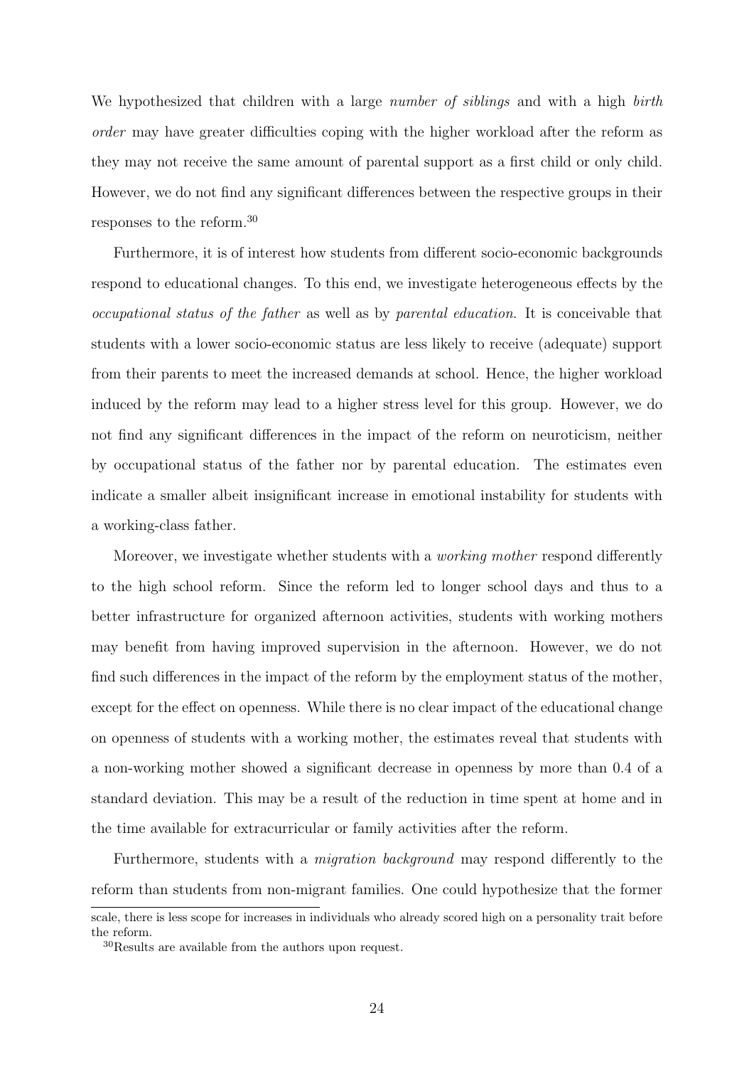We hypothesized that children with a large *number of siblings* and with a high *birth order* may have greater difficulties coping with the higher workload after the reform as they may not receive the same amount of parental support as a first child or only child. However, we do not find any significant differences between the respective groups in their responses to the reform.[30]

Furthermore, it is of interest how students from different socio-economic backgrounds respond to educational changes. To this end, we investigate heterogeneous effects by the *occupational status of the father* as well as by *parental education*. It is conceivable that students with a lower socio-economic status are less likely to receive (adequate) support from their parents to meet the increased demands at school. Hence, the higher workload induced by the reform may lead to a higher stress level for this group. However, we do not find any significant differences in the impact of the reform on neuroticism, neither by occupational status of the father nor by parental education. The estimates even indicate a smaller albeit insignificant increase in emotional instability for students with a working-class father.

Moreover, we investigate whether students with a *working mother* respond differently to the high school reform. Since the reform led to longer school days and thus to a better infrastructure for organized afternoon activities, students with working mothers may benefit from having improved supervision in the afternoon. However, we do not find such differences in the impact of the reform by the employment status of the mother, except for the effect on openness. While there is no clear impact of the educational change on openness of students with a working mother, the estimates reveal that students with a non-working mother showed a significant decrease in openness by more than 0.4 of a standard deviation. This may be a result of the reduction in time spent at home and in the time available for extracurricular or family activities after the reform.

Furthermore, students with a *migration background* may respond differently to the reform than students from non-migrant families. One could hypothesize that the former

scale, there is less scope for increases in individuals who already scored high on a personality trait before the reform.

[30] Results are available from the authors upon request.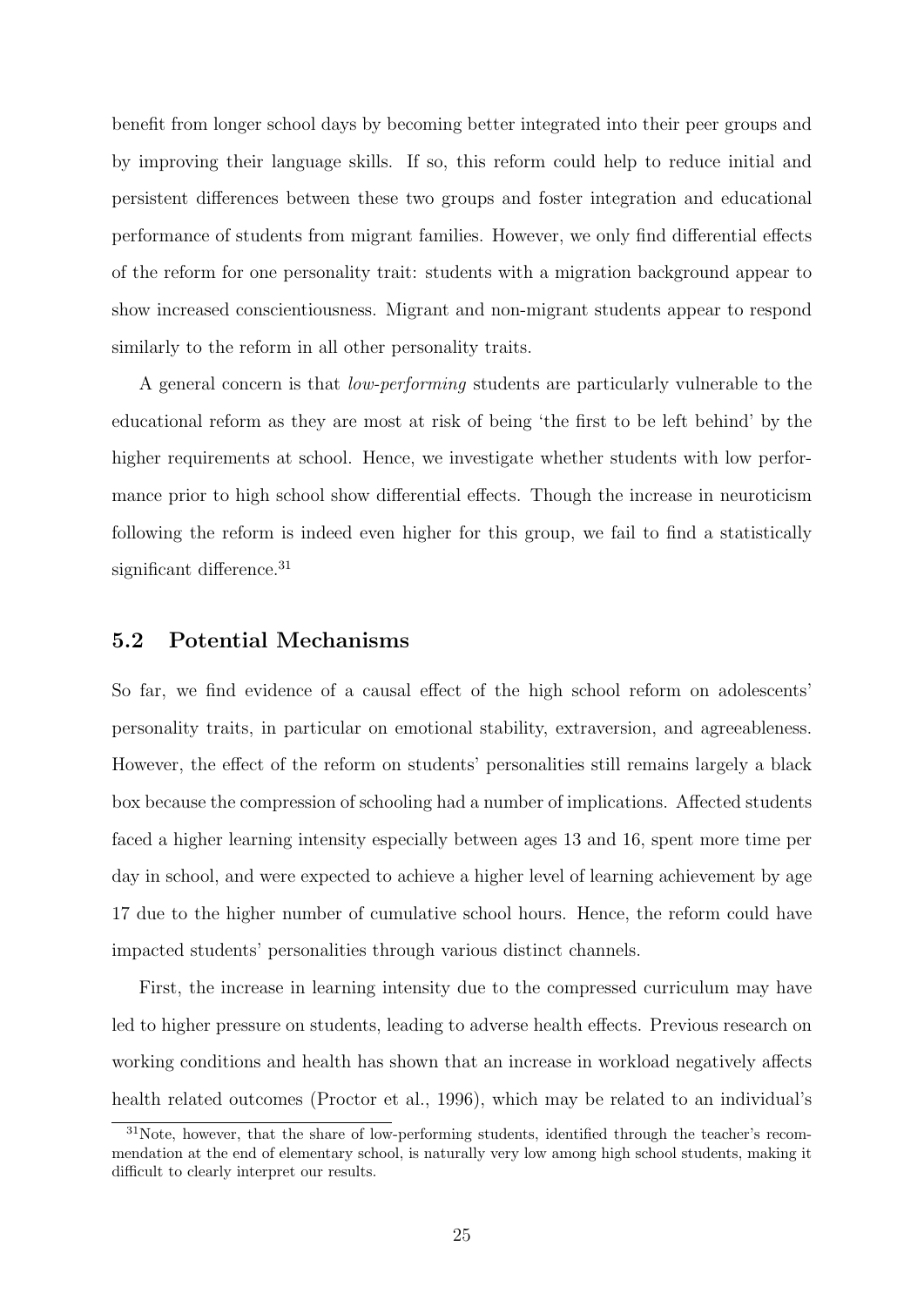benefit from longer school days by becoming better integrated into their peer groups and by improving their language skills. If so, this reform could help to reduce initial and persistent differences between these two groups and foster integration and educational performance of students from migrant families. However, we only find differential effects of the reform for one personality trait: students with a migration background appear to show increased conscientiousness. Migrant and non-migrant students appear to respond similarly to the reform in all other personality traits.

A general concern is that *low-performing* students are particularly vulnerable to the educational reform as they are most at risk of being 'the first to be left behind' by the higher requirements at school. Hence, we investigate whether students with low performance prior to high school show differential effects. Though the increase in neuroticism following the reform is indeed even higher for this group, we fail to find a statistically significant difference.[31]

## 5.2 Potential Mechanisms

So far, we find evidence of a causal effect of the high school reform on adolescents' personality traits, in particular on emotional stability, extraversion, and agreeableness. However, the effect of the reform on students' personalities still remains largely a black box because the compression of schooling had a number of implications. Affected students faced a higher learning intensity especially between ages 13 and 16, spent more time per day in school, and were expected to achieve a higher level of learning achievement by age 17 due to the higher number of cumulative school hours. Hence, the reform could have impacted students' personalities through various distinct channels.

First, the increase in learning intensity due to the compressed curriculum may have led to higher pressure on students, leading to adverse health effects. Previous research on working conditions and health has shown that an increase in workload negatively affects health related outcomes (Proctor et al., 1996), which may be related to an individual's

[31] Note, however, that the share of low-performing students, identified through the teacher's recommendation at the end of elementary school, is naturally very low among high school students, making it difficult to clearly interpret our results.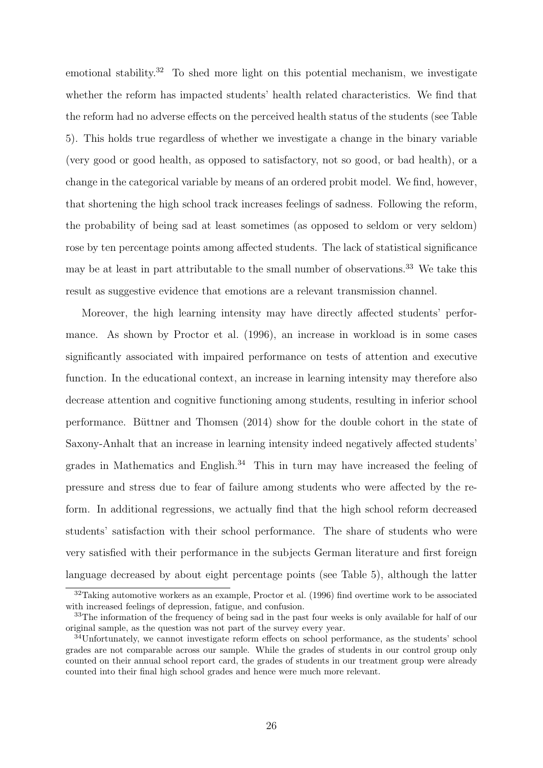emotional stability.[32] To shed more light on this potential mechanism, we investigate whether the reform has impacted students' health related characteristics. We find that the reform had no adverse effects on the perceived health status of the students (see Table 5). This holds true regardless of whether we investigate a change in the binary variable (very good or good health, as opposed to satisfactory, not so good, or bad health), or a change in the categorical variable by means of an ordered probit model. We find, however, that shortening the high school track increases feelings of sadness. Following the reform, the probability of being sad at least sometimes (as opposed to seldom or very seldom) rose by ten percentage points among affected students. The lack of statistical significance may be at least in part attributable to the small number of observations.[33] We take this result as suggestive evidence that emotions are a relevant transmission channel.

Moreover, the high learning intensity may have directly affected students' performance. As shown by Proctor et al. (1996), an increase in workload is in some cases significantly associated with impaired performance on tests of attention and executive function. In the educational context, an increase in learning intensity may therefore also decrease attention and cognitive functioning among students, resulting in inferior school performance. Büttner and Thomsen (2014) show for the double cohort in the state of Saxony-Anhalt that an increase in learning intensity indeed negatively affected students' grades in Mathematics and English.[34] This in turn may have increased the feeling of pressure and stress due to fear of failure among students who were affected by the reform. In additional regressions, we actually find that the high school reform decreased students' satisfaction with their school performance. The share of students who were very satisfied with their performance in the subjects German literature and first foreign language decreased by about eight percentage points (see Table 5), although the latter

[32] Taking automotive workers as an example, Proctor et al. (1996) find overtime work to be associated with increased feelings of depression, fatigue, and confusion.

[33] The information of the frequency of being sad in the past four weeks is only available for half of our original sample, as the question was not part of the survey every year.

[34] Unfortunately, we cannot investigate reform effects on school performance, as the students' school grades are not comparable across our sample. While the grades of students in our control group only counted on their annual school report card, the grades of students in our treatment group were already counted into their final high school grades and hence were much more relevant.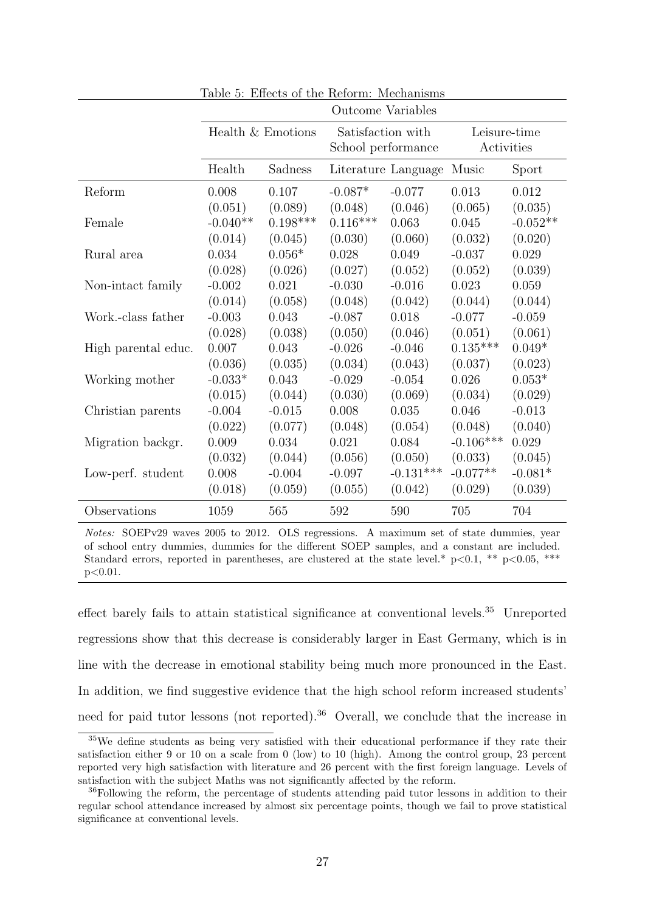Table 5: Effects of the Reform: Mechanisms

| | Outcome Variables | | | | | |
|---|---|---|---|---|---|---|
| | Health & Emotions | | Satisfaction with School performance | | Leisure-time Activities | |
| | Health | Sadness | Literature | Language | Music | Sport |
| Reform | 0.008 | 0.107 | -0.087* | -0.077 | 0.013 | 0.012 |
| | (0.051) | (0.089) | (0.048) | (0.046) | (0.065) | (0.035) |
| Female | -0.040** | 0.198*** | 0.116*** | 0.063 | 0.045 | -0.052** |
| | (0.014) | (0.045) | (0.030) | (0.060) | (0.032) | (0.020) |
| Rural area | 0.034 | 0.056* | 0.028 | 0.049 | -0.037 | 0.029 |
| | (0.028) | (0.026) | (0.027) | (0.052) | (0.052) | (0.039) |
| Non-intact family | -0.002 | 0.021 | -0.030 | -0.016 | 0.023 | 0.059 |
| | (0.014) | (0.058) | (0.048) | (0.042) | (0.044) | (0.044) |
| Work.-class father | -0.003 | 0.043 | -0.087 | 0.018 | -0.077 | -0.059 |
| | (0.028) | (0.038) | (0.050) | (0.046) | (0.051) | (0.061) |
| High parental educ. | 0.007 | 0.043 | -0.026 | -0.046 | 0.135*** | 0.049* |
| | (0.036) | (0.035) | (0.034) | (0.043) | (0.037) | (0.023) |
| Working mother | -0.033* | 0.043 | -0.029 | -0.054 | 0.026 | 0.053* |
| | (0.015) | (0.044) | (0.030) | (0.069) | (0.034) | (0.029) |
| Christian parents | -0.004 | -0.015 | 0.008 | 0.035 | 0.046 | -0.013 |
| | (0.022) | (0.077) | (0.048) | (0.054) | (0.048) | (0.040) |
| Migration backgr. | 0.009 | 0.034 | 0.021 | 0.084 | -0.106*** | 0.029 |
| | (0.032) | (0.044) | (0.056) | (0.050) | (0.033) | (0.045) |
| Low-perf. student | 0.008 | -0.004 | -0.097 | -0.131*** | -0.077** | -0.081* |
| | (0.018) | (0.059) | (0.055) | (0.042) | (0.029) | (0.039) |
| Observations | 1059 | 565 | 592 | 590 | 705 | 704 |

*Notes:* SOEPv29 waves 2005 to 2012. OLS regressions. A maximum set of state dummies, year of school entry dummies, dummies for the different SOEP samples, and a constant are included. Standard errors, reported in parentheses, are clustered at the state level.* p<0.1, ** p<0.05, *** p<0.01.

effect barely fails to attain statistical significance at conventional levels.[35] Unreported regressions show that this decrease is considerably larger in East Germany, which is in line with the decrease in emotional stability being much more pronounced in the East. In addition, we find suggestive evidence that the high school reform increased students' need for paid tutor lessons (not reported).[36] Overall, we conclude that the increase in

[35] We define students as being very satisfied with their educational performance if they rate their satisfaction either 9 or 10 on a scale from 0 (low) to 10 (high). Among the control group, 23 percent reported very high satisfaction with literature and 26 percent with the first foreign language. Levels of satisfaction with the subject Maths was not significantly affected by the reform.

[36] Following the reform, the percentage of students attending paid tutor lessons in addition to their regular school attendance increased by almost six percentage points, though we fail to prove statistical significance at conventional levels.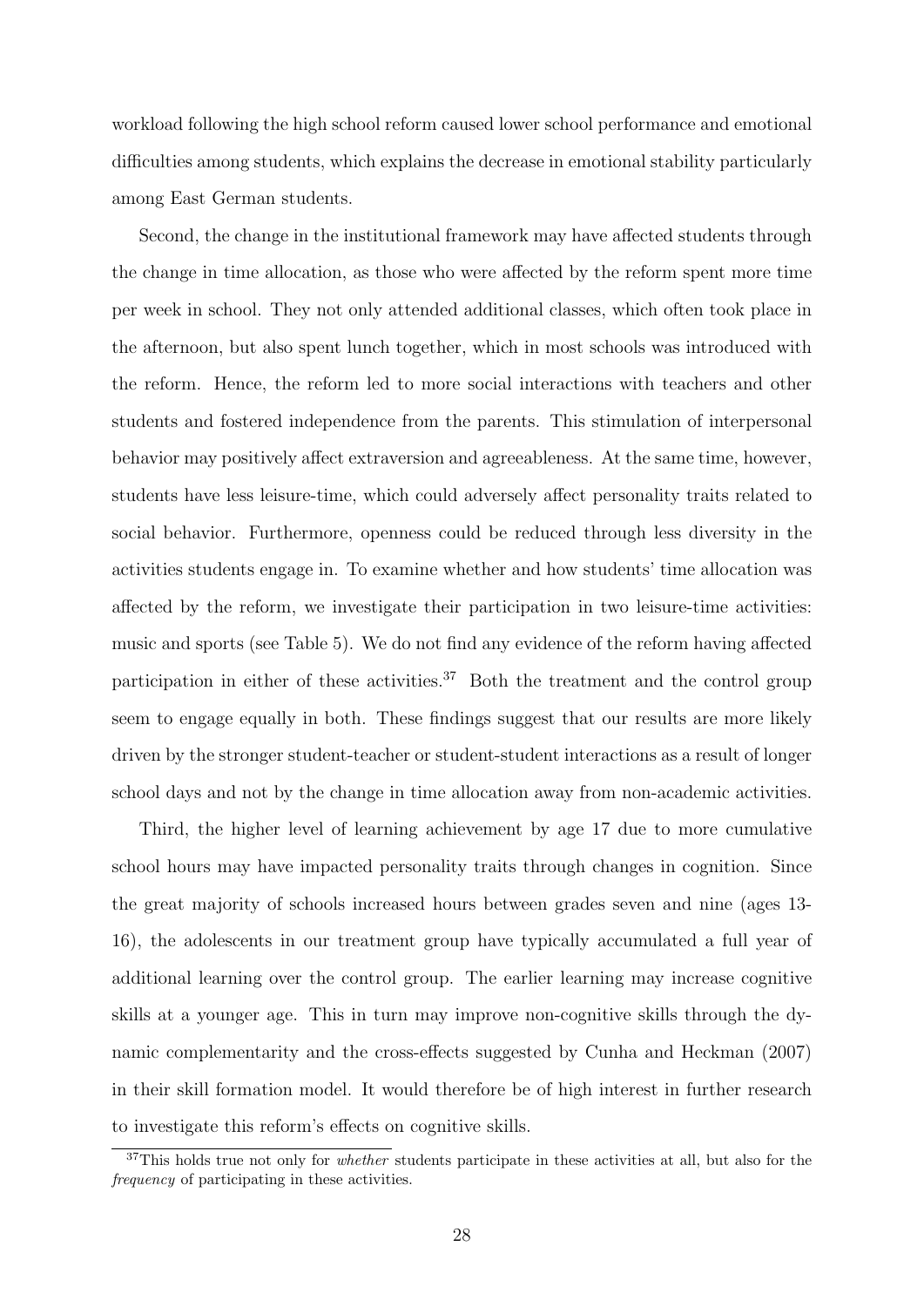workload following the high school reform caused lower school performance and emotional difficulties among students, which explains the decrease in emotional stability particularly among East German students.

Second, the change in the institutional framework may have affected students through the change in time allocation, as those who were affected by the reform spent more time per week in school. They not only attended additional classes, which often took place in the afternoon, but also spent lunch together, which in most schools was introduced with the reform. Hence, the reform led to more social interactions with teachers and other students and fostered independence from the parents. This stimulation of interpersonal behavior may positively affect extraversion and agreeableness. At the same time, however, students have less leisure-time, which could adversely affect personality traits related to social behavior. Furthermore, openness could be reduced through less diversity in the activities students engage in. To examine whether and how students' time allocation was affected by the reform, we investigate their participation in two leisure-time activities: music and sports (see Table 5). We do not find any evidence of the reform having affected participation in either of these activities.[37] Both the treatment and the control group seem to engage equally in both. These findings suggest that our results are more likely driven by the stronger student-teacher or student-student interactions as a result of longer school days and not by the change in time allocation away from non-academic activities.

Third, the higher level of learning achievement by age 17 due to more cumulative school hours may have impacted personality traits through changes in cognition. Since the great majority of schools increased hours between grades seven and nine (ages 13-16), the adolescents in our treatment group have typically accumulated a full year of additional learning over the control group. The earlier learning may increase cognitive skills at a younger age. This in turn may improve non-cognitive skills through the dynamic complementarity and the cross-effects suggested by Cunha and Heckman (2007) in their skill formation model. It would therefore be of high interest in further research to investigate this reform's effects on cognitive skills.

[37] This holds true not only for *whether* students participate in these activities at all, but also for the *frequency* of participating in these activities.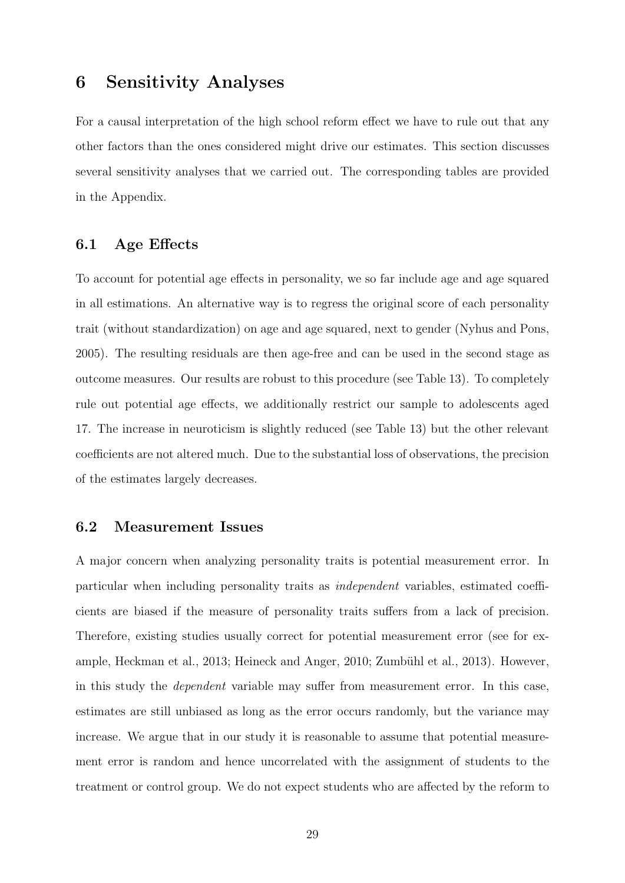# 6 Sensitivity Analyses

For a causal interpretation of the high school reform effect we have to rule out that any other factors than the ones considered might drive our estimates. This section discusses several sensitivity analyses that we carried out. The corresponding tables are provided in the Appendix.

## 6.1 Age Effects

To account for potential age effects in personality, we so far include age and age squared in all estimations. An alternative way is to regress the original score of each personality trait (without standardization) on age and age squared, next to gender (Nyhus and Pons, 2005). The resulting residuals are then age-free and can be used in the second stage as outcome measures. Our results are robust to this procedure (see Table 13). To completely rule out potential age effects, we additionally restrict our sample to adolescents aged 17. The increase in neuroticism is slightly reduced (see Table 13) but the other relevant coefficients are not altered much. Due to the substantial loss of observations, the precision of the estimates largely decreases.

## 6.2 Measurement Issues

A major concern when analyzing personality traits is potential measurement error. In particular when including personality traits as *independent* variables, estimated coefficients are biased if the measure of personality traits suffers from a lack of precision. Therefore, existing studies usually correct for potential measurement error (see for example, Heckman et al., 2013; Heineck and Anger, 2010; Zumbühl et al., 2013). However, in this study the *dependent* variable may suffer from measurement error. In this case, estimates are still unbiased as long as the error occurs randomly, but the variance may increase. We argue that in our study it is reasonable to assume that potential measurement error is random and hence uncorrelated with the assignment of students to the treatment or control group. We do not expect students who are affected by the reform to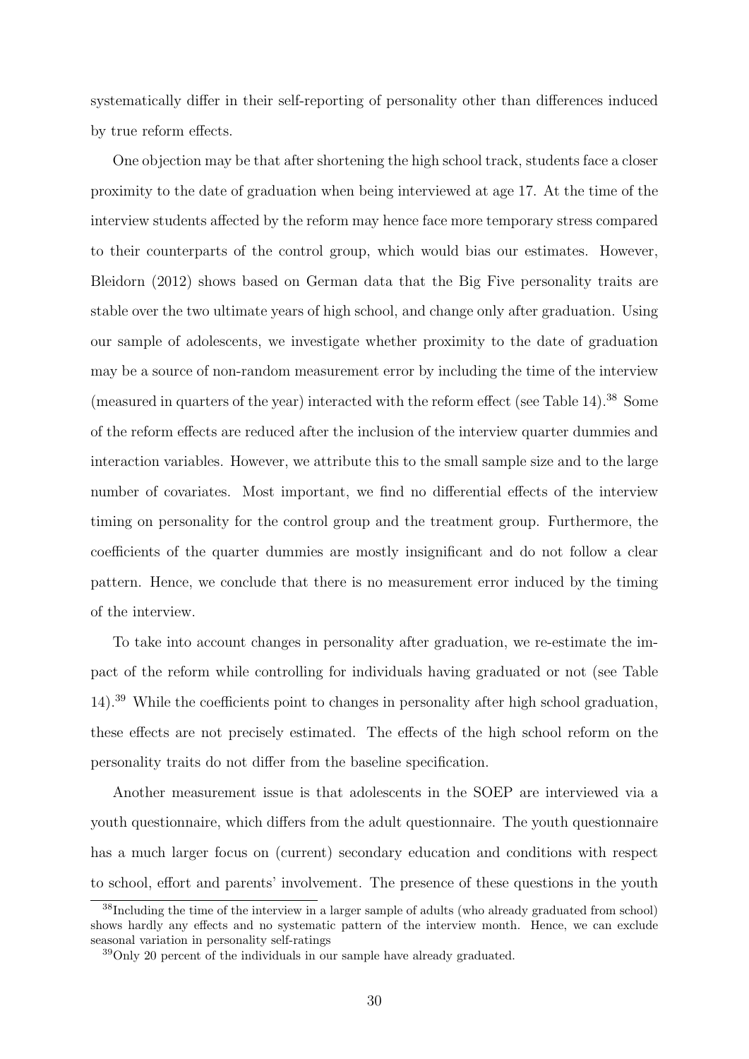systematically differ in their self-reporting of personality other than differences induced by true reform effects.

One objection may be that after shortening the high school track, students face a closer proximity to the date of graduation when being interviewed at age 17. At the time of the interview students affected by the reform may hence face more temporary stress compared to their counterparts of the control group, which would bias our estimates. However, Bleidorn (2012) shows based on German data that the Big Five personality traits are stable over the two ultimate years of high school, and change only after graduation. Using our sample of adolescents, we investigate whether proximity to the date of graduation may be a source of non-random measurement error by including the time of the interview (measured in quarters of the year) interacted with the reform effect (see Table 14).[38] Some of the reform effects are reduced after the inclusion of the interview quarter dummies and interaction variables. However, we attribute this to the small sample size and to the large number of covariates. Most important, we find no differential effects of the interview timing on personality for the control group and the treatment group. Furthermore, the coefficients of the quarter dummies are mostly insignificant and do not follow a clear pattern. Hence, we conclude that there is no measurement error induced by the timing of the interview.

To take into account changes in personality after graduation, we re-estimate the impact of the reform while controlling for individuals having graduated or not (see Table 14).[39] While the coefficients point to changes in personality after high school graduation, these effects are not precisely estimated. The effects of the high school reform on the personality traits do not differ from the baseline specification.

Another measurement issue is that adolescents in the SOEP are interviewed via a youth questionnaire, which differs from the adult questionnaire. The youth questionnaire has a much larger focus on (current) secondary education and conditions with respect to school, effort and parents' involvement. The presence of these questions in the youth

[38] Including the time of the interview in a larger sample of adults (who already graduated from school) shows hardly any effects and no systematic pattern of the interview month. Hence, we can exclude seasonal variation in personality self-ratings

[39] Only 20 percent of the individuals in our sample have already graduated.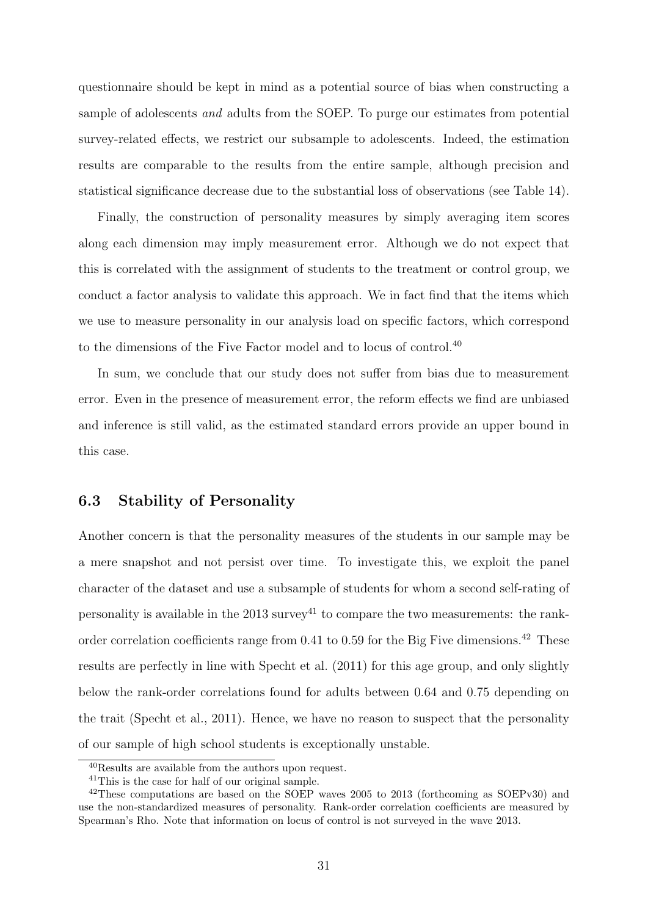questionnaire should be kept in mind as a potential source of bias when constructing a sample of adolescents *and* adults from the SOEP. To purge our estimates from potential survey-related effects, we restrict our subsample to adolescents. Indeed, the estimation results are comparable to the results from the entire sample, although precision and statistical significance decrease due to the substantial loss of observations (see Table 14).

Finally, the construction of personality measures by simply averaging item scores along each dimension may imply measurement error. Although we do not expect that this is correlated with the assignment of students to the treatment or control group, we conduct a factor analysis to validate this approach. We in fact find that the items which we use to measure personality in our analysis load on specific factors, which correspond to the dimensions of the Five Factor model and to locus of control.[40]

In sum, we conclude that our study does not suffer from bias due to measurement error. Even in the presence of measurement error, the reform effects we find are unbiased and inference is still valid, as the estimated standard errors provide an upper bound in this case.

### 6.3 Stability of Personality

Another concern is that the personality measures of the students in our sample may be a mere snapshot and not persist over time. To investigate this, we exploit the panel character of the dataset and use a subsample of students for whom a second self-rating of personality is available in the 2013 survey[41] to compare the two measurements: the rank-order correlation coefficients range from 0.41 to 0.59 for the Big Five dimensions.[42] These results are perfectly in line with Specht et al. (2011) for this age group, and only slightly below the rank-order correlations found for adults between 0.64 and 0.75 depending on the trait (Specht et al., 2011). Hence, we have no reason to suspect that the personality of our sample of high school students is exceptionally unstable.

[40] Results are available from the authors upon request.

[41] This is the case for half of our original sample.

[42] These computations are based on the SOEP waves 2005 to 2013 (forthcoming as SOEPv30) and use the non-standardized measures of personality. Rank-order correlation coefficients are measured by Spearman's Rho. Note that information on locus of control is not surveyed in the wave 2013.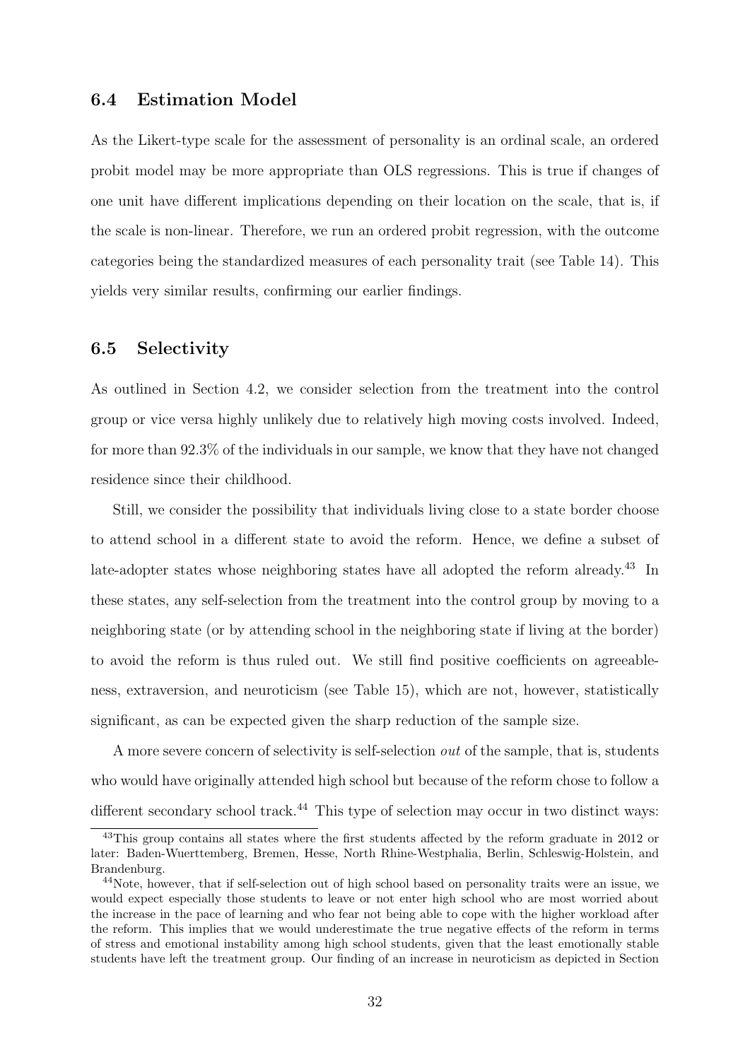### 6.4 Estimation Model

As the Likert-type scale for the assessment of personality is an ordinal scale, an ordered probit model may be more appropriate than OLS regressions. This is true if changes of one unit have different implications depending on their location on the scale, that is, if the scale is non-linear. Therefore, we run an ordered probit regression, with the outcome categories being the standardized measures of each personality trait (see Table 14). This yields very similar results, confirming our earlier findings.

### 6.5 Selectivity

As outlined in Section 4.2, we consider selection from the treatment into the control group or vice versa highly unlikely due to relatively high moving costs involved. Indeed, for more than 92.3% of the individuals in our sample, we know that they have not changed residence since their childhood.

Still, we consider the possibility that individuals living close to a state border choose to attend school in a different state to avoid the reform. Hence, we define a subset of late-adopter states whose neighboring states have all adopted the reform already.[43] In these states, any self-selection from the treatment into the control group by moving to a neighboring state (or by attending school in the neighboring state if living at the border) to avoid the reform is thus ruled out. We still find positive coefficients on agreeableness, extraversion, and neuroticism (see Table 15), which are not, however, statistically significant, as can be expected given the sharp reduction of the sample size.

A more severe concern of selectivity is self-selection *out* of the sample, that is, students who would have originally attended high school but because of the reform chose to follow a different secondary school track.[44] This type of selection may occur in two distinct ways:

[43] This group contains all states where the first students affected by the reform graduate in 2012 or later: Baden-Wuerttemberg, Bremen, Hesse, North Rhine-Westphalia, Berlin, Schleswig-Holstein, and Brandenburg.

[44] Note, however, that if self-selection out of high school based on personality traits were an issue, we would expect especially those students to leave or not enter high school who are most worried about the increase in the pace of learning and who fear not being able to cope with the higher workload after the reform. This implies that we would underestimate the true negative effects of the reform in terms of stress and emotional instability among high school students, given that the least emotionally stable students have left the treatment group. Our finding of an increase in neuroticism as depicted in Section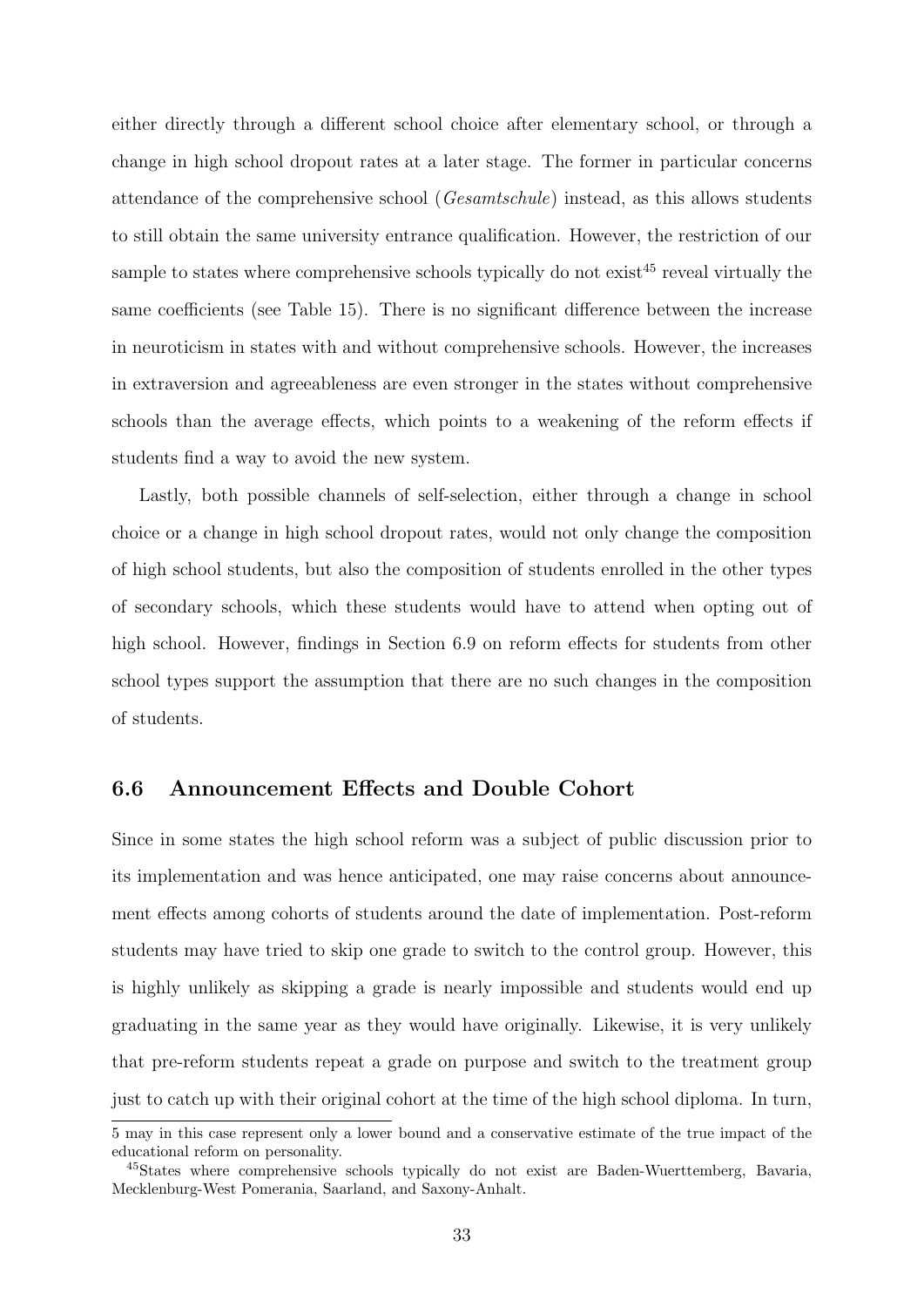either directly through a different school choice after elementary school, or through a change in high school dropout rates at a later stage. The former in particular concerns attendance of the comprehensive school (*Gesamtschule*) instead, as this allows students to still obtain the same university entrance qualification. However, the restriction of our sample to states where comprehensive schools typically do not exist[45] reveal virtually the same coefficients (see Table 15). There is no significant difference between the increase in neuroticism in states with and without comprehensive schools. However, the increases in extraversion and agreeableness are even stronger in the states without comprehensive schools than the average effects, which points to a weakening of the reform effects if students find a way to avoid the new system.

Lastly, both possible channels of self-selection, either through a change in school choice or a change in high school dropout rates, would not only change the composition of high school students, but also the composition of students enrolled in the other types of secondary schools, which these students would have to attend when opting out of high school. However, findings in Section 6.9 on reform effects for students from other school types support the assumption that there are no such changes in the composition of students.

## 6.6 Announcement Effects and Double Cohort

Since in some states the high school reform was a subject of public discussion prior to its implementation and was hence anticipated, one may raise concerns about announcement effects among cohorts of students around the date of implementation. Post-reform students may have tried to skip one grade to switch to the control group. However, this is highly unlikely as skipping a grade is nearly impossible and students would end up graduating in the same year as they would have originally. Likewise, it is very unlikely that pre-reform students repeat a grade on purpose and switch to the treatment group just to catch up with their original cohort at the time of the high school diploma. In turn,

5 may in this case represent only a lower bound and a conservative estimate of the true impact of the educational reform on personality.

[45] States where comprehensive schools typically do not exist are Baden-Wuerttemberg, Bavaria, Mecklenburg-West Pomerania, Saarland, and Saxony-Anhalt.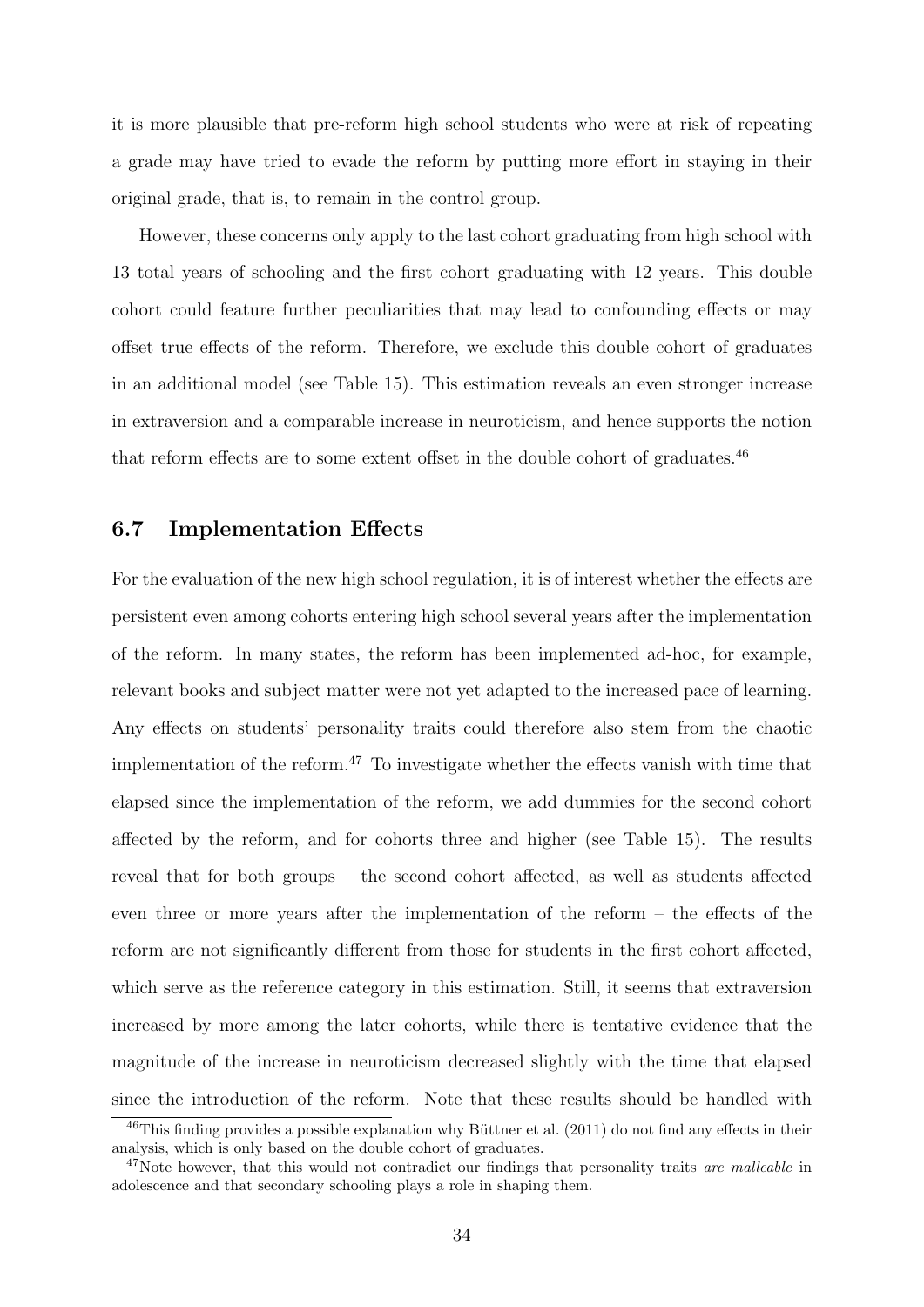it is more plausible that pre-reform high school students who were at risk of repeating a grade may have tried to evade the reform by putting more effort in staying in their original grade, that is, to remain in the control group.

However, these concerns only apply to the last cohort graduating from high school with 13 total years of schooling and the first cohort graduating with 12 years. This double cohort could feature further peculiarities that may lead to confounding effects or may offset true effects of the reform. Therefore, we exclude this double cohort of graduates in an additional model (see Table 15). This estimation reveals an even stronger increase in extraversion and a comparable increase in neuroticism, and hence supports the notion that reform effects are to some extent offset in the double cohort of graduates.[46]

### 6.7 Implementation Effects

For the evaluation of the new high school regulation, it is of interest whether the effects are persistent even among cohorts entering high school several years after the implementation of the reform. In many states, the reform has been implemented ad-hoc, for example, relevant books and subject matter were not yet adapted to the increased pace of learning. Any effects on students' personality traits could therefore also stem from the chaotic implementation of the reform.[47] To investigate whether the effects vanish with time that elapsed since the implementation of the reform, we add dummies for the second cohort affected by the reform, and for cohorts three and higher (see Table 15). The results reveal that for both groups – the second cohort affected, as well as students affected even three or more years after the implementation of the reform – the effects of the reform are not significantly different from those for students in the first cohort affected, which serve as the reference category in this estimation. Still, it seems that extraversion increased by more among the later cohorts, while there is tentative evidence that the magnitude of the increase in neuroticism decreased slightly with the time that elapsed since the introduction of the reform. Note that these results should be handled with

[46] This finding provides a possible explanation why Büttner et al. (2011) do not find any effects in their analysis, which is only based on the double cohort of graduates.

[47] Note however, that this would not contradict our findings that personality traits *are malleable* in adolescence and that secondary schooling plays a role in shaping them.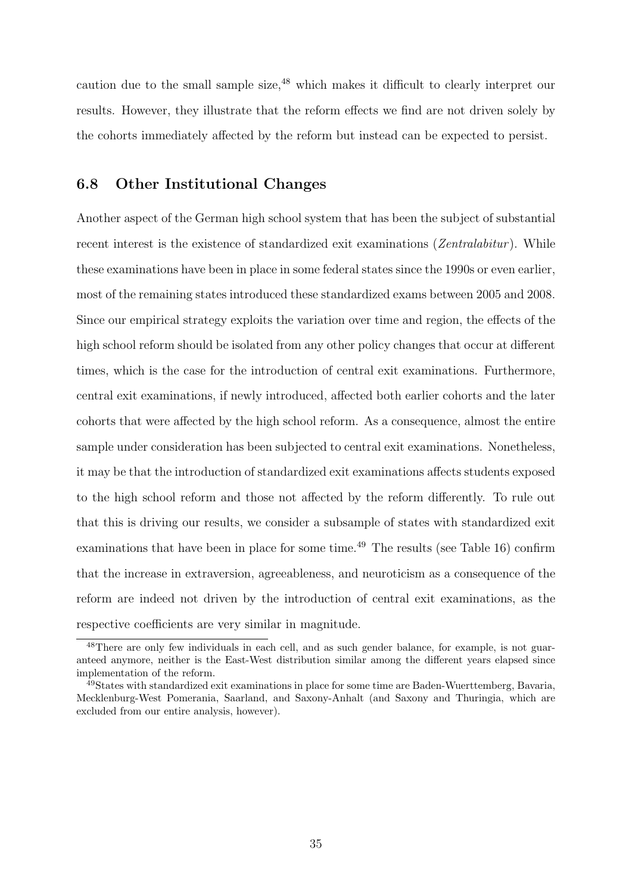caution due to the small sample size,[48] which makes it difficult to clearly interpret our results. However, they illustrate that the reform effects we find are not driven solely by the cohorts immediately affected by the reform but instead can be expected to persist.

### 6.8 Other Institutional Changes

Another aspect of the German high school system that has been the subject of substantial recent interest is the existence of standardized exit examinations (*Zentralabitur*). While these examinations have been in place in some federal states since the 1990s or even earlier, most of the remaining states introduced these standardized exams between 2005 and 2008. Since our empirical strategy exploits the variation over time and region, the effects of the high school reform should be isolated from any other policy changes that occur at different times, which is the case for the introduction of central exit examinations. Furthermore, central exit examinations, if newly introduced, affected both earlier cohorts and the later cohorts that were affected by the high school reform. As a consequence, almost the entire sample under consideration has been subjected to central exit examinations. Nonetheless, it may be that the introduction of standardized exit examinations affects students exposed to the high school reform and those not affected by the reform differently. To rule out that this is driving our results, we consider a subsample of states with standardized exit examinations that have been in place for some time.[49] The results (see Table 16) confirm that the increase in extraversion, agreeableness, and neuroticism as a consequence of the reform are indeed not driven by the introduction of central exit examinations, as the respective coefficients are very similar in magnitude.

[48] There are only few individuals in each cell, and as such gender balance, for example, is not guaranteed anymore, neither is the East-West distribution similar among the different years elapsed since implementation of the reform.

[49] States with standardized exit examinations in place for some time are Baden-Wuerttemberg, Bavaria, Mecklenburg-West Pomerania, Saarland, and Saxony-Anhalt (and Saxony and Thuringia, which are excluded from our entire analysis, however).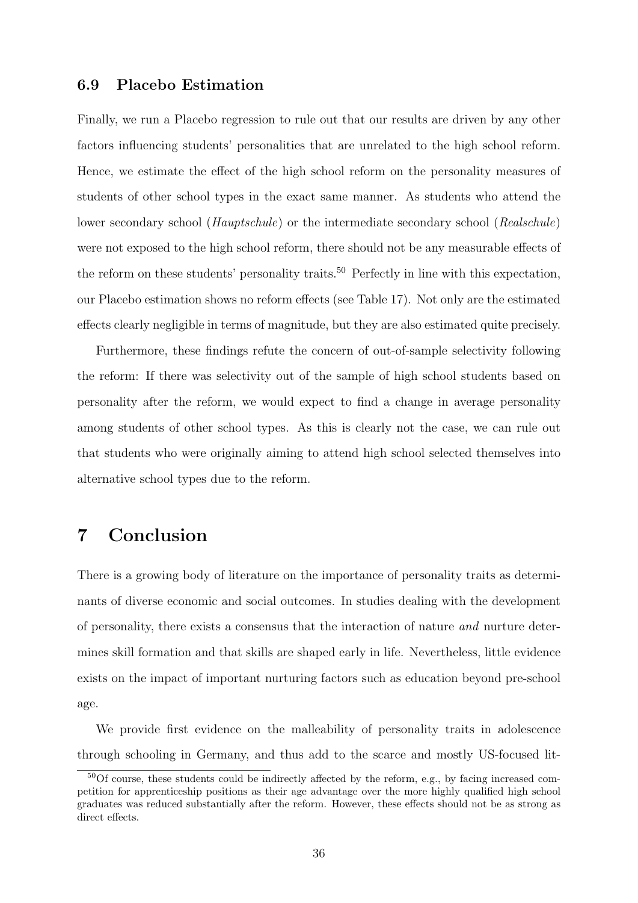### 6.9 Placebo Estimation

Finally, we run a Placebo regression to rule out that our results are driven by any other factors influencing students' personalities that are unrelated to the high school reform. Hence, we estimate the effect of the high school reform on the personality measures of students of other school types in the exact same manner. As students who attend the lower secondary school (*Hauptschule*) or the intermediate secondary school (*Realschule*) were not exposed to the high school reform, there should not be any measurable effects of the reform on these students' personality traits.[50] Perfectly in line with this expectation, our Placebo estimation shows no reform effects (see Table 17). Not only are the estimated effects clearly negligible in terms of magnitude, but they are also estimated quite precisely.

Furthermore, these findings refute the concern of out-of-sample selectivity following the reform: If there was selectivity out of the sample of high school students based on personality after the reform, we would expect to find a change in average personality among students of other school types. As this is clearly not the case, we can rule out that students who were originally aiming to attend high school selected themselves into alternative school types due to the reform.

## 7 Conclusion

There is a growing body of literature on the importance of personality traits as determinants of diverse economic and social outcomes. In studies dealing with the development of personality, there exists a consensus that the interaction of nature *and* nurture determines skill formation and that skills are shaped early in life. Nevertheless, little evidence exists on the impact of important nurturing factors such as education beyond pre-school age.

We provide first evidence on the malleability of personality traits in adolescence through schooling in Germany, and thus add to the scarce and mostly US-focused lit-

[50] Of course, these students could be indirectly affected by the reform, e.g., by facing increased competition for apprenticeship positions as their age advantage over the more highly qualified high school graduates was reduced substantially after the reform. However, these effects should not be as strong as direct effects.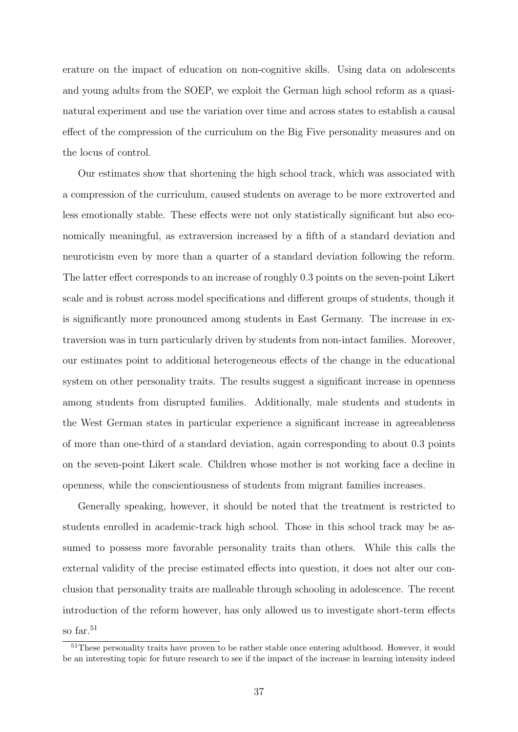erature on the impact of education on non-cognitive skills. Using data on adolescents and young adults from the SOEP, we exploit the German high school reform as a quasi-natural experiment and use the variation over time and across states to establish a causal effect of the compression of the curriculum on the Big Five personality measures and on the locus of control.

Our estimates show that shortening the high school track, which was associated with a compression of the curriculum, caused students on average to be more extroverted and less emotionally stable. These effects were not only statistically significant but also economically meaningful, as extraversion increased by a fifth of a standard deviation and neuroticism even by more than a quarter of a standard deviation following the reform. The latter effect corresponds to an increase of roughly 0.3 points on the seven-point Likert scale and is robust across model specifications and different groups of students, though it is significantly more pronounced among students in East Germany. The increase in extraversion was in turn particularly driven by students from non-intact families. Moreover, our estimates point to additional heterogeneous effects of the change in the educational system on other personality traits. The results suggest a significant increase in openness among students from disrupted families. Additionally, male students and students in the West German states in particular experience a significant increase in agreeableness of more than one-third of a standard deviation, again corresponding to about 0.3 points on the seven-point Likert scale. Children whose mother is not working face a decline in openness, while the conscientiousness of students from migrant families increases.

Generally speaking, however, it should be noted that the treatment is restricted to students enrolled in academic-track high school. Those in this school track may be assumed to possess more favorable personality traits than others. While this calls the external validity of the precise estimated effects into question, it does not alter our conclusion that personality traits are malleable through schooling in adolescence. The recent introduction of the reform however, has only allowed us to investigate short-term effects so far.[51]

[51] These personality traits have proven to be rather stable once entering adulthood. However, it would be an interesting topic for future research to see if the impact of the increase in learning intensity indeed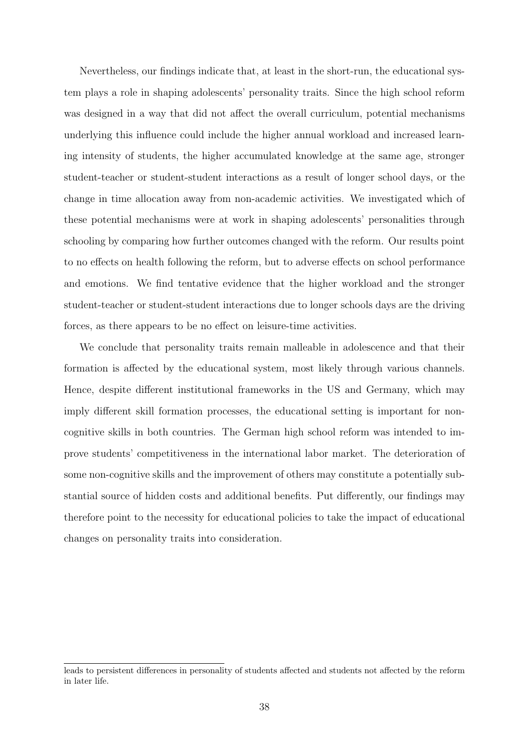Nevertheless, our findings indicate that, at least in the short-run, the educational system plays a role in shaping adolescents' personality traits. Since the high school reform was designed in a way that did not affect the overall curriculum, potential mechanisms underlying this influence could include the higher annual workload and increased learning intensity of students, the higher accumulated knowledge at the same age, stronger student-teacher or student-student interactions as a result of longer school days, or the change in time allocation away from non-academic activities. We investigated which of these potential mechanisms were at work in shaping adolescents' personalities through schooling by comparing how further outcomes changed with the reform. Our results point to no effects on health following the reform, but to adverse effects on school performance and emotions. We find tentative evidence that the higher workload and the stronger student-teacher or student-student interactions due to longer schools days are the driving forces, as there appears to be no effect on leisure-time activities.

We conclude that personality traits remain malleable in adolescence and that their formation is affected by the educational system, most likely through various channels. Hence, despite different institutional frameworks in the US and Germany, which may imply different skill formation processes, the educational setting is important for non-cognitive skills in both countries. The German high school reform was intended to improve students' competitiveness in the international labor market. The deterioration of some non-cognitive skills and the improvement of others may constitute a potentially substantial source of hidden costs and additional benefits. Put differently, our findings may therefore point to the necessity for educational policies to take the impact of educational changes on personality traits into consideration.

leads to persistent differences in personality of students affected and students not affected by the reform in later life.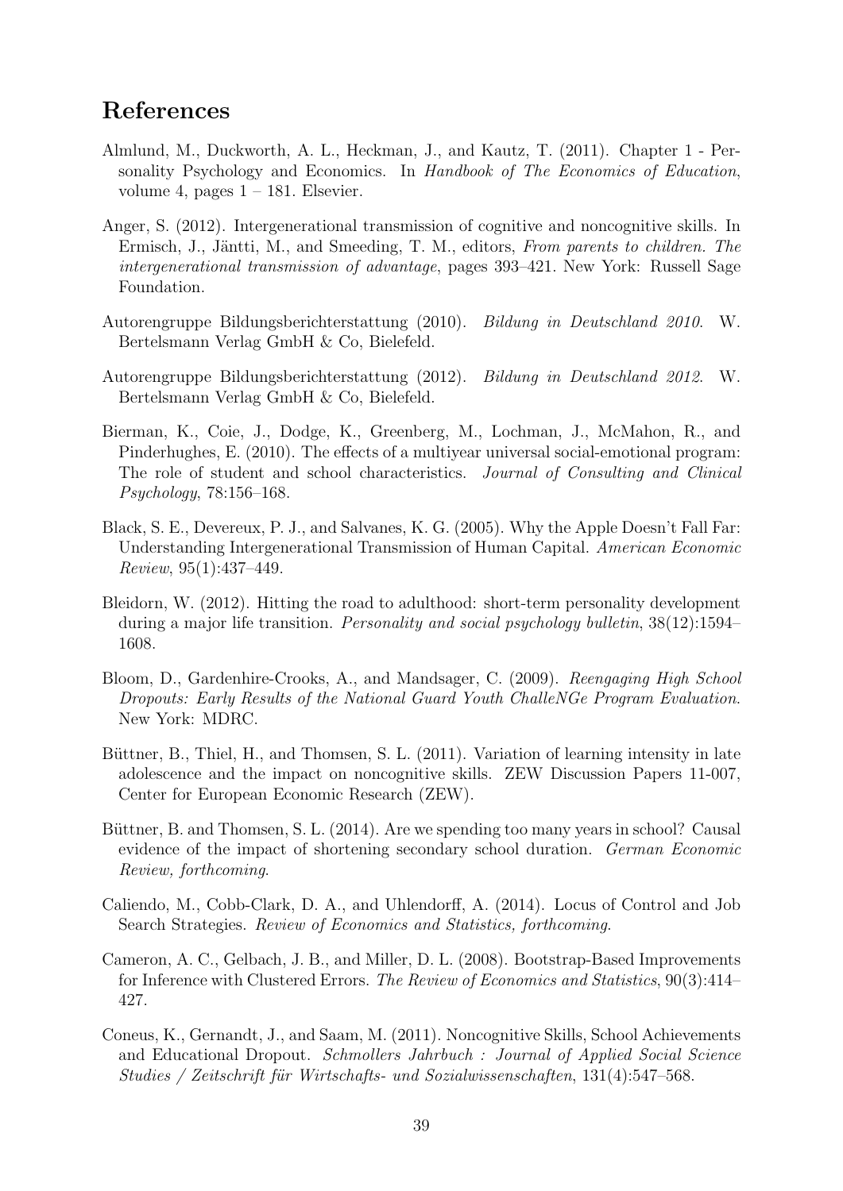# References

Almlund, M., Duckworth, A. L., Heckman, J., and Kautz, T. (2011). Chapter 1 - Personality Psychology and Economics. In *Handbook of The Economics of Education*, volume 4, pages 1 – 181. Elsevier.

Anger, S. (2012). Intergenerational transmission of cognitive and noncognitive skills. In Ermisch, J., Jäntti, M., and Smeeding, T. M., editors, *From parents to children. The intergenerational transmission of advantage*, pages 393–421. New York: Russell Sage Foundation.

Autorengruppe Bildungsberichterstattung (2010). *Bildung in Deutschland 2010*. W. Bertelsmann Verlag GmbH & Co, Bielefeld.

Autorengruppe Bildungsberichterstattung (2012). *Bildung in Deutschland 2012*. W. Bertelsmann Verlag GmbH & Co, Bielefeld.

Bierman, K., Coie, J., Dodge, K., Greenberg, M., Lochman, J., McMahon, R., and Pinderhughes, E. (2010). The effects of a multiyear universal social-emotional program: The role of student and school characteristics. *Journal of Consulting and Clinical Psychology*, 78:156–168.

Black, S. E., Devereux, P. J., and Salvanes, K. G. (2005). Why the Apple Doesn't Fall Far: Understanding Intergenerational Transmission of Human Capital. *American Economic Review*, 95(1):437–449.

Bleidorn, W. (2012). Hitting the road to adulthood: short-term personality development during a major life transition. *Personality and social psychology bulletin*, 38(12):1594–1608.

Bloom, D., Gardenhire-Crooks, A., and Mandsager, C. (2009). *Reengaging High School Dropouts: Early Results of the National Guard Youth ChalleNGe Program Evaluation*. New York: MDRC.

Büttner, B., Thiel, H., and Thomsen, S. L. (2011). Variation of learning intensity in late adolescence and the impact on noncognitive skills. ZEW Discussion Papers 11-007, Center for European Economic Research (ZEW).

Büttner, B. and Thomsen, S. L. (2014). Are we spending too many years in school? Causal evidence of the impact of shortening secondary school duration. *German Economic Review, forthcoming*.

Caliendo, M., Cobb-Clark, D. A., and Uhlendorff, A. (2014). Locus of Control and Job Search Strategies. *Review of Economics and Statistics, forthcoming*.

Cameron, A. C., Gelbach, J. B., and Miller, D. L. (2008). Bootstrap-Based Improvements for Inference with Clustered Errors. *The Review of Economics and Statistics*, 90(3):414–427.

Coneus, K., Gernandt, J., and Saam, M. (2011). Noncognitive Skills, School Achievements and Educational Dropout. *Schmollers Jahrbuch : Journal of Applied Social Science Studies / Zeitschrift für Wirtschafts- und Sozialwissenschaften*, 131(4):547–568.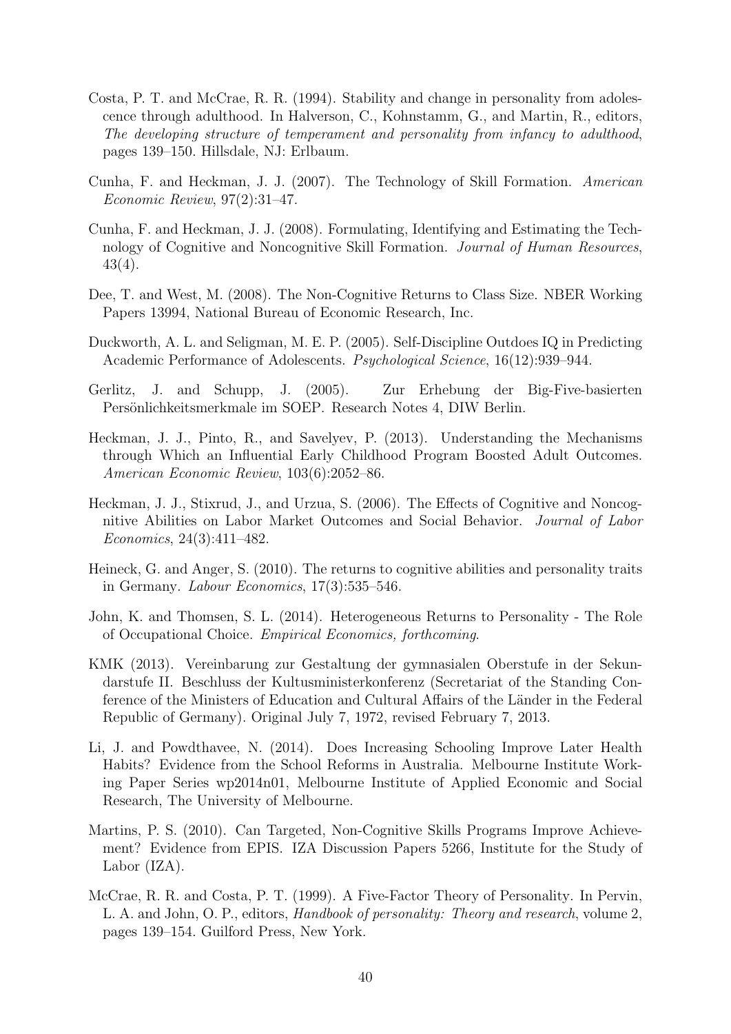Costa, P. T. and McCrae, R. R. (1994). Stability and change in personality from adolescence through adulthood. In Halverson, C., Kohnstamm, G., and Martin, R., editors, *The developing structure of temperament and personality from infancy to adulthood*, pages 139–150. Hillsdale, NJ: Erlbaum.

Cunha, F. and Heckman, J. J. (2007). The Technology of Skill Formation. *American Economic Review*, 97(2):31–47.

Cunha, F. and Heckman, J. J. (2008). Formulating, Identifying and Estimating the Technology of Cognitive and Noncognitive Skill Formation. *Journal of Human Resources*, 43(4).

Dee, T. and West, M. (2008). The Non-Cognitive Returns to Class Size. NBER Working Papers 13994, National Bureau of Economic Research, Inc.

Duckworth, A. L. and Seligman, M. E. P. (2005). Self-Discipline Outdoes IQ in Predicting Academic Performance of Adolescents. *Psychological Science*, 16(12):939–944.

Gerlitz, J. and Schupp, J. (2005). Zur Erhebung der Big-Five-basierten Persönlichkeitsmerkmale im SOEP. Research Notes 4, DIW Berlin.

Heckman, J. J., Pinto, R., and Savelyev, P. (2013). Understanding the Mechanisms through Which an Influential Early Childhood Program Boosted Adult Outcomes. *American Economic Review*, 103(6):2052–86.

Heckman, J. J., Stixrud, J., and Urzua, S. (2006). The Effects of Cognitive and Noncognitive Abilities on Labor Market Outcomes and Social Behavior. *Journal of Labor Economics*, 24(3):411–482.

Heineck, G. and Anger, S. (2010). The returns to cognitive abilities and personality traits in Germany. *Labour Economics*, 17(3):535–546.

John, K. and Thomsen, S. L. (2014). Heterogeneous Returns to Personality - The Role of Occupational Choice. *Empirical Economics, forthcoming*.

KMK (2013). Vereinbarung zur Gestaltung der gymnasialen Oberstufe in der Sekundarstufe II. Beschluss der Kultusministerkonferenz (Secretariat of the Standing Conference of the Ministers of Education and Cultural Affairs of the Länder in the Federal Republic of Germany). Original July 7, 1972, revised February 7, 2013.

Li, J. and Powdthavee, N. (2014). Does Increasing Schooling Improve Later Health Habits? Evidence from the School Reforms in Australia. Melbourne Institute Working Paper Series wp2014n01, Melbourne Institute of Applied Economic and Social Research, The University of Melbourne.

Martins, P. S. (2010). Can Targeted, Non-Cognitive Skills Programs Improve Achievement? Evidence from EPIS. IZA Discussion Papers 5266, Institute for the Study of Labor (IZA).

McCrae, R. R. and Costa, P. T. (1999). A Five-Factor Theory of Personality. In Pervin, L. A. and John, O. P., editors, *Handbook of personality: Theory and research*, volume 2, pages 139–154. Guilford Press, New York.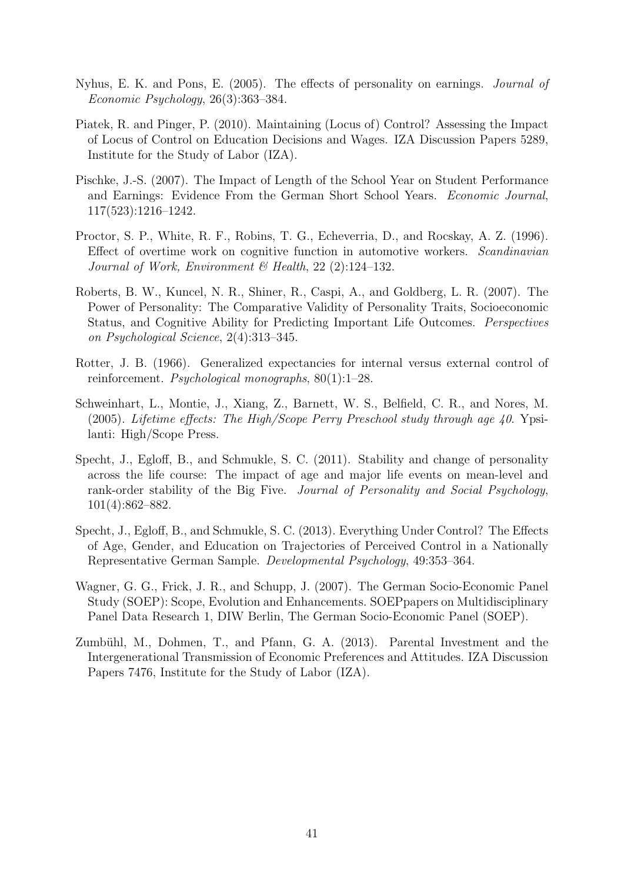Nyhus, E. K. and Pons, E. (2005). The effects of personality on earnings. *Journal of Economic Psychology*, 26(3):363–384.

Piatek, R. and Pinger, P. (2010). Maintaining (Locus of) Control? Assessing the Impact of Locus of Control on Education Decisions and Wages. IZA Discussion Papers 5289, Institute for the Study of Labor (IZA).

Pischke, J.-S. (2007). The Impact of Length of the School Year on Student Performance and Earnings: Evidence From the German Short School Years. *Economic Journal*, 117(523):1216–1242.

Proctor, S. P., White, R. F., Robins, T. G., Echeverria, D., and Rocskay, A. Z. (1996). Effect of overtime work on cognitive function in automotive workers. *Scandinavian Journal of Work, Environment & Health*, 22 (2):124–132.

Roberts, B. W., Kuncel, N. R., Shiner, R., Caspi, A., and Goldberg, L. R. (2007). The Power of Personality: The Comparative Validity of Personality Traits, Socioeconomic Status, and Cognitive Ability for Predicting Important Life Outcomes. *Perspectives on Psychological Science*, 2(4):313–345.

Rotter, J. B. (1966). Generalized expectancies for internal versus external control of reinforcement. *Psychological monographs*, 80(1):1–28.

Schweinhart, L., Montie, J., Xiang, Z., Barnett, W. S., Belfield, C. R., and Nores, M. (2005). *Lifetime effects: The High/Scope Perry Preschool study through age 40*. Ypsilanti: High/Scope Press.

Specht, J., Egloff, B., and Schmukle, S. C. (2011). Stability and change of personality across the life course: The impact of age and major life events on mean-level and rank-order stability of the Big Five. *Journal of Personality and Social Psychology*, 101(4):862–882.

Specht, J., Egloff, B., and Schmukle, S. C. (2013). Everything Under Control? The Effects of Age, Gender, and Education on Trajectories of Perceived Control in a Nationally Representative German Sample. *Developmental Psychology*, 49:353–364.

Wagner, G. G., Frick, J. R., and Schupp, J. (2007). The German Socio-Economic Panel Study (SOEP): Scope, Evolution and Enhancements. SOEPpapers on Multidisciplinary Panel Data Research 1, DIW Berlin, The German Socio-Economic Panel (SOEP).

Zumbühl, M., Dohmen, T., and Pfann, G. A. (2013). Parental Investment and the Intergenerational Transmission of Economic Preferences and Attitudes. IZA Discussion Papers 7476, Institute for the Study of Labor (IZA).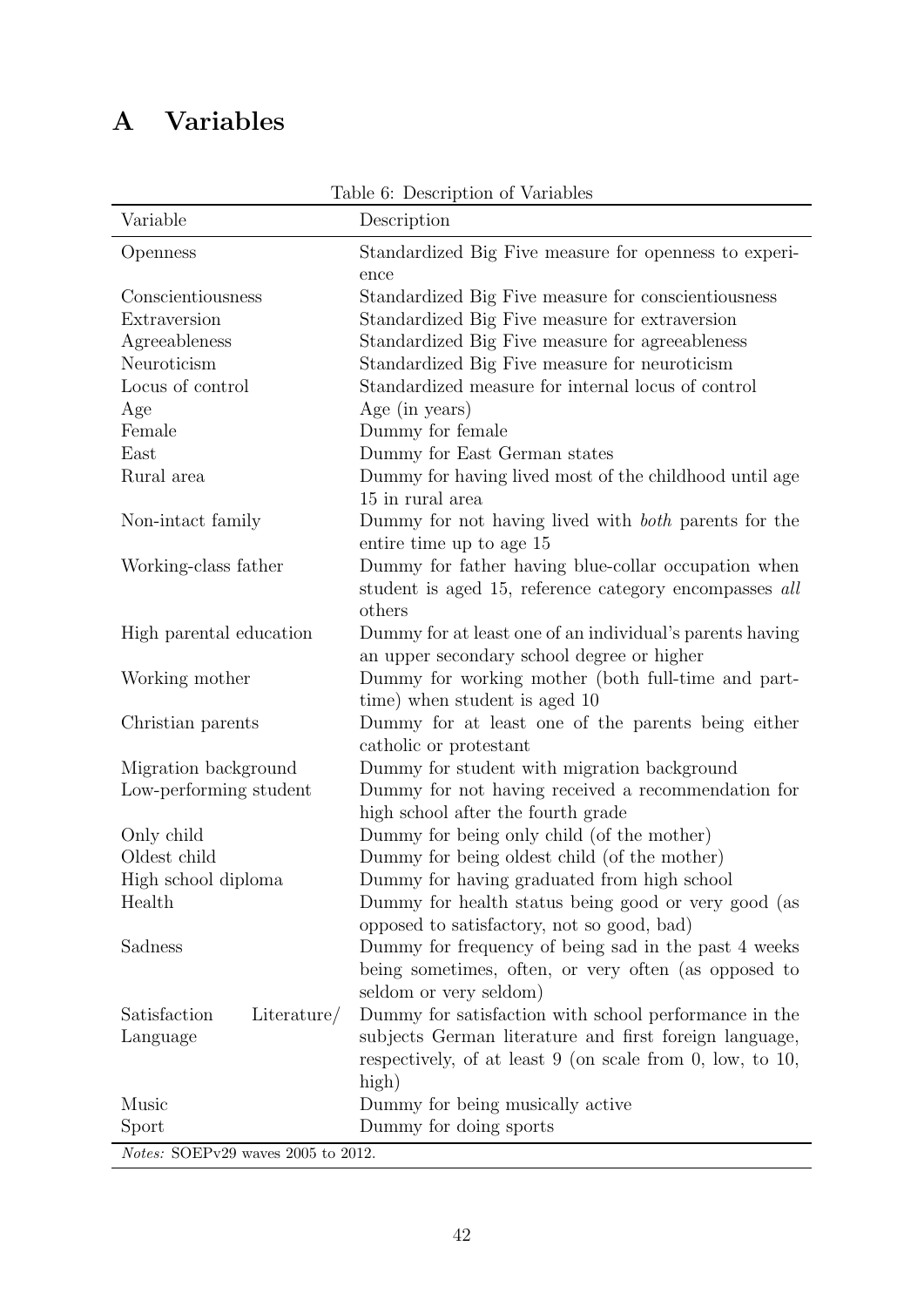# A Variables

Table 6: Description of Variables

| Variable | Description |
|---|---|
| Openness | Standardized Big Five measure for openness to experience |
| Conscientiousness | Standardized Big Five measure for conscientiousness |
| Extraversion | Standardized Big Five measure for extraversion |
| Agreeableness | Standardized Big Five measure for agreeableness |
| Neuroticism | Standardized Big Five measure for neuroticism |
| Locus of control | Standardized measure for internal locus of control |
| Age | Age (in years) |
| Female | Dummy for female |
| East | Dummy for East German states |
| Rural area | Dummy for having lived most of the childhood until age 15 in rural area |
| Non-intact family | Dummy for not having lived with *both* parents for the entire time up to age 15 |
| Working-class father | Dummy for father having blue-collar occupation when student is aged 15, reference category encompasses *all* others |
| High parental education | Dummy for at least one of an individual's parents having an upper secondary school degree or higher |
| Working mother | Dummy for working mother (both full-time and part-time) when student is aged 10 |
| Christian parents | Dummy for at least one of the parents being either catholic or protestant |
| Migration background | Dummy for student with migration background |
| Low-performing student | Dummy for not having received a recommendation for high school after the fourth grade |
| Only child | Dummy for being only child (of the mother) |
| Oldest child | Dummy for being oldest child (of the mother) |
| High school diploma | Dummy for having graduated from high school |
| Health | Dummy for health status being good or very good (as opposed to satisfactory, not so good, bad) |
| Sadness | Dummy for frequency of being sad in the past 4 weeks being sometimes, often, or very often (as opposed to seldom or very seldom) |
| Satisfaction Literature/ Language | Dummy for satisfaction with school performance in the subjects German literature and first foreign language, respectively, of at least 9 (on scale from 0, low, to 10, high) |
| Music | Dummy for being musically active |
| Sport | Dummy for doing sports |

*Notes:* SOEPv29 waves 2005 to 2012.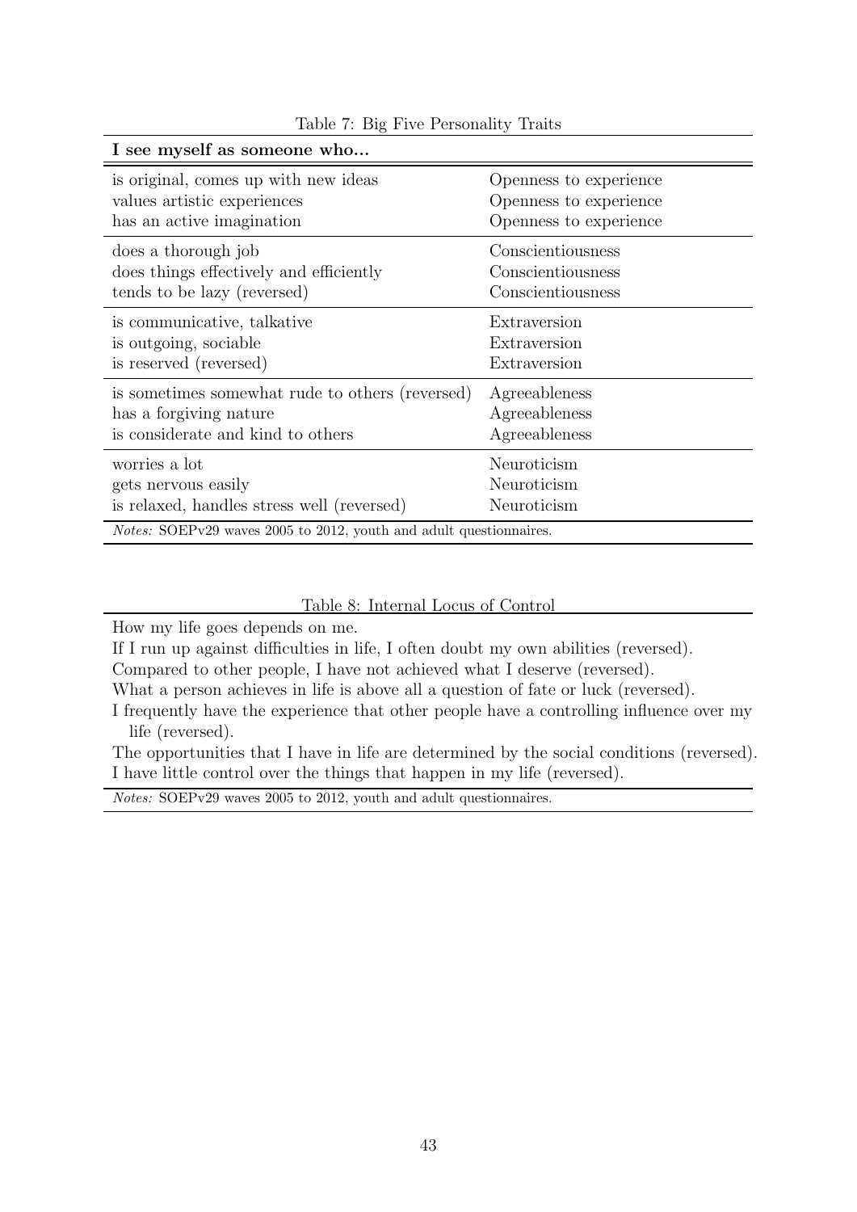Table 7: Big Five Personality Traits

| I see myself as someone who... | |
|---|---|
| is original, comes up with new ideas | Openness to experience |
| values artistic experiences | Openness to experience |
| has an active imagination | Openness to experience |
| does a thorough job | Conscientiousness |
| does things effectively and efficiently | Conscientiousness |
| tends to be lazy (reversed) | Conscientiousness |
| is communicative, talkative | Extraversion |
| is outgoing, sociable | Extraversion |
| is reserved (reversed) | Extraversion |
| is sometimes somewhat rude to others (reversed) | Agreeableness |
| has a forgiving nature | Agreeableness |
| is considerate and kind to others | Agreeableness |
| worries a lot | Neuroticism |
| gets nervous easily | Neuroticism |
| is relaxed, handles stress well (reversed) | Neuroticism |

*Notes:* SOEPv29 waves 2005 to 2012, youth and adult questionnaires.

Table 8: Internal Locus of Control

| |
|---|
| How my life goes depends on me. |
| If I run up against difficulties in life, I often doubt my own abilities (reversed). |
| Compared to other people, I have not achieved what I deserve (reversed). |
| What a person achieves in life is above all a question of fate or luck (reversed). |
| I frequently have the experience that other people have a controlling influence over my life (reversed). |
| The opportunities that I have in life are determined by the social conditions (reversed). |
| I have little control over the things that happen in my life (reversed). |

*Notes:* SOEPv29 waves 2005 to 2012, youth and adult questionnaires.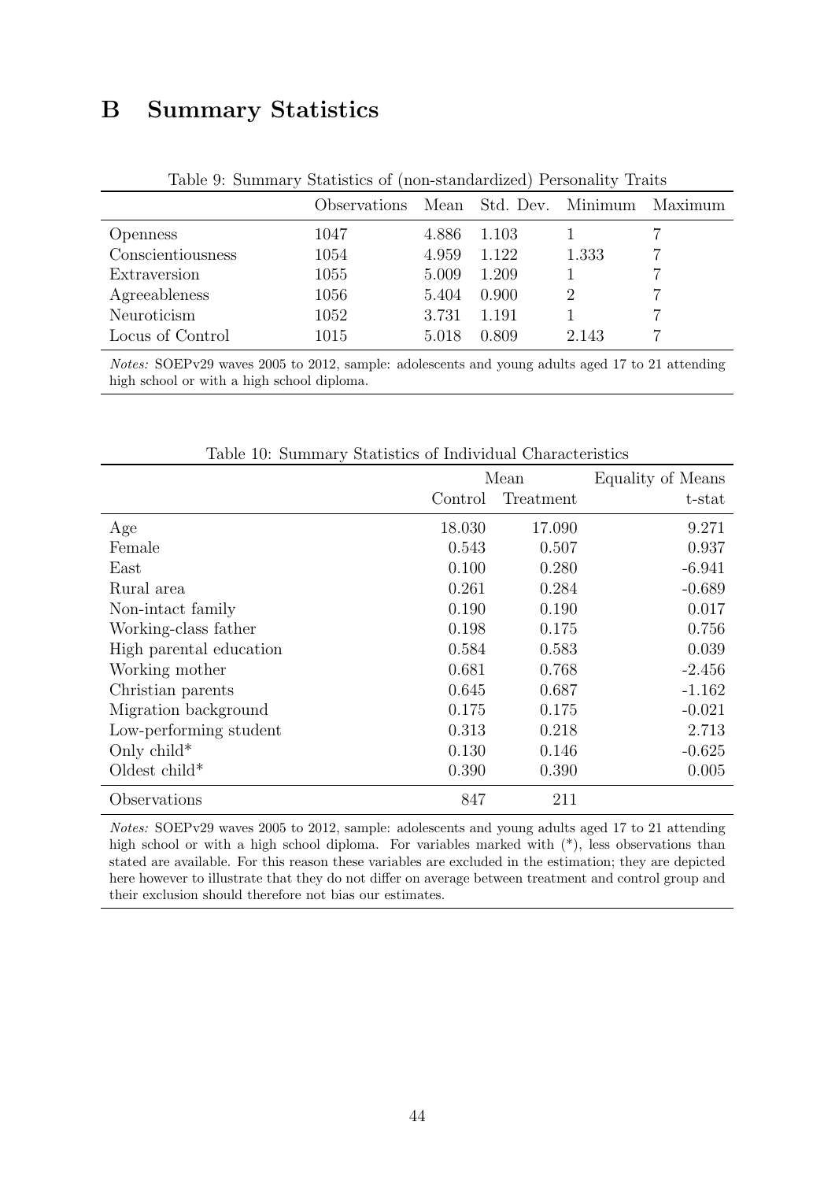## B Summary Statistics

Table 9: Summary Statistics of (non-standardized) Personality Traits

| | Observations | Mean | Std. Dev. | Minimum | Maximum |
|---|---|---|---|---|---|
| Openness | 1047 | 4.886 | 1.103 | 1 | 7 |
| Conscientiousness | 1054 | 4.959 | 1.122 | 1.333 | 7 |
| Extraversion | 1055 | 5.009 | 1.209 | 1 | 7 |
| Agreeableness | 1056 | 5.404 | 0.900 | 2 | 7 |
| Neuroticism | 1052 | 3.731 | 1.191 | 1 | 7 |
| Locus of Control | 1015 | 5.018 | 0.809 | 2.143 | 7 |

*Notes:* SOEPv29 waves 2005 to 2012, sample: adolescents and young adults aged 17 to 21 attending high school or with a high school diploma.

Table 10: Summary Statistics of Individual Characteristics

| | Mean | | Equality of Means |
|---|---|---|---|
| | Control | Treatment | t-stat |
| Age | 18.030 | 17.090 | 9.271 |
| Female | 0.543 | 0.507 | 0.937 |
| East | 0.100 | 0.280 | -6.941 |
| Rural area | 0.261 | 0.284 | -0.689 |
| Non-intact family | 0.190 | 0.190 | 0.017 |
| Working-class father | 0.198 | 0.175 | 0.756 |
| High parental education | 0.584 | 0.583 | 0.039 |
| Working mother | 0.681 | 0.768 | -2.456 |
| Christian parents | 0.645 | 0.687 | -1.162 |
| Migration background | 0.175 | 0.175 | -0.021 |
| Low-performing student | 0.313 | 0.218 | 2.713 |
| Only child* | 0.130 | 0.146 | -0.625 |
| Oldest child* | 0.390 | 0.390 | 0.005 |
| Observations | 847 | 211 | |

*Notes:* SOEPv29 waves 2005 to 2012, sample: adolescents and young adults aged 17 to 21 attending high school or with a high school diploma. For variables marked with (*), less observations than stated are available. For this reason these variables are excluded in the estimation; they are depicted here however to illustrate that they do not differ on average between treatment and control group and their exclusion should therefore not bias our estimates.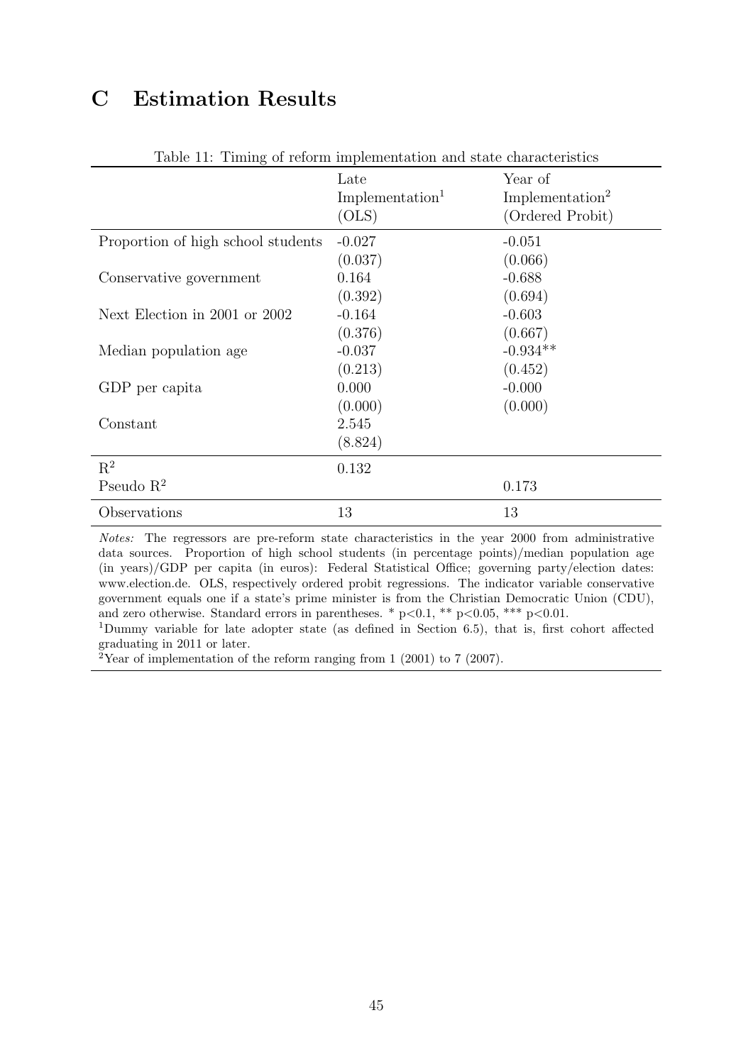# C Estimation Results

Table 11: Timing of reform implementation and state characteristics

| | Late Implementation[1] (OLS) | Year of Implementation[2] (Ordered Probit) |
|---|---|---|
| Proportion of high school students | -0.027 | -0.051 |
| | (0.037) | (0.066) |
| Conservative government | 0.164 | -0.688 |
| | (0.392) | (0.694) |
| Next Election in 2001 or 2002 | -0.164 | -0.603 |
| | (0.376) | (0.667) |
| Median population age | -0.037 | -0.934** |
| | (0.213) | (0.452) |
| GDP per capita | 0.000 | -0.000 |
| | (0.000) | (0.000) |
| Constant | 2.545 | |
| | (8.824) | |
| $R^2$ | 0.132 | |
| Pseudo $R^2$ | | 0.173 |
| Observations | 13 | 13 |

*Notes:* The regressors are pre-reform state characteristics in the year 2000 from administrative data sources. Proportion of high school students (in percentage points)/median population age (in years)/GDP per capita (in euros): Federal Statistical Office; governing party/election dates: www.election.de. OLS, respectively ordered probit regressions. The indicator variable conservative government equals one if a state's prime minister is from the Christian Democratic Union (CDU), and zero otherwise. Standard errors in parentheses. * $p<0.1$, ** $p<0.05$, *** $p<0.01$.

[1]Dummy variable for late adopter state (as defined in Section 6.5), that is, first cohort affected graduating in 2011 or later.

[2]Year of implementation of the reform ranging from 1 (2001) to 7 (2007).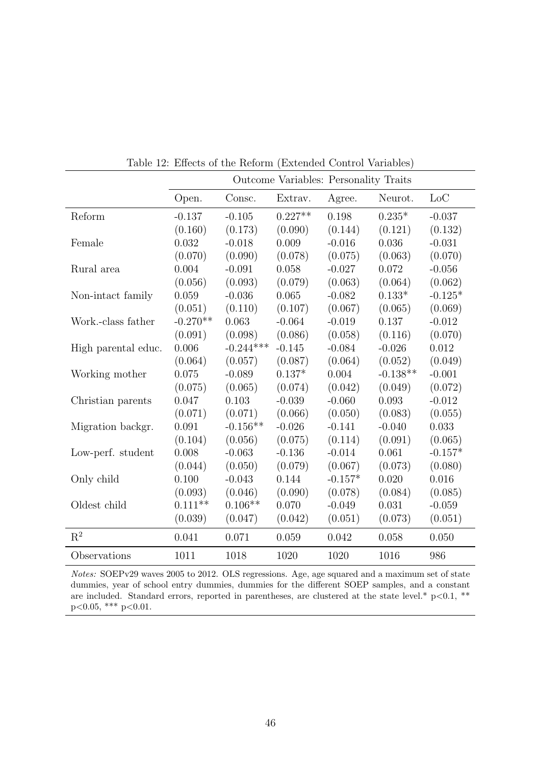Table 12: Effects of the Reform (Extended Control Variables)

| | Outcome Variables: Personality Traits | | | | | |
|---|---|---|---|---|---|---|
| | Open. | Consc. | Extrav. | Agree. | Neurot. | LoC |
| Reform | -0.137 | -0.105 | 0.227** | 0.198 | 0.235* | -0.037 |
| | (0.160) | (0.173) | (0.090) | (0.144) | (0.121) | (0.132) |
| Female | 0.032 | -0.018 | 0.009 | -0.016 | 0.036 | -0.031 |
| | (0.070) | (0.090) | (0.078) | (0.075) | (0.063) | (0.070) |
| Rural area | 0.004 | -0.091 | 0.058 | -0.027 | 0.072 | -0.056 |
| | (0.056) | (0.093) | (0.079) | (0.063) | (0.064) | (0.062) |
| Non-intact family | 0.059 | -0.036 | 0.065 | -0.082 | 0.133* | -0.125* |
| | (0.051) | (0.110) | (0.107) | (0.067) | (0.065) | (0.069) |
| Work.-class father | -0.270** | 0.063 | -0.064 | -0.019 | 0.137 | -0.012 |
| | (0.091) | (0.098) | (0.086) | (0.058) | (0.116) | (0.070) |
| High parental educ. | 0.006 | -0.244*** | -0.145 | -0.084 | -0.026 | 0.012 |
| | (0.064) | (0.057) | (0.087) | (0.064) | (0.052) | (0.049) |
| Working mother | 0.075 | -0.089 | 0.137* | 0.004 | -0.138** | -0.001 |
| | (0.075) | (0.065) | (0.074) | (0.042) | (0.049) | (0.072) |
| Christian parents | 0.047 | 0.103 | -0.039 | -0.060 | 0.093 | -0.012 |
| | (0.071) | (0.071) | (0.066) | (0.050) | (0.083) | (0.055) |
| Migration backgr. | 0.091 | -0.156** | -0.026 | -0.141 | -0.040 | 0.033 |
| | (0.104) | (0.056) | (0.075) | (0.114) | (0.091) | (0.065) |
| Low-perf. student | 0.008 | -0.063 | -0.136 | -0.014 | 0.061 | -0.157* |
| | (0.044) | (0.050) | (0.079) | (0.067) | (0.073) | (0.080) |
| Only child | 0.100 | -0.043 | 0.144 | -0.157* | 0.020 | 0.016 |
| | (0.093) | (0.046) | (0.090) | (0.078) | (0.084) | (0.085) |
| Oldest child | 0.111** | 0.106** | 0.070 | -0.049 | 0.031 | -0.059 |
| | (0.039) | (0.047) | (0.042) | (0.051) | (0.073) | (0.051) |
| $R^2$ | 0.041 | 0.071 | 0.059 | 0.042 | 0.058 | 0.050 |
| Observations | 1011 | 1018 | 1020 | 1020 | 1016 | 986 |

*Notes:* SOEPv29 waves 2005 to 2012. OLS regressions. Age, age squared and a maximum set of state dummies, year of school entry dummies, dummies for the different SOEP samples, and a constant are included. Standard errors, reported in parentheses, are clustered at the state level.* p<0.1, ** p<0.05, *** p<0.01.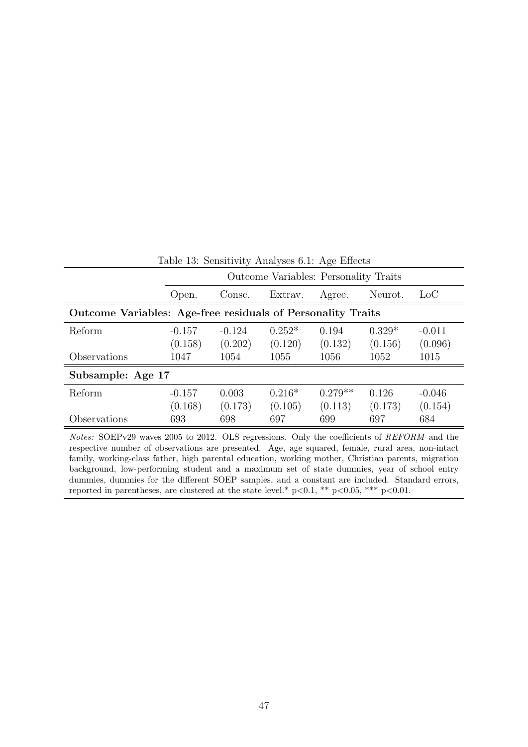Table 13: Sensitivity Analyses 6.1: Age Effects

| | Outcome Variables: Personality Traits | | | | | |
|---|---|---|---|---|---|---|
| | Open. | Consc. | Extrav. | Agree. | Neurot. | LoC |
| **Outcome Variables: Age-free residuals of Personality Traits** | | | | | | |
| Reform | -0.157 | -0.124 | 0.252* | 0.194 | 0.329* | -0.011 |
| | (0.158) | (0.202) | (0.120) | (0.132) | (0.156) | (0.096) |
| Observations | 1047 | 1054 | 1055 | 1056 | 1052 | 1015 |
| **Subsample: Age 17** | | | | | | |
| Reform | -0.157 | 0.003 | 0.216* | 0.279** | 0.126 | -0.046 |
| | (0.168) | (0.173) | (0.105) | (0.113) | (0.173) | (0.154) |
| Observations | 693 | 698 | 697 | 699 | 697 | 684 |

*Notes:* SOEPv29 waves 2005 to 2012. OLS regressions. Only the coefficients of *REFORM* and the respective number of observations are presented. Age, age squared, female, rural area, non-intact family, working-class father, high parental education, working mother, Christian parents, migration background, low-performing student and a maximum set of state dummies, year of school entry dummies, dummies for the different SOEP samples, and a constant are included. Standard errors, reported in parentheses, are clustered at the state level.* p<0.1, ** p<0.05, *** p<0.01.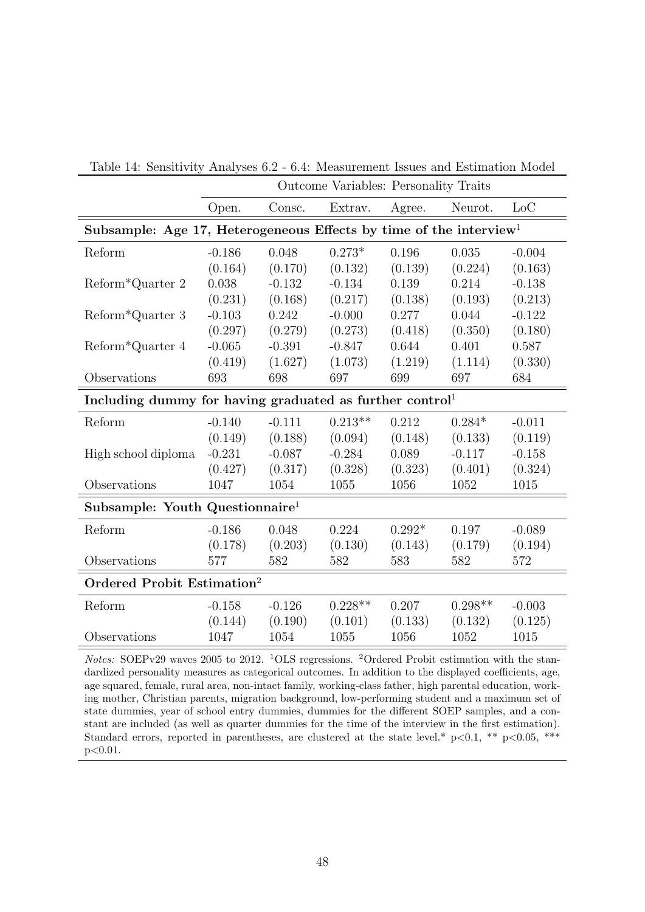Table 14: Sensitivity Analyses 6.2 - 6.4: Measurement Issues and Estimation Model

| | Outcome Variables: Personality Traits | | | | | |
|---|---|---|---|---|---|---|
| | Open. | Consc. | Extrav. | Agree. | Neurot. | LoC |
| **Subsample: Age 17, Heterogeneous Effects by time of the interview**[1] | | | | | | |
| Reform | -0.186 | 0.048 | 0.273* | 0.196 | 0.035 | -0.004 |
| | (0.164) | (0.170) | (0.132) | (0.139) | (0.224) | (0.163) |
| Reform*Quarter 2 | 0.038 | -0.132 | -0.134 | 0.139 | 0.214 | -0.138 |
| | (0.231) | (0.168) | (0.217) | (0.138) | (0.193) | (0.213) |
| Reform*Quarter 3 | -0.103 | 0.242 | -0.000 | 0.277 | 0.044 | -0.122 |
| | (0.297) | (0.279) | (0.273) | (0.418) | (0.350) | (0.180) |
| Reform*Quarter 4 | -0.065 | -0.391 | -0.847 | 0.644 | 0.401 | 0.587 |
| | (0.419) | (1.627) | (1.073) | (1.219) | (1.114) | (0.330) |
| Observations | 693 | 698 | 697 | 699 | 697 | 684 |
| **Including dummy for having graduated as further control**[1] | | | | | | |
| Reform | -0.140 | -0.111 | 0.213** | 0.212 | 0.284* | -0.011 |
| | (0.149) | (0.188) | (0.094) | (0.148) | (0.133) | (0.119) |
| High school diploma | -0.231 | -0.087 | -0.284 | 0.089 | -0.117 | -0.158 |
| | (0.427) | (0.317) | (0.328) | (0.323) | (0.401) | (0.324) |
| Observations | 1047 | 1054 | 1055 | 1056 | 1052 | 1015 |
| **Subsample: Youth Questionnaire**[1] | | | | | | |
| Reform | -0.186 | 0.048 | 0.224 | 0.292* | 0.197 | -0.089 |
| | (0.178) | (0.203) | (0.130) | (0.143) | (0.179) | (0.194) |
| Observations | 577 | 582 | 582 | 583 | 582 | 572 |
| **Ordered Probit Estimation**[2] | | | | | | |
| Reform | -0.158 | -0.126 | 0.228** | 0.207 | 0.298** | -0.003 |
| | (0.144) | (0.190) | (0.101) | (0.133) | (0.132) | (0.125) |
| Observations | 1047 | 1054 | 1055 | 1056 | 1052 | 1015 |

*Notes:* SOEPv29 waves 2005 to 2012. [1]OLS regressions. [2]Ordered Probit estimation with the standardized personality measures as categorical outcomes. In addition to the displayed coefficients, age, age squared, female, rural area, non-intact family, working-class father, high parental education, working mother, Christian parents, migration background, low-performing student and a maximum set of state dummies, year of school entry dummies, dummies for the different SOEP samples, and a constant are included (as well as quarter dummies for the time of the interview in the first estimation). Standard errors, reported in parentheses, are clustered at the state level.* p<0.1, ** p<0.05, *** p<0.01.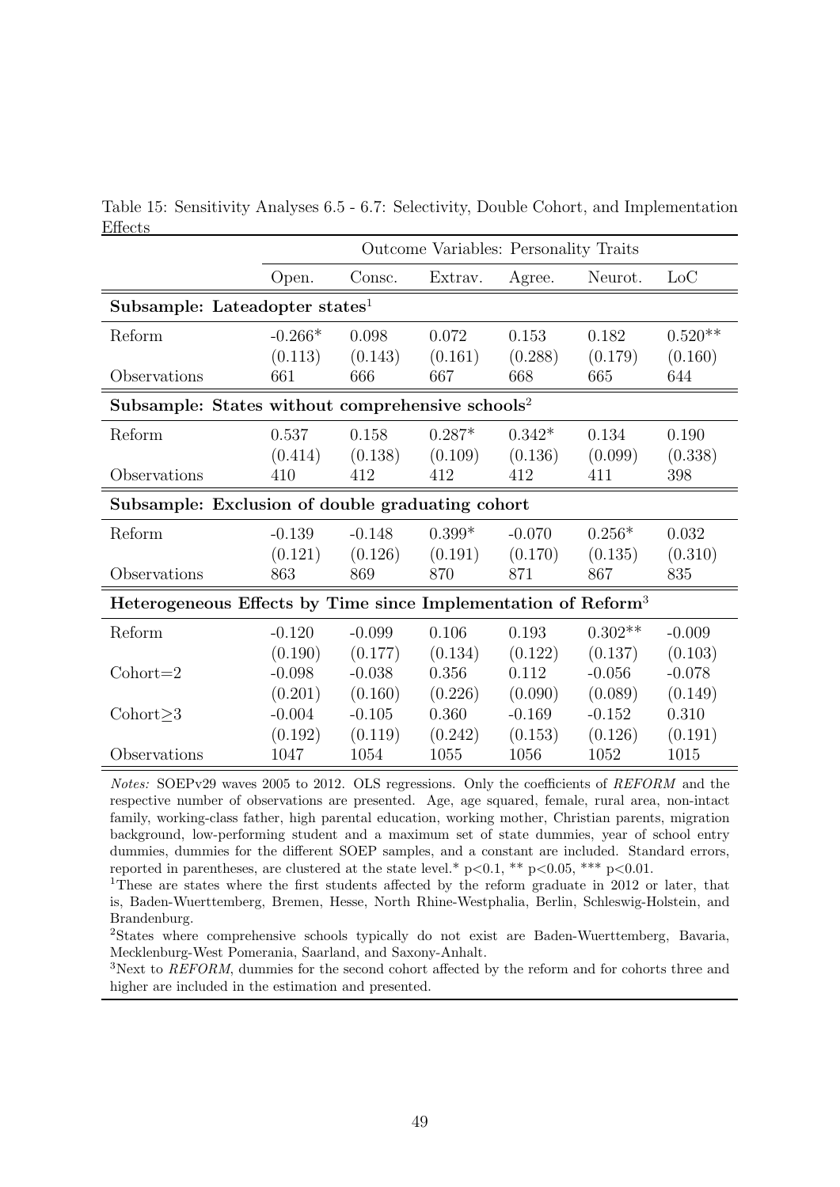Table 15: Sensitivity Analyses 6.5 - 6.7: Selectivity, Double Cohort, and Implementation Effects

| | Outcome Variables: Personality Traits | | | | | |
|---|---|---|---|---|---|---|
| | Open. | Consc. | Extrav. | Agree. | Neurot. | LoC |
| **Subsample: Lateadopter states[1]** | | | | | | |
| Reform | -0.266* | 0.098 | 0.072 | 0.153 | 0.182 | 0.520** |
| | (0.113) | (0.143) | (0.161) | (0.288) | (0.179) | (0.160) |
| Observations | 661 | 666 | 667 | 668 | 665 | 644 |
| **Subsample: States without comprehensive schools[2]** | | | | | | |
| Reform | 0.537 | 0.158 | 0.287* | 0.342* | 0.134 | 0.190 |
| | (0.414) | (0.138) | (0.109) | (0.136) | (0.099) | (0.338) |
| Observations | 410 | 412 | 412 | 412 | 411 | 398 |
| **Subsample: Exclusion of double graduating cohort** | | | | | | |
| Reform | -0.139 | -0.148 | 0.399* | -0.070 | 0.256* | 0.032 |
| | (0.121) | (0.126) | (0.191) | (0.170) | (0.135) | (0.310) |
| Observations | 863 | 869 | 870 | 871 | 867 | 835 |
| **Heterogeneous Effects by Time since Implementation of Reform[3]** | | | | | | |
| Reform | -0.120 | -0.099 | 0.106 | 0.193 | 0.302** | -0.009 |
| | (0.190) | (0.177) | (0.134) | (0.122) | (0.137) | (0.103) |
| Cohort=2 | -0.098 | -0.038 | 0.356 | 0.112 | -0.056 | -0.078 |
| | (0.201) | (0.160) | (0.226) | (0.090) | (0.089) | (0.149) |
| Cohort≥3 | -0.004 | -0.105 | 0.360 | -0.169 | -0.152 | 0.310 |
| | (0.192) | (0.119) | (0.242) | (0.153) | (0.126) | (0.191) |
| Observations | 1047 | 1054 | 1055 | 1056 | 1052 | 1015 |

*Notes:* SOEPv29 waves 2005 to 2012. OLS regressions. Only the coefficients of *REFORM* and the respective number of observations are presented. Age, age squared, female, rural area, non-intact family, working-class father, high parental education, working mother, Christian parents, migration background, low-performing student and a maximum set of state dummies, year of school entry dummies, dummies for the different SOEP samples, and a constant are included. Standard errors, reported in parentheses, are clustered at the state level.* p<0.1, ** p<0.05, *** p<0.01.

[1]These are states where the first students affected by the reform graduate in 2012 or later, that is, Baden-Wuerttemberg, Bremen, Hesse, North Rhine-Westphalia, Berlin, Schleswig-Holstein, and Brandenburg.

[2]States where comprehensive schools typically do not exist are Baden-Wuerttemberg, Bavaria, Mecklenburg-West Pomerania, Saarland, and Saxony-Anhalt.

[3]Next to *REFORM*, dummies for the second cohort affected by the reform and for cohorts three and higher are included in the estimation and presented.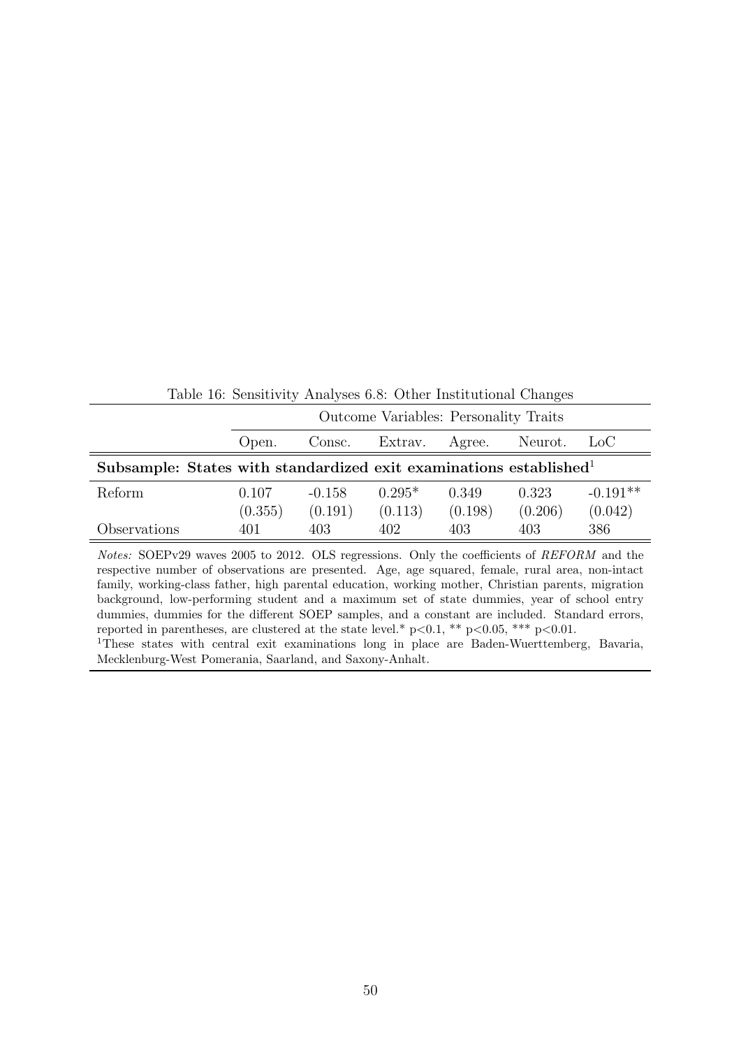Table 16: Sensitivity Analyses 6.8: Other Institutional Changes

| | Outcome Variables: Personality Traits | | | | | |
|---|---|---|---|---|---|---|
| | Open. | Consc. | Extrav. | Agree. | Neurot. | LoC |
| **Subsample: States with standardized exit examinations established**[1] | | | | | | |
| Reform | 0.107 | -0.158 | 0.295* | 0.349 | 0.323 | -0.191** |
| | (0.355) | (0.191) | (0.113) | (0.198) | (0.206) | (0.042) |
| Observations | 401 | 403 | 402 | 403 | 403 | 386 |

*Notes:* SOEPv29 waves 2005 to 2012. OLS regressions. Only the coefficients of *REFORM* and the respective number of observations are presented. Age, age squared, female, rural area, non-intact family, working-class father, high parental education, working mother, Christian parents, migration background, low-performing student and a maximum set of state dummies, year of school entry dummies, dummies for the different SOEP samples, and a constant are included. Standard errors, reported in parentheses, are clustered at the state level.* p<0.1, ** p<0.05, *** p<0.01.

[1]These states with central exit examinations long in place are Baden-Wuerttemberg, Bavaria, Mecklenburg-West Pomerania, Saarland, and Saxony-Anhalt.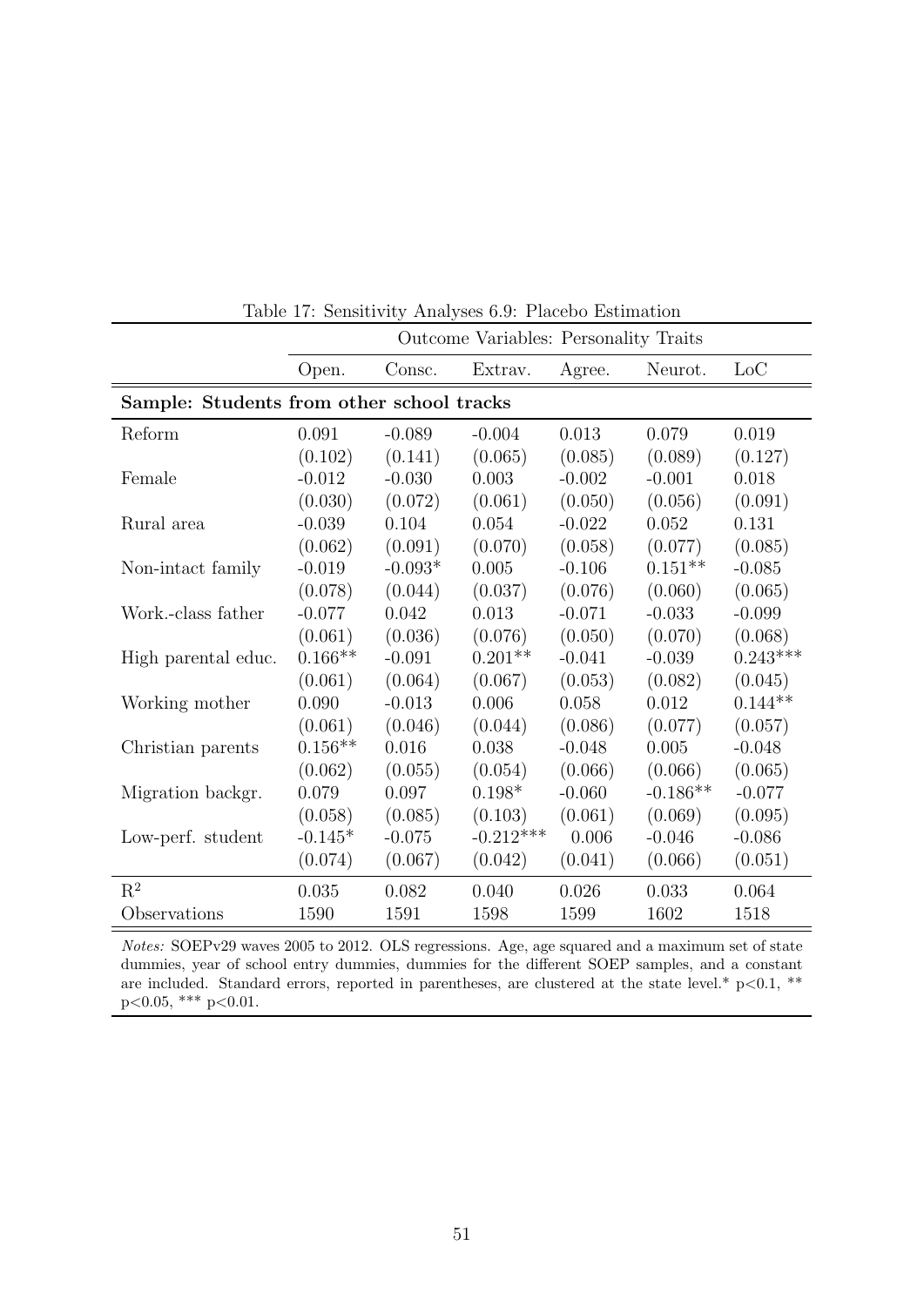Table 17: Sensitivity Analyses 6.9: Placebo Estimation

| | Outcome Variables: Personality Traits | | | | | |
|---|---|---|---|---|---|---|
| | Open. | Consc. | Extrav. | Agree. | Neurot. | LoC |
| **Sample: Students from other school tracks** | | | | | | |
| Reform | 0.091 | -0.089 | -0.004 | 0.013 | 0.079 | 0.019 |
| | (0.102) | (0.141) | (0.065) | (0.085) | (0.089) | (0.127) |
| Female | -0.012 | -0.030 | 0.003 | -0.002 | -0.001 | 0.018 |
| | (0.030) | (0.072) | (0.061) | (0.050) | (0.056) | (0.091) |
| Rural area | -0.039 | 0.104 | 0.054 | -0.022 | 0.052 | 0.131 |
| | (0.062) | (0.091) | (0.070) | (0.058) | (0.077) | (0.085) |
| Non-intact family | -0.019 | -0.093* | 0.005 | -0.106 | 0.151** | -0.085 |
| | (0.078) | (0.044) | (0.037) | (0.076) | (0.060) | (0.065) |
| Work.-class father | -0.077 | 0.042 | 0.013 | -0.071 | -0.033 | -0.099 |
| | (0.061) | (0.036) | (0.076) | (0.050) | (0.070) | (0.068) |
| High parental educ. | 0.166** | -0.091 | 0.201** | -0.041 | -0.039 | 0.243*** |
| | (0.061) | (0.064) | (0.067) | (0.053) | (0.082) | (0.045) |
| Working mother | 0.090 | -0.013 | 0.006 | 0.058 | 0.012 | 0.144** |
| | (0.061) | (0.046) | (0.044) | (0.086) | (0.077) | (0.057) |
| Christian parents | 0.156** | 0.016 | 0.038 | -0.048 | 0.005 | -0.048 |
| | (0.062) | (0.055) | (0.054) | (0.066) | (0.066) | (0.065) |
| Migration backgr. | 0.079 | 0.097 | 0.198* | -0.060 | -0.186** | -0.077 |
| | (0.058) | (0.085) | (0.103) | (0.061) | (0.069) | (0.095) |
| Low-perf. student | -0.145* | -0.075 | -0.212*** | 0.006 | -0.046 | -0.086 |
| | (0.074) | (0.067) | (0.042) | (0.041) | (0.066) | (0.051) |
| $R^2$ | 0.035 | 0.082 | 0.040 | 0.026 | 0.033 | 0.064 |
| Observations | 1590 | 1591 | 1598 | 1599 | 1602 | 1518 |

*Notes:* SOEPv29 waves 2005 to 2012. OLS regressions. Age, age squared and a maximum set of state dummies, year of school entry dummies, dummies for the different SOEP samples, and a constant are included. Standard errors, reported in parentheses, are clustered at the state level.* p<0.1, ** p<0.05, *** p<0.01.